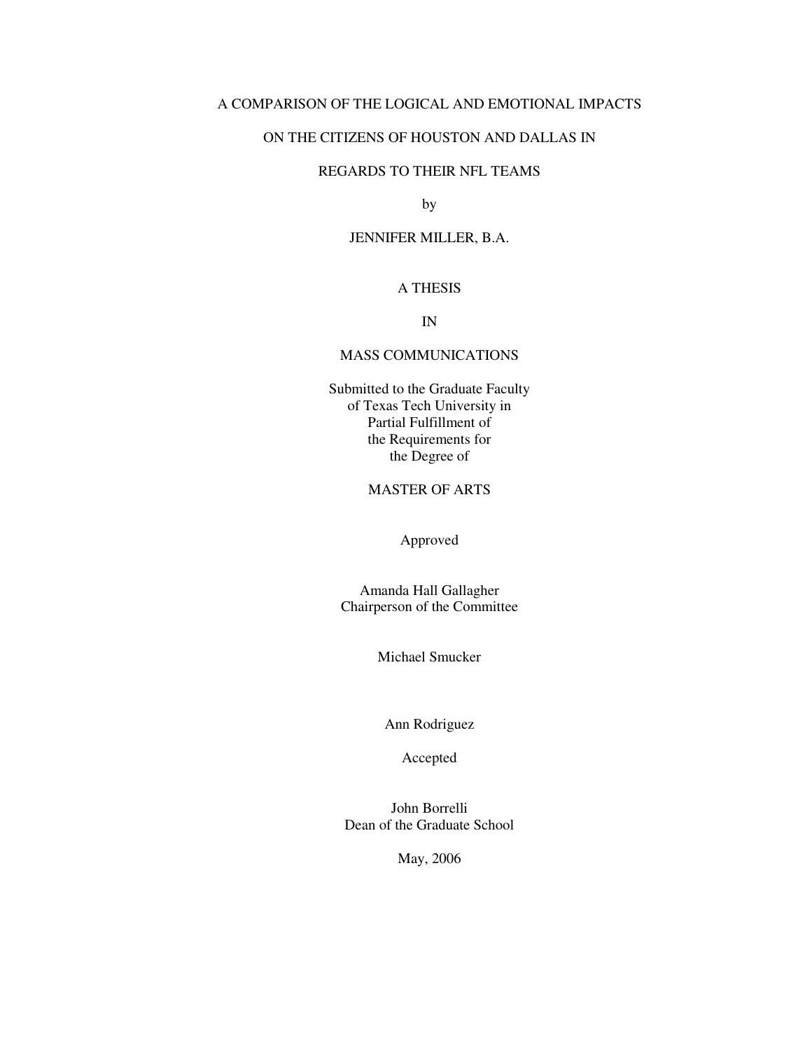# A COMPARISON OF THE LOGICAL AND EMOTIONAL IMPACTS ON THE CITIZENS OF HOUSTON AND DALLAS IN REGARDS TO THEIR NFL TEAMS

by

JENNIFER MILLER, B.A.

A THESIS

IN

MASS COMMUNICATIONS

Submitted to the Graduate Faculty
of Texas Tech University in
Partial Fulfillment of
the Requirements for
the Degree of

MASTER OF ARTS

Approved

Amanda Hall Gallagher
Chairperson of the Committee

Michael Smucker

Ann Rodriguez

Accepted

John Borrelli
Dean of the Graduate School

May, 2006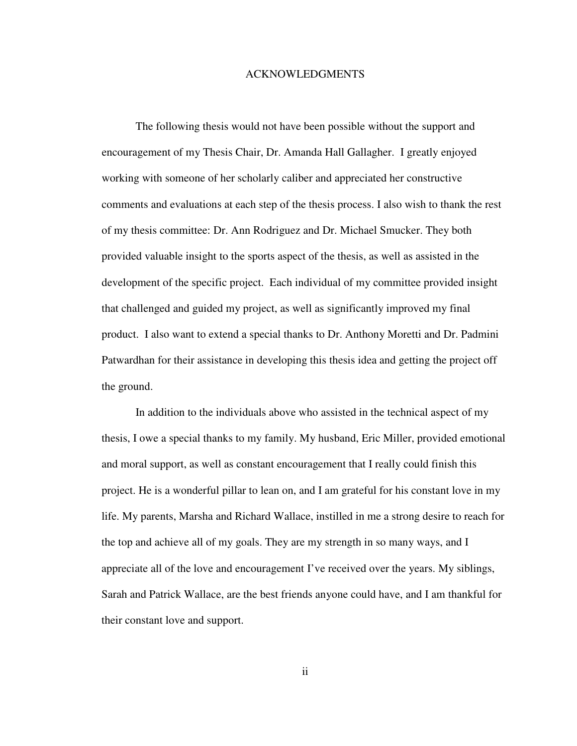# ACKNOWLEDGMENTS

The following thesis would not have been possible without the support and encouragement of my Thesis Chair, Dr. Amanda Hall Gallagher. I greatly enjoyed working with someone of her scholarly caliber and appreciated her constructive comments and evaluations at each step of the thesis process. I also wish to thank the rest of my thesis committee: Dr. Ann Rodriguez and Dr. Michael Smucker. They both provided valuable insight to the sports aspect of the thesis, as well as assisted in the development of the specific project. Each individual of my committee provided insight that challenged and guided my project, as well as significantly improved my final product. I also want to extend a special thanks to Dr. Anthony Moretti and Dr. Padmini Patwardhan for their assistance in developing this thesis idea and getting the project off the ground.

In addition to the individuals above who assisted in the technical aspect of my thesis, I owe a special thanks to my family. My husband, Eric Miller, provided emotional and moral support, as well as constant encouragement that I really could finish this project. He is a wonderful pillar to lean on, and I am grateful for his constant love in my life. My parents, Marsha and Richard Wallace, instilled in me a strong desire to reach for the top and achieve all of my goals. They are my strength in so many ways, and I appreciate all of the love and encouragement I've received over the years. My siblings, Sarah and Patrick Wallace, are the best friends anyone could have, and I am thankful for their constant love and support.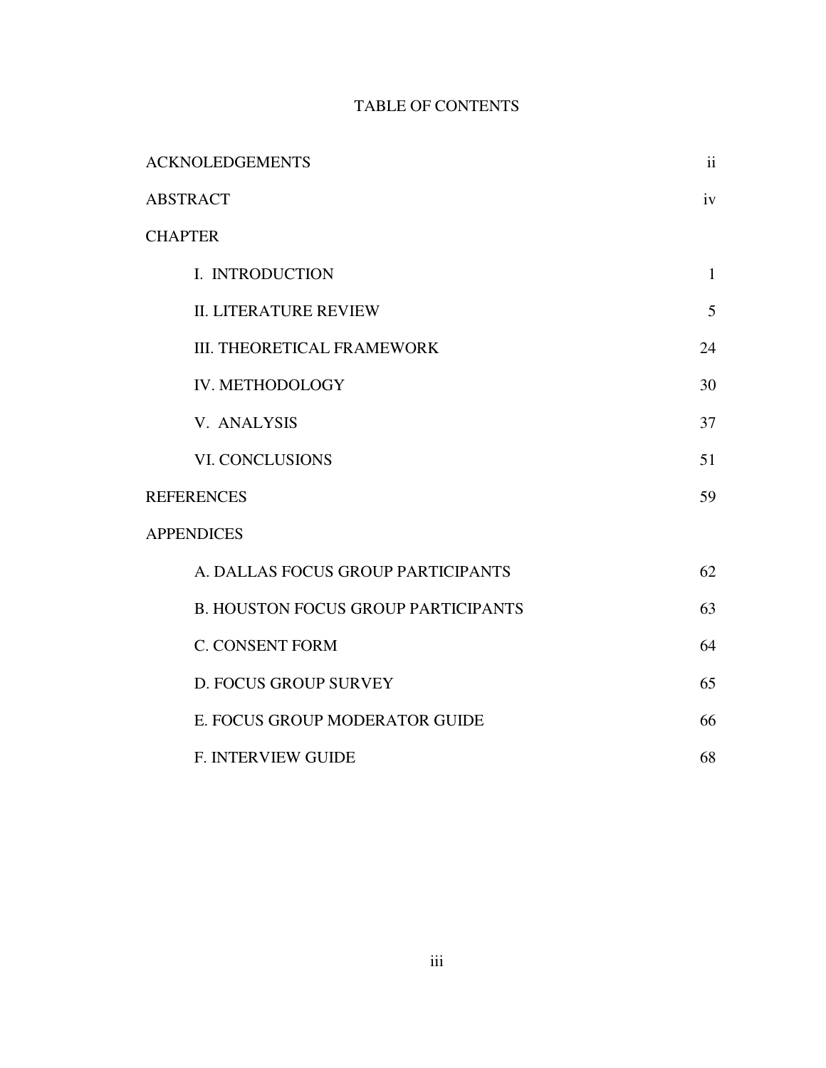# TABLE OF CONTENTS

| | |
|---|---|
| ACKNOLEDGEMENTS | ii |
| ABSTRACT | iv |
| CHAPTER | |
| I. INTRODUCTION | 1 |
| II. LITERATURE REVIEW | 5 |
| III. THEORETICAL FRAMEWORK | 24 |
| IV. METHODOLOGY | 30 |
| V. ANALYSIS | 37 |
| VI. CONCLUSIONS | 51 |
| REFERENCES | 59 |
| APPENDICES | |
| A. DALLAS FOCUS GROUP PARTICIPANTS | 62 |
| B. HOUSTON FOCUS GROUP PARTICIPANTS | 63 |
| C. CONSENT FORM | 64 |
| D. FOCUS GROUP SURVEY | 65 |
| E. FOCUS GROUP MODERATOR GUIDE | 66 |
| F. INTERVIEW GUIDE | 68 |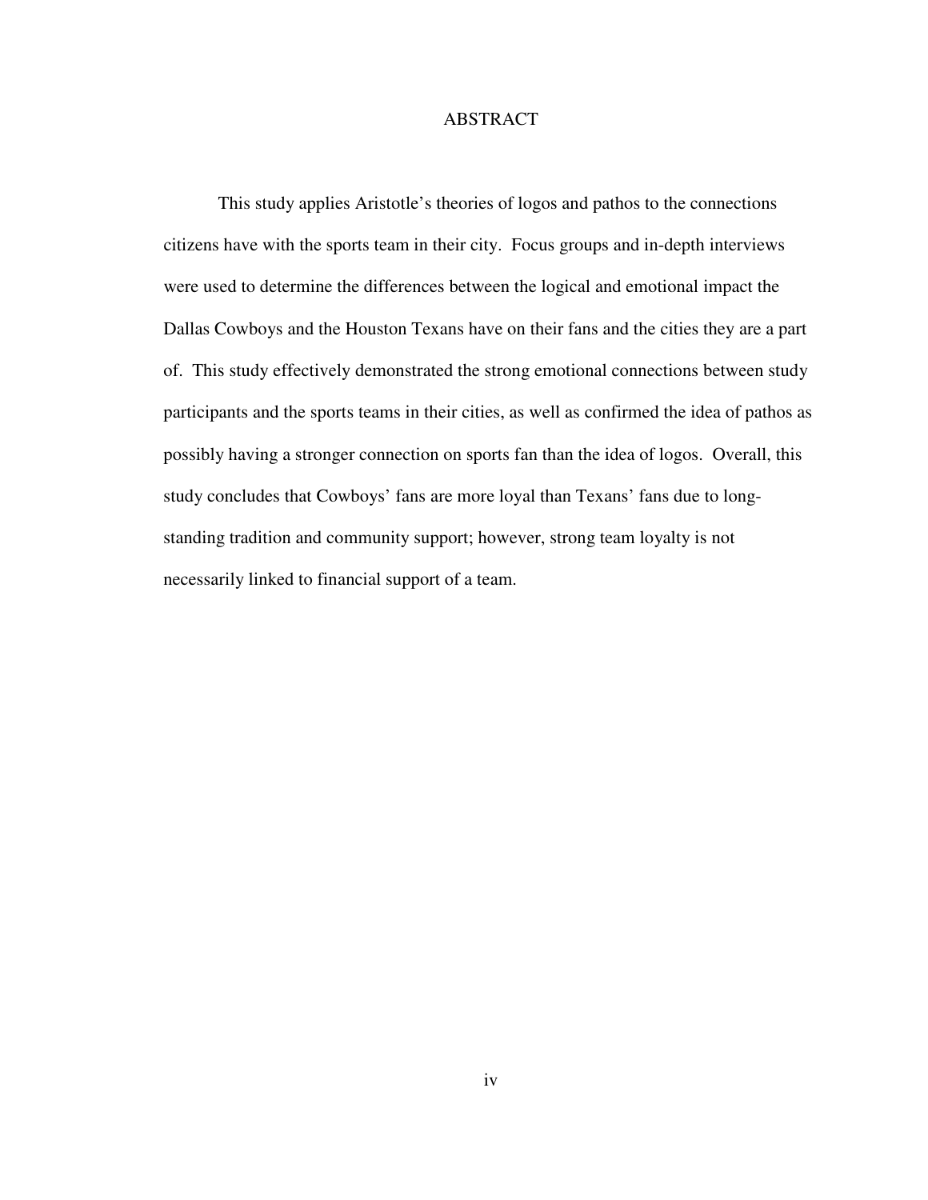# ABSTRACT

This study applies Aristotle's theories of logos and pathos to the connections citizens have with the sports team in their city. Focus groups and in-depth interviews were used to determine the differences between the logical and emotional impact the Dallas Cowboys and the Houston Texans have on their fans and the cities they are a part of. This study effectively demonstrated the strong emotional connections between study participants and the sports teams in their cities, as well as confirmed the idea of pathos as possibly having a stronger connection on sports fan than the idea of logos. Overall, this study concludes that Cowboys' fans are more loyal than Texans' fans due to long-standing tradition and community support; however, strong team loyalty is not necessarily linked to financial support of a team.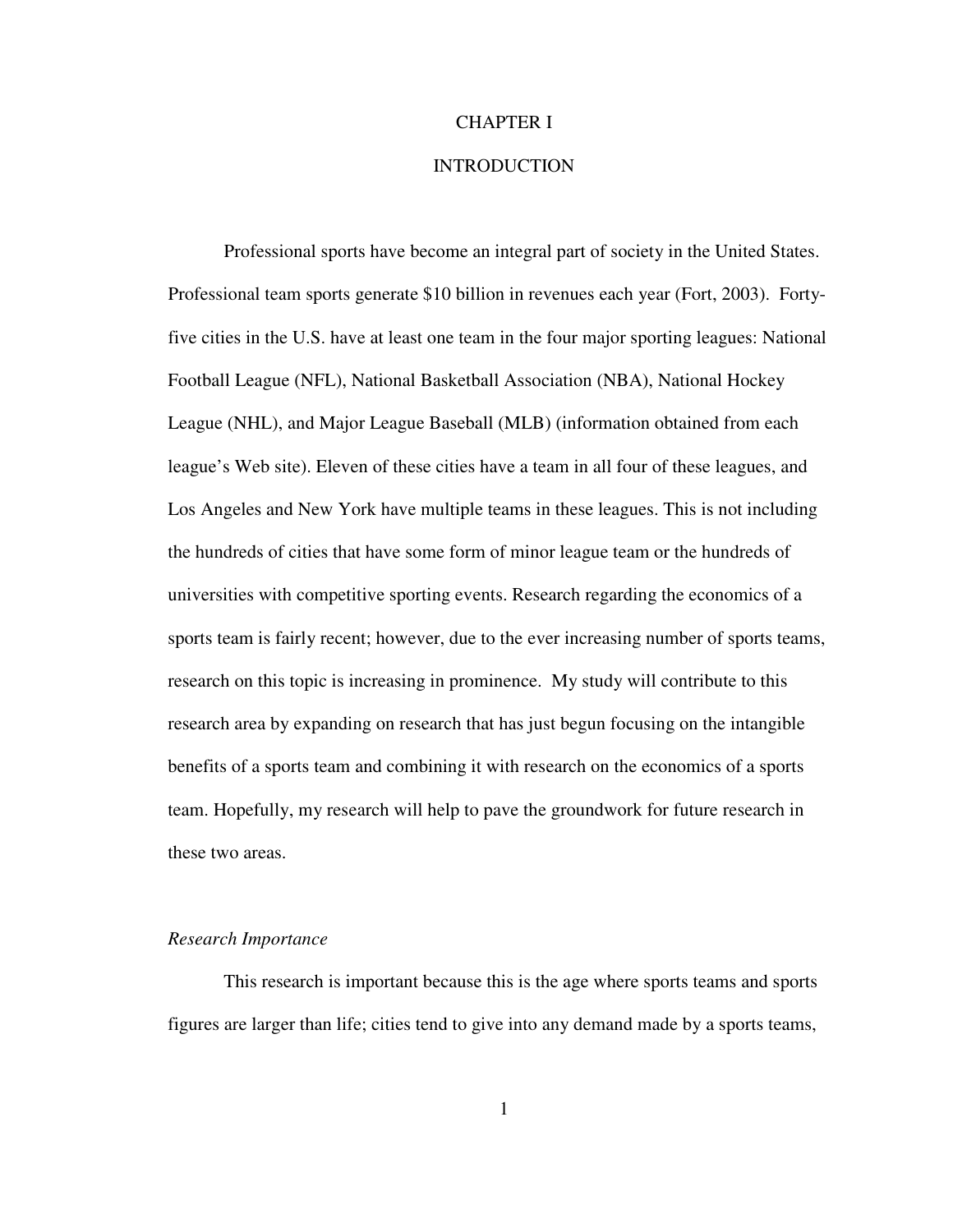# CHAPTER I

# INTRODUCTION

Professional sports have become an integral part of society in the United States. Professional team sports generate $10 billion in revenues each year (Fort, 2003). Forty-five cities in the U.S. have at least one team in the four major sporting leagues: National Football League (NFL), National Basketball Association (NBA), National Hockey League (NHL), and Major League Baseball (MLB) (information obtained from each league's Web site). Eleven of these cities have a team in all four of these leagues, and Los Angeles and New York have multiple teams in these leagues. This is not including the hundreds of cities that have some form of minor league team or the hundreds of universities with competitive sporting events. Research regarding the economics of a sports team is fairly recent; however, due to the ever increasing number of sports teams, research on this topic is increasing in prominence. My study will contribute to this research area by expanding on research that has just begun focusing on the intangible benefits of a sports team and combining it with research on the economics of a sports team. Hopefully, my research will help to pave the groundwork for future research in these two areas.

### *Research Importance*

This research is important because this is the age where sports teams and sports figures are larger than life; cities tend to give into any demand made by a sports teams,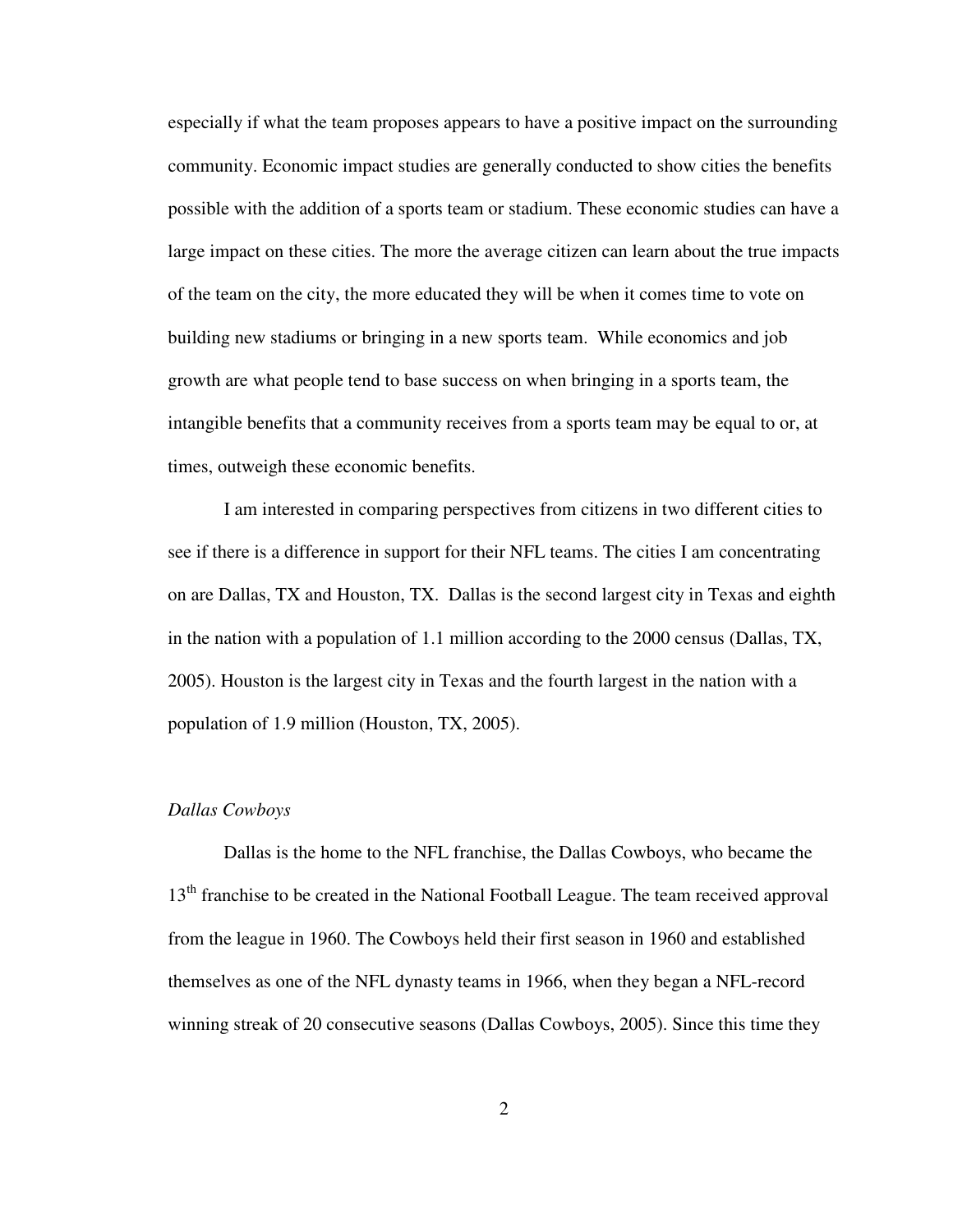especially if what the team proposes appears to have a positive impact on the surrounding community. Economic impact studies are generally conducted to show cities the benefits possible with the addition of a sports team or stadium. These economic studies can have a large impact on these cities. The more the average citizen can learn about the true impacts of the team on the city, the more educated they will be when it comes time to vote on building new stadiums or bringing in a new sports team. While economics and job growth are what people tend to base success on when bringing in a sports team, the intangible benefits that a community receives from a sports team may be equal to or, at times, outweigh these economic benefits.

I am interested in comparing perspectives from citizens in two different cities to see if there is a difference in support for their NFL teams. The cities I am concentrating on are Dallas, TX and Houston, TX. Dallas is the second largest city in Texas and eighth in the nation with a population of 1.1 million according to the 2000 census (Dallas, TX, 2005). Houston is the largest city in Texas and the fourth largest in the nation with a population of 1.9 million (Houston, TX, 2005).

*Dallas Cowboys*

Dallas is the home to the NFL franchise, the Dallas Cowboys, who became the 13th franchise to be created in the National Football League. The team received approval from the league in 1960. The Cowboys held their first season in 1960 and established themselves as one of the NFL dynasty teams in 1966, when they began a NFL-record winning streak of 20 consecutive seasons (Dallas Cowboys, 2005). Since this time they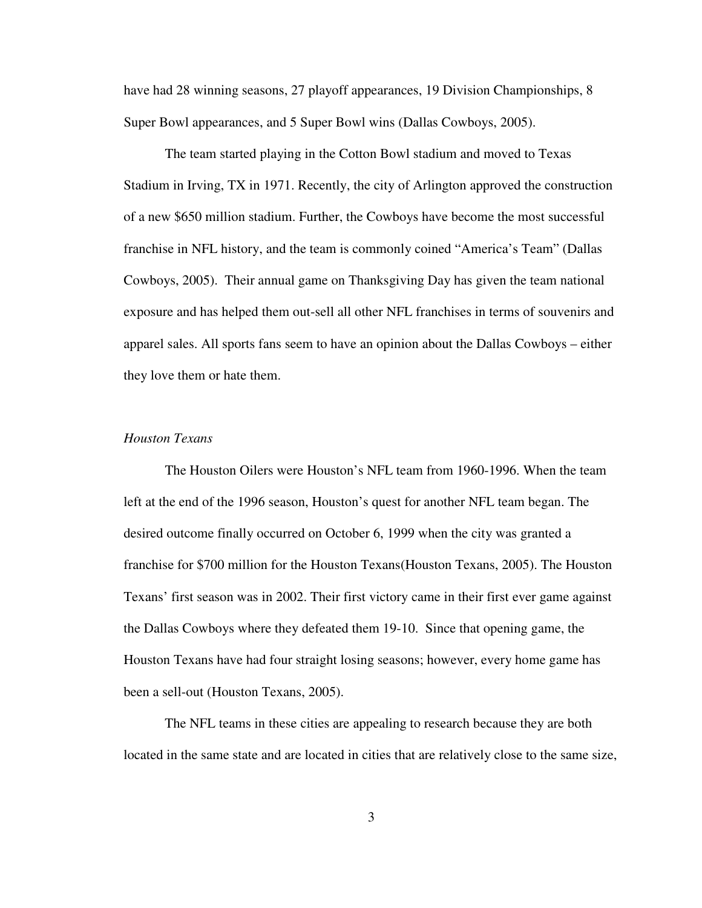have had 28 winning seasons, 27 playoff appearances, 19 Division Championships, 8 Super Bowl appearances, and 5 Super Bowl wins (Dallas Cowboys, 2005).

The team started playing in the Cotton Bowl stadium and moved to Texas Stadium in Irving, TX in 1971. Recently, the city of Arlington approved the construction of a new $650 million stadium. Further, the Cowboys have become the most successful franchise in NFL history, and the team is commonly coined "America's Team" (Dallas Cowboys, 2005). Their annual game on Thanksgiving Day has given the team national exposure and has helped them out-sell all other NFL franchises in terms of souvenirs and apparel sales. All sports fans seem to have an opinion about the Dallas Cowboys – either they love them or hate them.

*Houston Texans*

The Houston Oilers were Houston's NFL team from 1960-1996. When the team left at the end of the 1996 season, Houston's quest for another NFL team began. The desired outcome finally occurred on October 6, 1999 when the city was granted a franchise for $700 million for the Houston Texans(Houston Texans, 2005). The Houston Texans' first season was in 2002. Their first victory came in their first ever game against the Dallas Cowboys where they defeated them 19-10. Since that opening game, the Houston Texans have had four straight losing seasons; however, every home game has been a sell-out (Houston Texans, 2005).

The NFL teams in these cities are appealing to research because they are both located in the same state and are located in cities that are relatively close to the same size,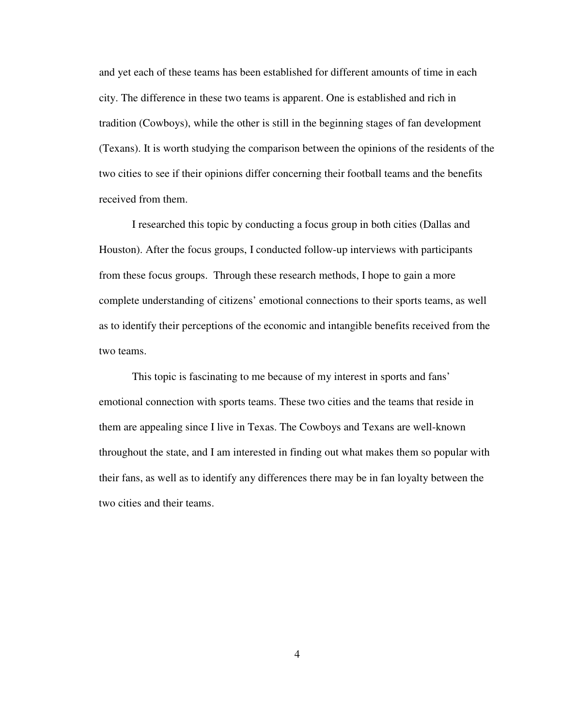and yet each of these teams has been established for different amounts of time in each city. The difference in these two teams is apparent. One is established and rich in tradition (Cowboys), while the other is still in the beginning stages of fan development (Texans). It is worth studying the comparison between the opinions of the residents of the two cities to see if their opinions differ concerning their football teams and the benefits received from them.

I researched this topic by conducting a focus group in both cities (Dallas and Houston). After the focus groups, I conducted follow-up interviews with participants from these focus groups. Through these research methods, I hope to gain a more complete understanding of citizens' emotional connections to their sports teams, as well as to identify their perceptions of the economic and intangible benefits received from the two teams.

This topic is fascinating to me because of my interest in sports and fans' emotional connection with sports teams. These two cities and the teams that reside in them are appealing since I live in Texas. The Cowboys and Texans are well-known throughout the state, and I am interested in finding out what makes them so popular with their fans, as well as to identify any differences there may be in fan loyalty between the two cities and their teams.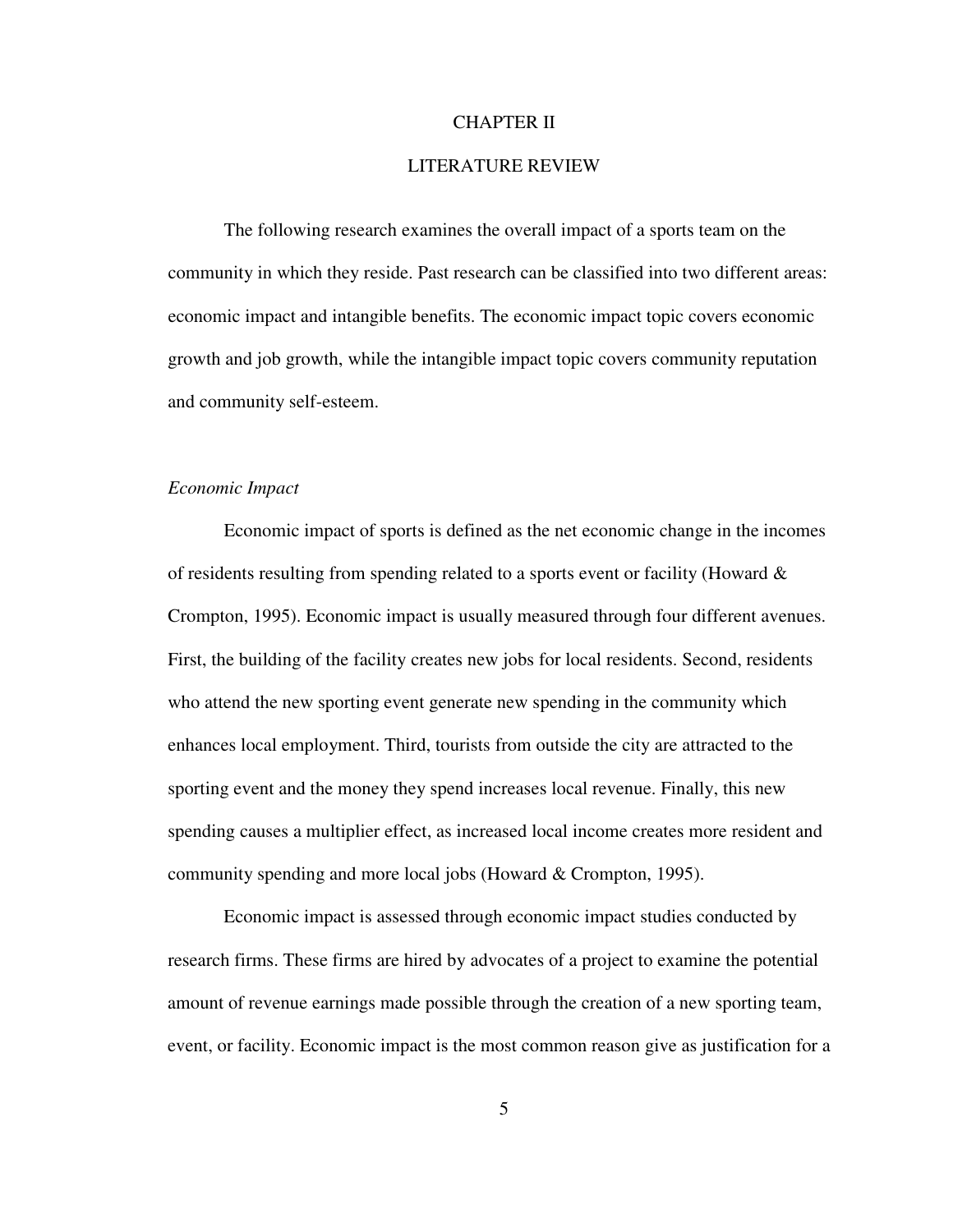# CHAPTER II

# LITERATURE REVIEW

The following research examines the overall impact of a sports team on the community in which they reside. Past research can be classified into two different areas: economic impact and intangible benefits. The economic impact topic covers economic growth and job growth, while the intangible impact topic covers community reputation and community self-esteem.

### *Economic Impact*

Economic impact of sports is defined as the net economic change in the incomes of residents resulting from spending related to a sports event or facility (Howard & Crompton, 1995). Economic impact is usually measured through four different avenues. First, the building of the facility creates new jobs for local residents. Second, residents who attend the new sporting event generate new spending in the community which enhances local employment. Third, tourists from outside the city are attracted to the sporting event and the money they spend increases local revenue. Finally, this new spending causes a multiplier effect, as increased local income creates more resident and community spending and more local jobs (Howard & Crompton, 1995).

Economic impact is assessed through economic impact studies conducted by research firms. These firms are hired by advocates of a project to examine the potential amount of revenue earnings made possible through the creation of a new sporting team, event, or facility. Economic impact is the most common reason give as justification for a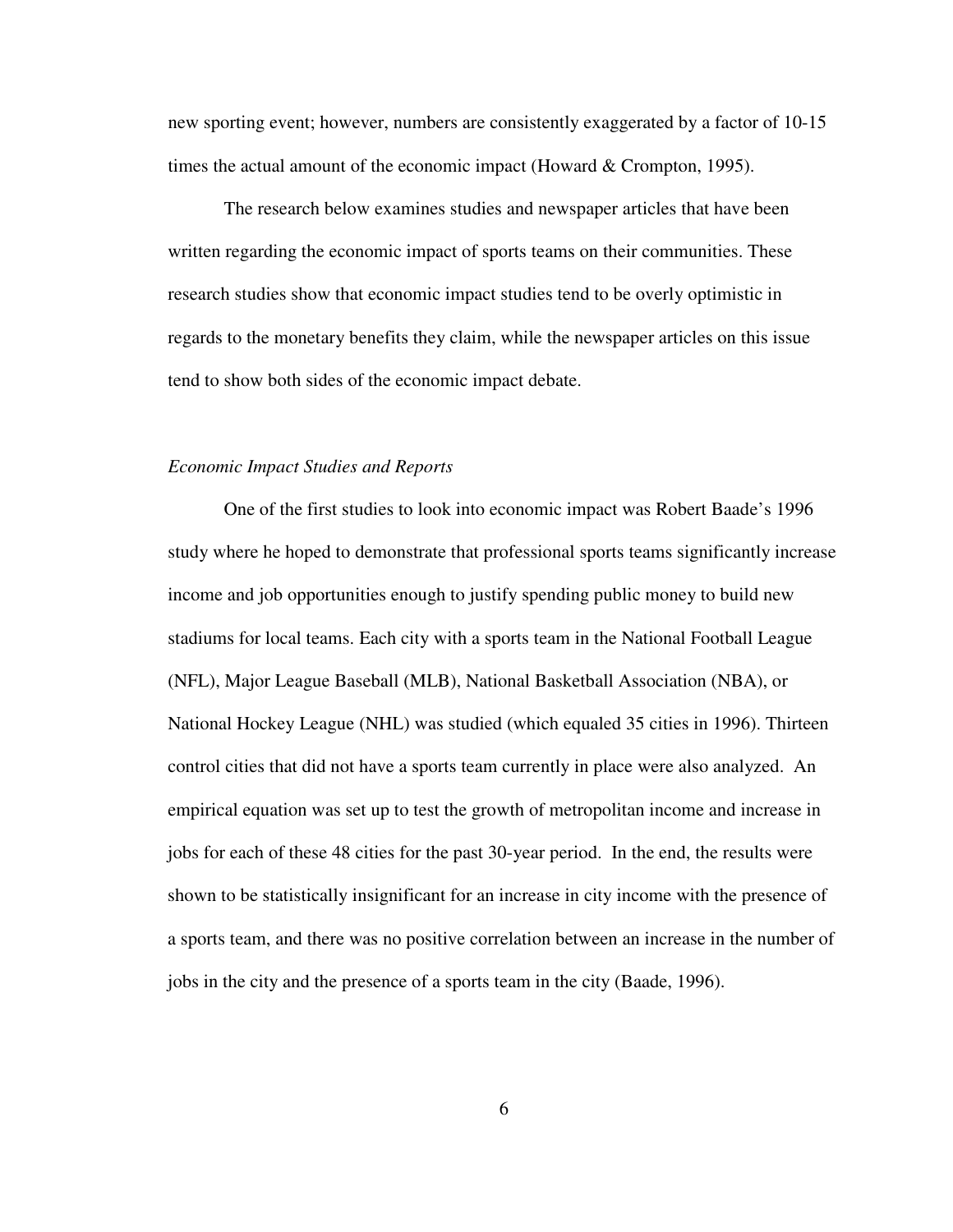new sporting event; however, numbers are consistently exaggerated by a factor of 10-15 times the actual amount of the economic impact (Howard & Crompton, 1995).

The research below examines studies and newspaper articles that have been written regarding the economic impact of sports teams on their communities. These research studies show that economic impact studies tend to be overly optimistic in regards to the monetary benefits they claim, while the newspaper articles on this issue tend to show both sides of the economic impact debate.

*Economic Impact Studies and Reports*

One of the first studies to look into economic impact was Robert Baade's 1996 study where he hoped to demonstrate that professional sports teams significantly increase income and job opportunities enough to justify spending public money to build new stadiums for local teams. Each city with a sports team in the National Football League (NFL), Major League Baseball (MLB), National Basketball Association (NBA), or National Hockey League (NHL) was studied (which equaled 35 cities in 1996). Thirteen control cities that did not have a sports team currently in place were also analyzed. An empirical equation was set up to test the growth of metropolitan income and increase in jobs for each of these 48 cities for the past 30-year period. In the end, the results were shown to be statistically insignificant for an increase in city income with the presence of a sports team, and there was no positive correlation between an increase in the number of jobs in the city and the presence of a sports team in the city (Baade, 1996).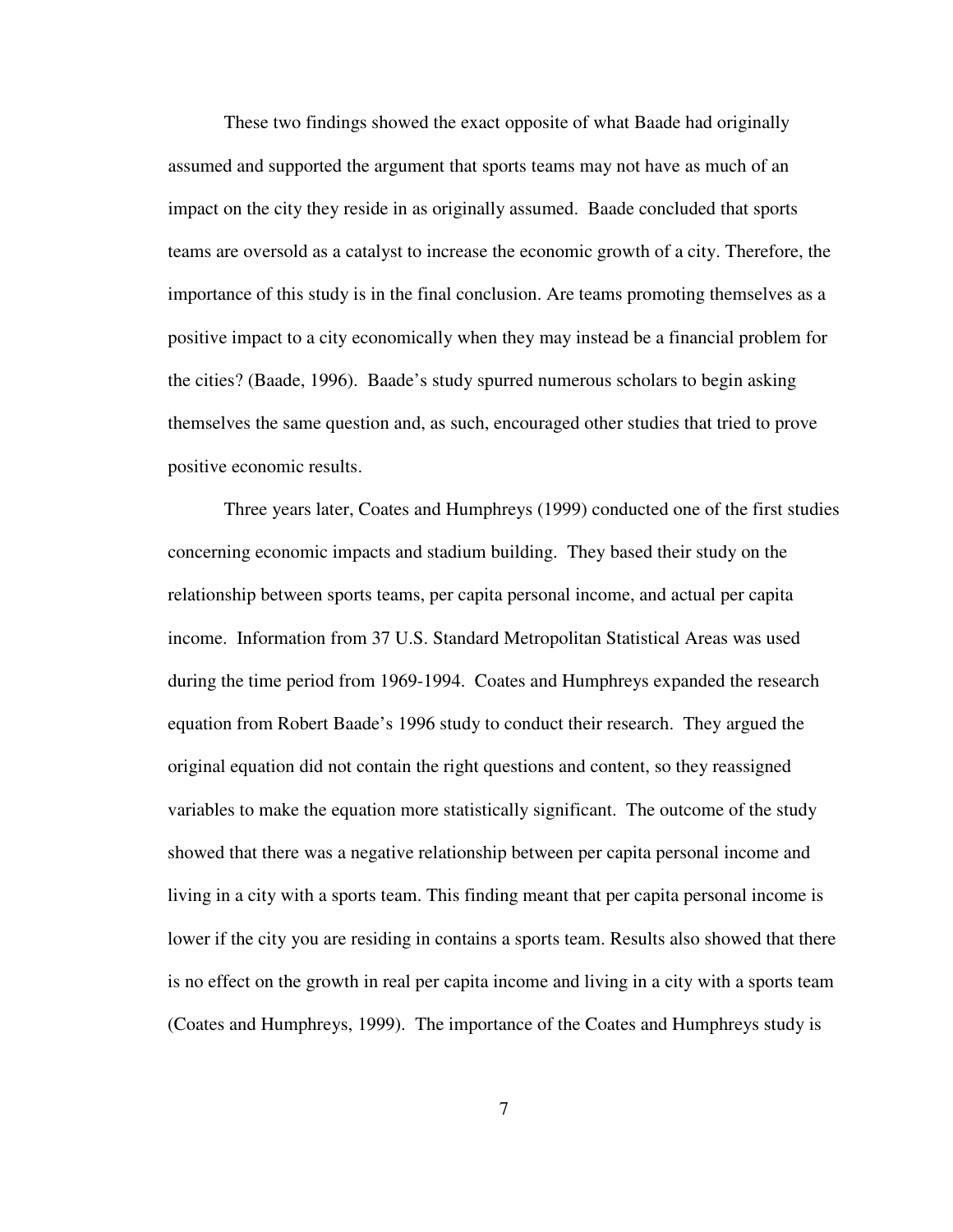These two findings showed the exact opposite of what Baade had originally assumed and supported the argument that sports teams may not have as much of an impact on the city they reside in as originally assumed. Baade concluded that sports teams are oversold as a catalyst to increase the economic growth of a city. Therefore, the importance of this study is in the final conclusion. Are teams promoting themselves as a positive impact to a city economically when they may instead be a financial problem for the cities? (Baade, 1996). Baade's study spurred numerous scholars to begin asking themselves the same question and, as such, encouraged other studies that tried to prove positive economic results.

Three years later, Coates and Humphreys (1999) conducted one of the first studies concerning economic impacts and stadium building. They based their study on the relationship between sports teams, per capita personal income, and actual per capita income. Information from 37 U.S. Standard Metropolitan Statistical Areas was used during the time period from 1969-1994. Coates and Humphreys expanded the research equation from Robert Baade's 1996 study to conduct their research. They argued the original equation did not contain the right questions and content, so they reassigned variables to make the equation more statistically significant. The outcome of the study showed that there was a negative relationship between per capita personal income and living in a city with a sports team. This finding meant that per capita personal income is lower if the city you are residing in contains a sports team. Results also showed that there is no effect on the growth in real per capita income and living in a city with a sports team (Coates and Humphreys, 1999). The importance of the Coates and Humphreys study is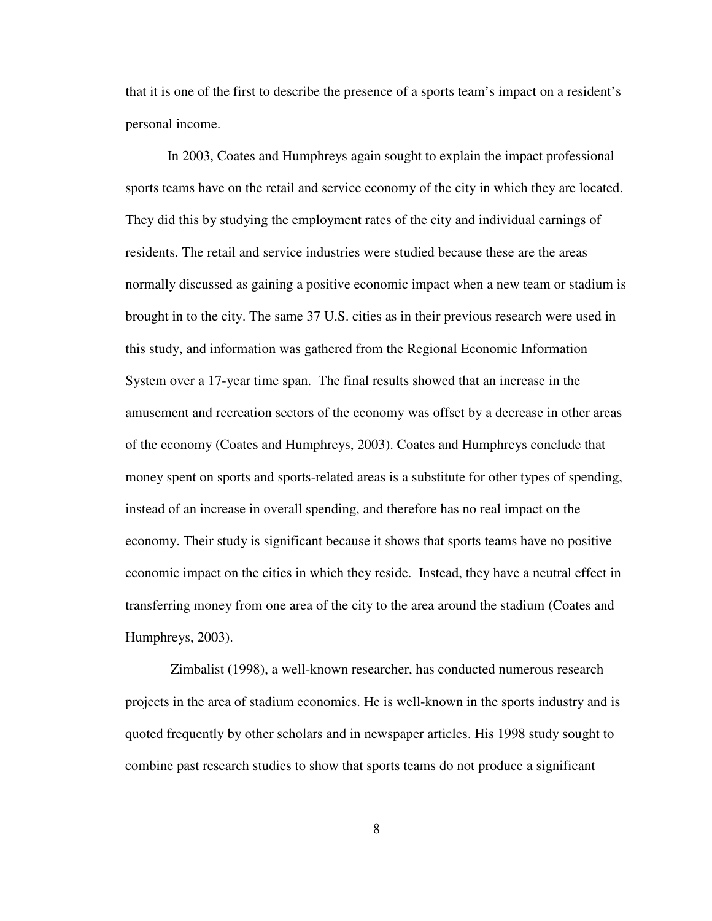that it is one of the first to describe the presence of a sports team's impact on a resident's personal income.

In 2003, Coates and Humphreys again sought to explain the impact professional sports teams have on the retail and service economy of the city in which they are located. They did this by studying the employment rates of the city and individual earnings of residents. The retail and service industries were studied because these are the areas normally discussed as gaining a positive economic impact when a new team or stadium is brought in to the city. The same 37 U.S. cities as in their previous research were used in this study, and information was gathered from the Regional Economic Information System over a 17-year time span. The final results showed that an increase in the amusement and recreation sectors of the economy was offset by a decrease in other areas of the economy (Coates and Humphreys, 2003). Coates and Humphreys conclude that money spent on sports and sports-related areas is a substitute for other types of spending, instead of an increase in overall spending, and therefore has no real impact on the economy. Their study is significant because it shows that sports teams have no positive economic impact on the cities in which they reside. Instead, they have a neutral effect in transferring money from one area of the city to the area around the stadium (Coates and Humphreys, 2003).

Zimbalist (1998), a well-known researcher, has conducted numerous research projects in the area of stadium economics. He is well-known in the sports industry and is quoted frequently by other scholars and in newspaper articles. His 1998 study sought to combine past research studies to show that sports teams do not produce a significant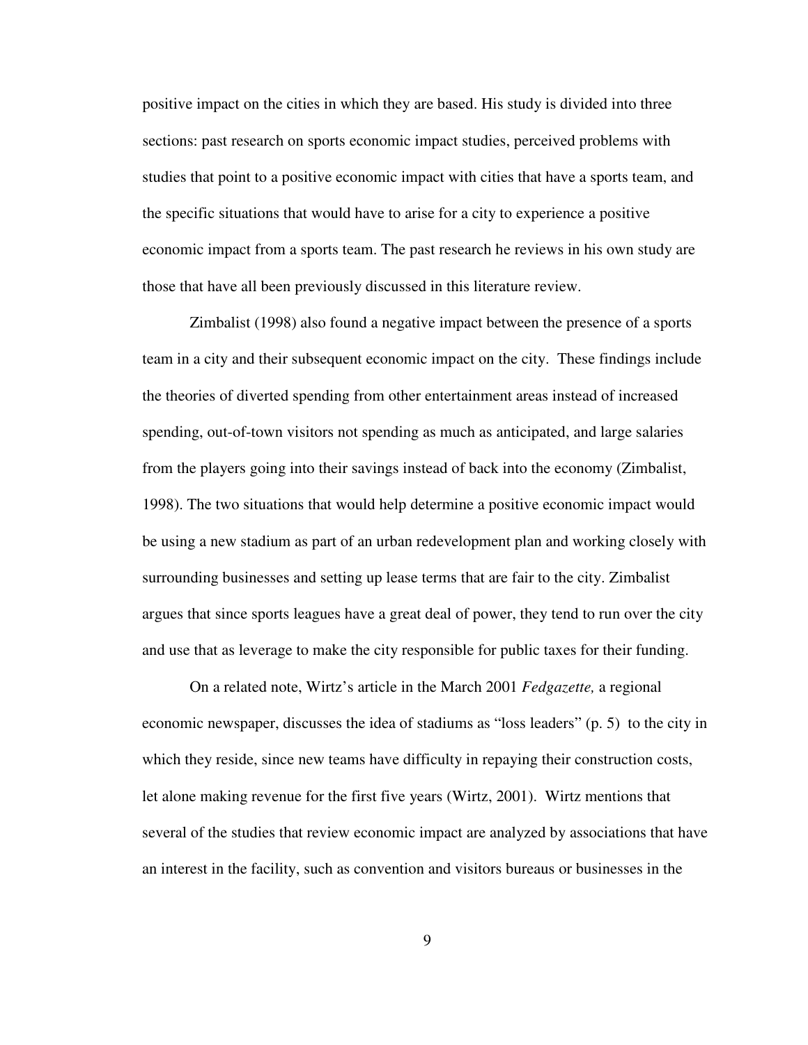positive impact on the cities in which they are based. His study is divided into three sections: past research on sports economic impact studies, perceived problems with studies that point to a positive economic impact with cities that have a sports team, and the specific situations that would have to arise for a city to experience a positive economic impact from a sports team. The past research he reviews in his own study are those that have all been previously discussed in this literature review.

Zimbalist (1998) also found a negative impact between the presence of a sports team in a city and their subsequent economic impact on the city. These findings include the theories of diverted spending from other entertainment areas instead of increased spending, out-of-town visitors not spending as much as anticipated, and large salaries from the players going into their savings instead of back into the economy (Zimbalist, 1998). The two situations that would help determine a positive economic impact would be using a new stadium as part of an urban redevelopment plan and working closely with surrounding businesses and setting up lease terms that are fair to the city. Zimbalist argues that since sports leagues have a great deal of power, they tend to run over the city and use that as leverage to make the city responsible for public taxes for their funding.

On a related note, Wirtz's article in the March 2001 *Fedgazette,* a regional economic newspaper, discusses the idea of stadiums as "loss leaders" (p. 5) to the city in which they reside, since new teams have difficulty in repaying their construction costs, let alone making revenue for the first five years (Wirtz, 2001). Wirtz mentions that several of the studies that review economic impact are analyzed by associations that have an interest in the facility, such as convention and visitors bureaus or businesses in the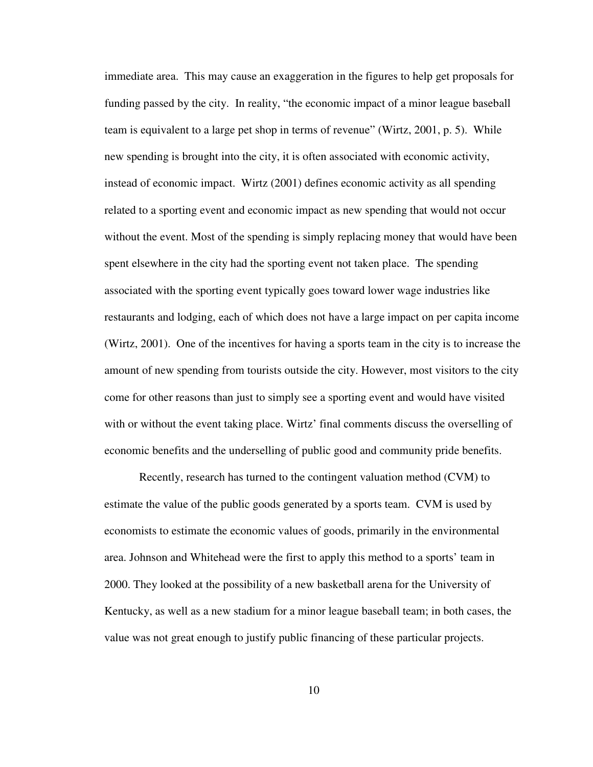immediate area. This may cause an exaggeration in the figures to help get proposals for funding passed by the city. In reality, "the economic impact of a minor league baseball team is equivalent to a large pet shop in terms of revenue" (Wirtz, 2001, p. 5). While new spending is brought into the city, it is often associated with economic activity, instead of economic impact. Wirtz (2001) defines economic activity as all spending related to a sporting event and economic impact as new spending that would not occur without the event. Most of the spending is simply replacing money that would have been spent elsewhere in the city had the sporting event not taken place. The spending associated with the sporting event typically goes toward lower wage industries like restaurants and lodging, each of which does not have a large impact on per capita income (Wirtz, 2001). One of the incentives for having a sports team in the city is to increase the amount of new spending from tourists outside the city. However, most visitors to the city come for other reasons than just to simply see a sporting event and would have visited with or without the event taking place. Wirtz' final comments discuss the overselling of economic benefits and the underselling of public good and community pride benefits.

Recently, research has turned to the contingent valuation method (CVM) to estimate the value of the public goods generated by a sports team. CVM is used by economists to estimate the economic values of goods, primarily in the environmental area. Johnson and Whitehead were the first to apply this method to a sports' team in 2000. They looked at the possibility of a new basketball arena for the University of Kentucky, as well as a new stadium for a minor league baseball team; in both cases, the value was not great enough to justify public financing of these particular projects.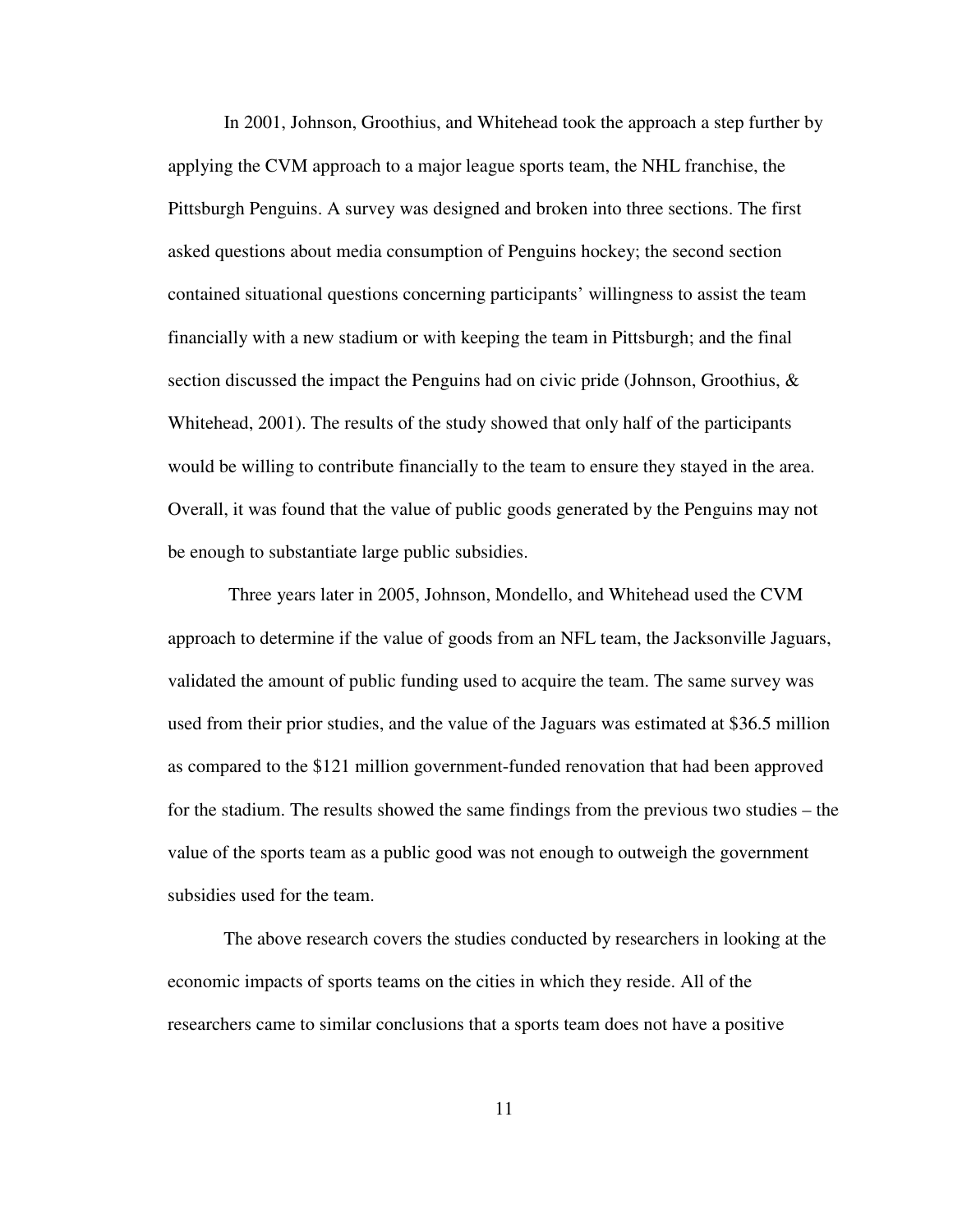In 2001, Johnson, Groothius, and Whitehead took the approach a step further by applying the CVM approach to a major league sports team, the NHL franchise, the Pittsburgh Penguins. A survey was designed and broken into three sections. The first asked questions about media consumption of Penguins hockey; the second section contained situational questions concerning participants' willingness to assist the team financially with a new stadium or with keeping the team in Pittsburgh; and the final section discussed the impact the Penguins had on civic pride (Johnson, Groothius, & Whitehead, 2001). The results of the study showed that only half of the participants would be willing to contribute financially to the team to ensure they stayed in the area. Overall, it was found that the value of public goods generated by the Penguins may not be enough to substantiate large public subsidies.

Three years later in 2005, Johnson, Mondello, and Whitehead used the CVM approach to determine if the value of goods from an NFL team, the Jacksonville Jaguars, validated the amount of public funding used to acquire the team. The same survey was used from their prior studies, and the value of the Jaguars was estimated at $36.5 million as compared to the $121 million government-funded renovation that had been approved for the stadium. The results showed the same findings from the previous two studies – the value of the sports team as a public good was not enough to outweigh the government subsidies used for the team.

The above research covers the studies conducted by researchers in looking at the economic impacts of sports teams on the cities in which they reside. All of the researchers came to similar conclusions that a sports team does not have a positive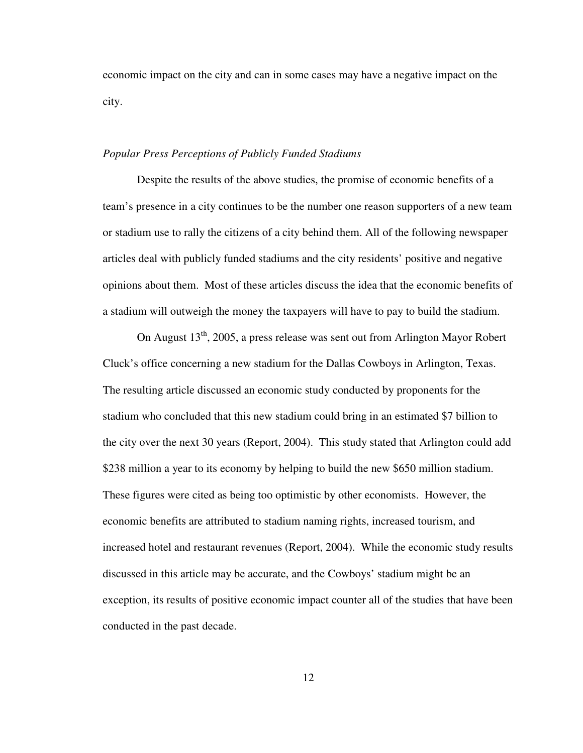economic impact on the city and can in some cases may have a negative impact on the city.

*Popular Press Perceptions of Publicly Funded Stadiums*

Despite the results of the above studies, the promise of economic benefits of a team's presence in a city continues to be the number one reason supporters of a new team or stadium use to rally the citizens of a city behind them. All of the following newspaper articles deal with publicly funded stadiums and the city residents' positive and negative opinions about them. Most of these articles discuss the idea that the economic benefits of a stadium will outweigh the money the taxpayers will have to pay to build the stadium.

On August 13th, 2005, a press release was sent out from Arlington Mayor Robert Cluck's office concerning a new stadium for the Dallas Cowboys in Arlington, Texas. The resulting article discussed an economic study conducted by proponents for the stadium who concluded that this new stadium could bring in an estimated $7 billion to the city over the next 30 years (Report, 2004). This study stated that Arlington could add $238 million a year to its economy by helping to build the new $650 million stadium. These figures were cited as being too optimistic by other economists. However, the economic benefits are attributed to stadium naming rights, increased tourism, and increased hotel and restaurant revenues (Report, 2004). While the economic study results discussed in this article may be accurate, and the Cowboys' stadium might be an exception, its results of positive economic impact counter all of the studies that have been conducted in the past decade.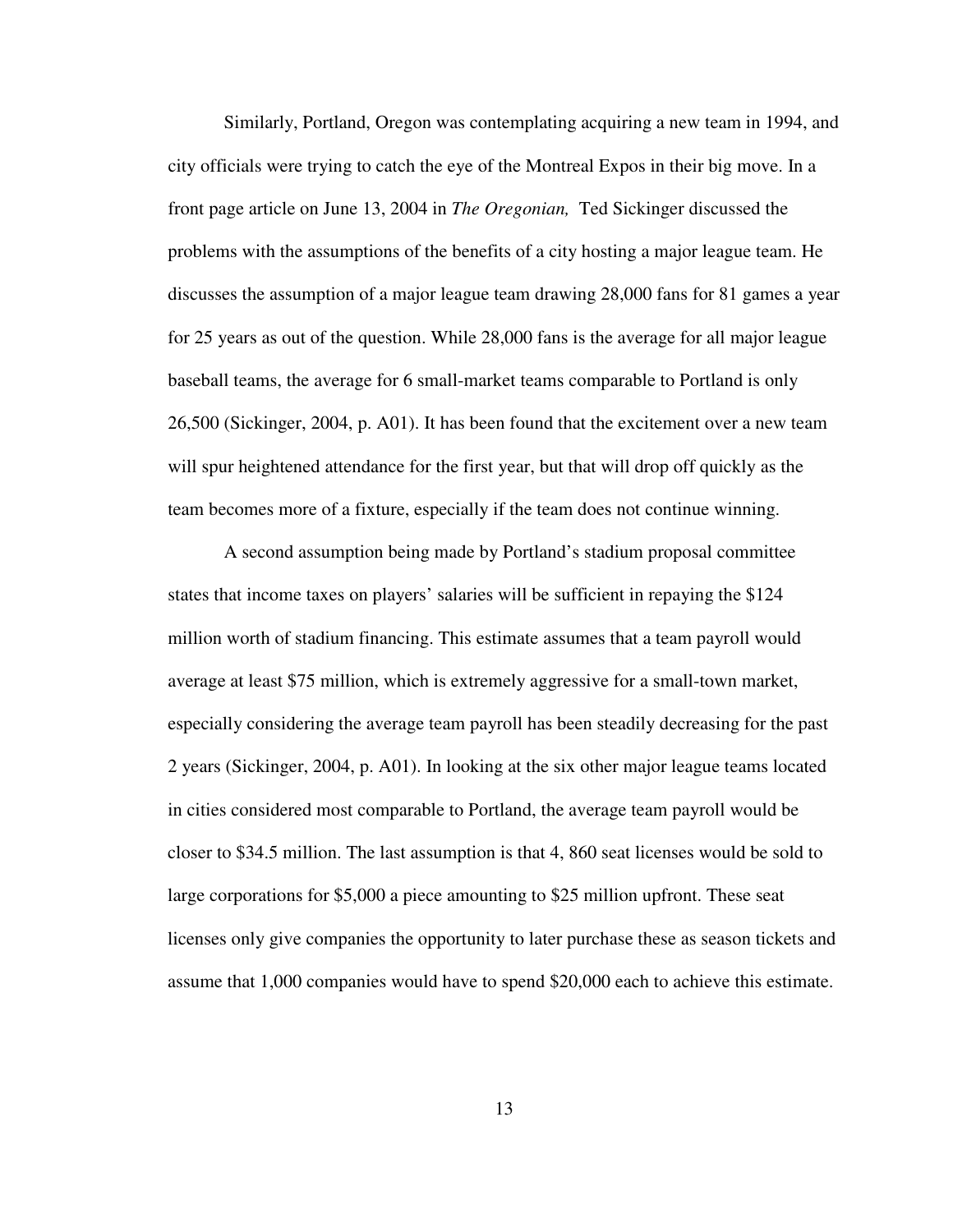Similarly, Portland, Oregon was contemplating acquiring a new team in 1994, and city officials were trying to catch the eye of the Montreal Expos in their big move. In a front page article on June 13, 2004 in *The Oregonian,* Ted Sickinger discussed the problems with the assumptions of the benefits of a city hosting a major league team. He discusses the assumption of a major league team drawing 28,000 fans for 81 games a year for 25 years as out of the question. While 28,000 fans is the average for all major league baseball teams, the average for 6 small-market teams comparable to Portland is only 26,500 (Sickinger, 2004, p. A01). It has been found that the excitement over a new team will spur heightened attendance for the first year, but that will drop off quickly as the team becomes more of a fixture, especially if the team does not continue winning.

A second assumption being made by Portland's stadium proposal committee states that income taxes on players' salaries will be sufficient in repaying the $124 million worth of stadium financing. This estimate assumes that a team payroll would average at least $75 million, which is extremely aggressive for a small-town market, especially considering the average team payroll has been steadily decreasing for the past 2 years (Sickinger, 2004, p. A01). In looking at the six other major league teams located in cities considered most comparable to Portland, the average team payroll would be closer to $34.5 million. The last assumption is that 4, 860 seat licenses would be sold to large corporations for $5,000 a piece amounting to $25 million upfront. These seat licenses only give companies the opportunity to later purchase these as season tickets and assume that 1,000 companies would have to spend $20,000 each to achieve this estimate.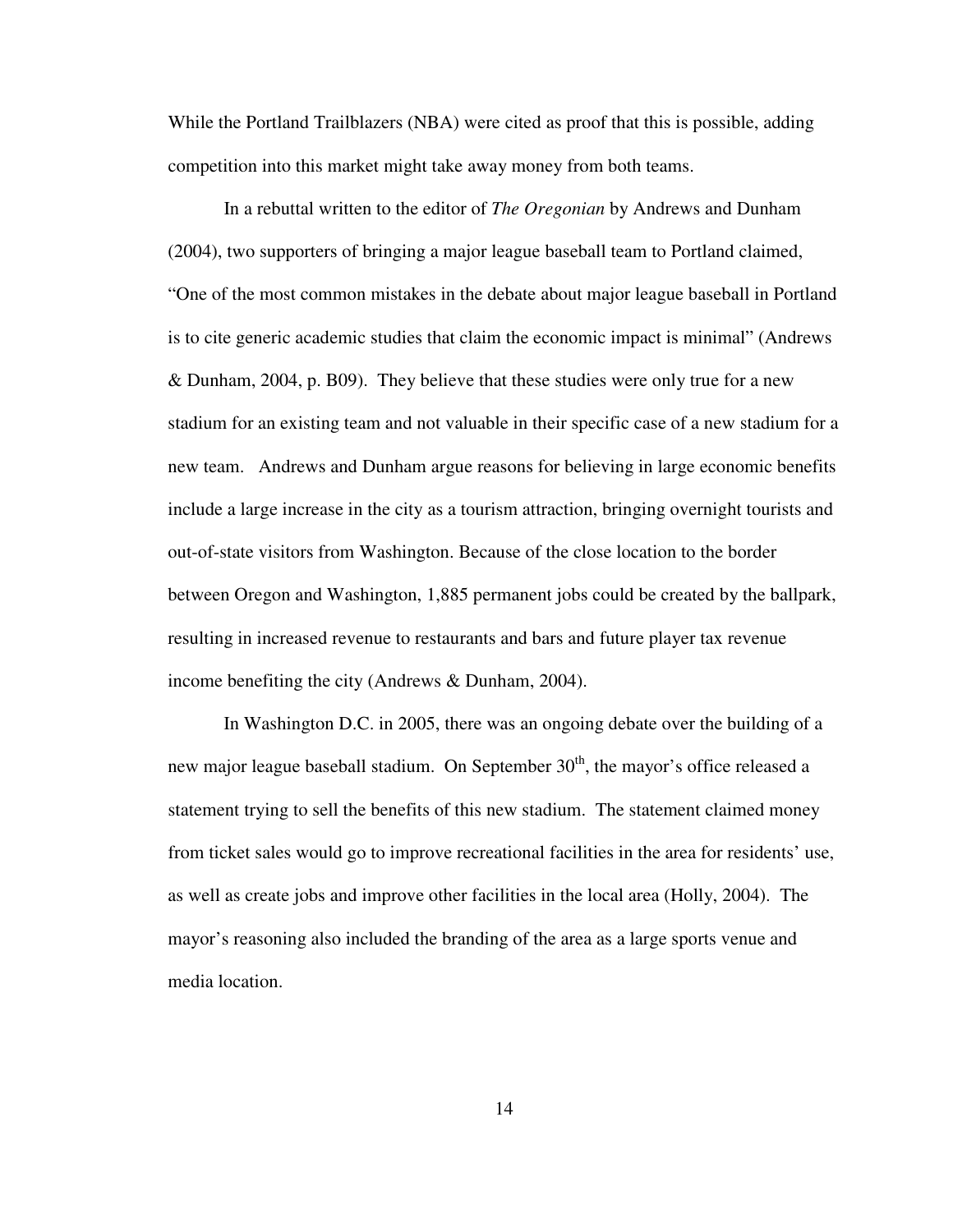While the Portland Trailblazers (NBA) were cited as proof that this is possible, adding competition into this market might take away money from both teams.

In a rebuttal written to the editor of *The Oregonian* by Andrews and Dunham (2004), two supporters of bringing a major league baseball team to Portland claimed, "One of the most common mistakes in the debate about major league baseball in Portland is to cite generic academic studies that claim the economic impact is minimal" (Andrews & Dunham, 2004, p. B09). They believe that these studies were only true for a new stadium for an existing team and not valuable in their specific case of a new stadium for a new team. Andrews and Dunham argue reasons for believing in large economic benefits include a large increase in the city as a tourism attraction, bringing overnight tourists and out-of-state visitors from Washington. Because of the close location to the border between Oregon and Washington, 1,885 permanent jobs could be created by the ballpark, resulting in increased revenue to restaurants and bars and future player tax revenue income benefiting the city (Andrews & Dunham, 2004).

In Washington D.C. in 2005, there was an ongoing debate over the building of a new major league baseball stadium. On September 30th, the mayor's office released a statement trying to sell the benefits of this new stadium. The statement claimed money from ticket sales would go to improve recreational facilities in the area for residents' use, as well as create jobs and improve other facilities in the local area (Holly, 2004). The mayor's reasoning also included the branding of the area as a large sports venue and media location.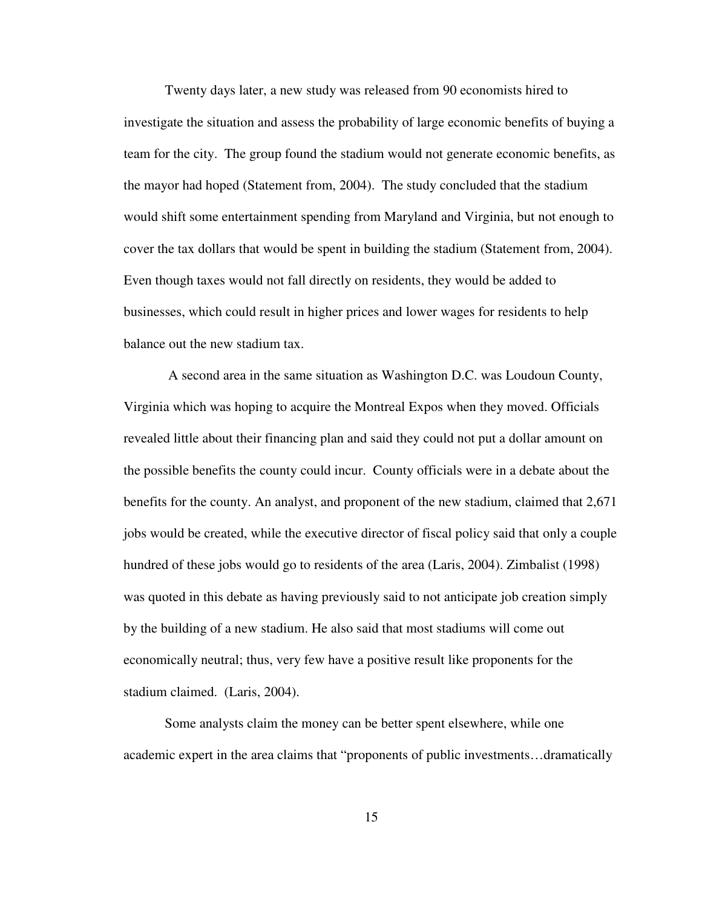Twenty days later, a new study was released from 90 economists hired to investigate the situation and assess the probability of large economic benefits of buying a team for the city. The group found the stadium would not generate economic benefits, as the mayor had hoped (Statement from, 2004). The study concluded that the stadium would shift some entertainment spending from Maryland and Virginia, but not enough to cover the tax dollars that would be spent in building the stadium (Statement from, 2004). Even though taxes would not fall directly on residents, they would be added to businesses, which could result in higher prices and lower wages for residents to help balance out the new stadium tax.

A second area in the same situation as Washington D.C. was Loudoun County, Virginia which was hoping to acquire the Montreal Expos when they moved. Officials revealed little about their financing plan and said they could not put a dollar amount on the possible benefits the county could incur. County officials were in a debate about the benefits for the county. An analyst, and proponent of the new stadium, claimed that 2,671 jobs would be created, while the executive director of fiscal policy said that only a couple hundred of these jobs would go to residents of the area (Laris, 2004). Zimbalist (1998) was quoted in this debate as having previously said to not anticipate job creation simply by the building of a new stadium. He also said that most stadiums will come out economically neutral; thus, very few have a positive result like proponents for the stadium claimed. (Laris, 2004).

Some analysts claim the money can be better spent elsewhere, while one academic expert in the area claims that "proponents of public investments…dramatically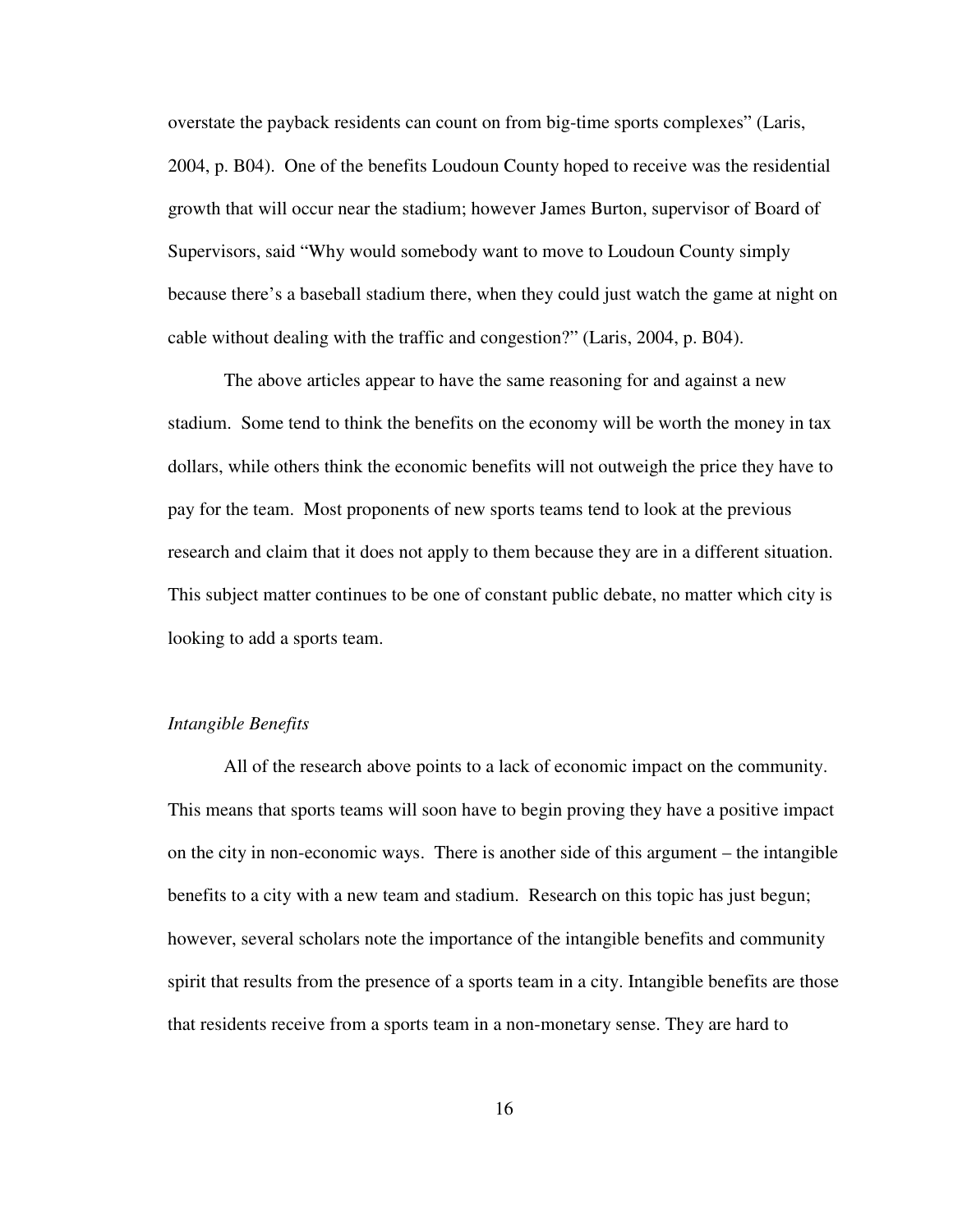overstate the payback residents can count on from big-time sports complexes" (Laris, 2004, p. B04). One of the benefits Loudoun County hoped to receive was the residential growth that will occur near the stadium; however James Burton, supervisor of Board of Supervisors, said "Why would somebody want to move to Loudoun County simply because there's a baseball stadium there, when they could just watch the game at night on cable without dealing with the traffic and congestion?" (Laris, 2004, p. B04).

The above articles appear to have the same reasoning for and against a new stadium. Some tend to think the benefits on the economy will be worth the money in tax dollars, while others think the economic benefits will not outweigh the price they have to pay for the team. Most proponents of new sports teams tend to look at the previous research and claim that it does not apply to them because they are in a different situation. This subject matter continues to be one of constant public debate, no matter which city is looking to add a sports team.

### *Intangible Benefits*

All of the research above points to a lack of economic impact on the community. This means that sports teams will soon have to begin proving they have a positive impact on the city in non-economic ways. There is another side of this argument – the intangible benefits to a city with a new team and stadium. Research on this topic has just begun; however, several scholars note the importance of the intangible benefits and community spirit that results from the presence of a sports team in a city. Intangible benefits are those that residents receive from a sports team in a non-monetary sense. They are hard to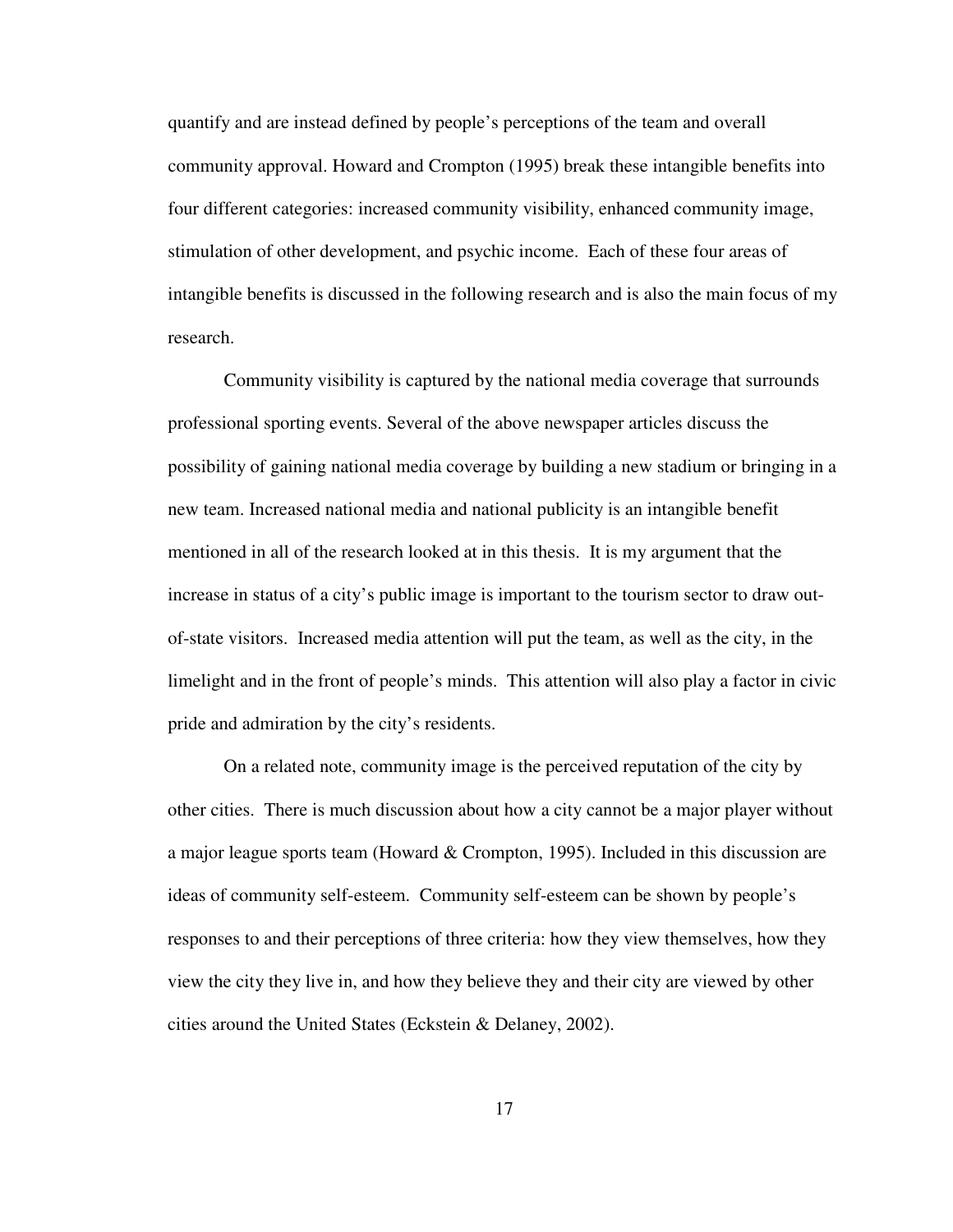quantify and are instead defined by people's perceptions of the team and overall community approval. Howard and Crompton (1995) break these intangible benefits into four different categories: increased community visibility, enhanced community image, stimulation of other development, and psychic income. Each of these four areas of intangible benefits is discussed in the following research and is also the main focus of my research.

Community visibility is captured by the national media coverage that surrounds professional sporting events. Several of the above newspaper articles discuss the possibility of gaining national media coverage by building a new stadium or bringing in a new team. Increased national media and national publicity is an intangible benefit mentioned in all of the research looked at in this thesis. It is my argument that the increase in status of a city's public image is important to the tourism sector to draw out-of-state visitors. Increased media attention will put the team, as well as the city, in the limelight and in the front of people's minds. This attention will also play a factor in civic pride and admiration by the city's residents.

On a related note, community image is the perceived reputation of the city by other cities. There is much discussion about how a city cannot be a major player without a major league sports team (Howard & Crompton, 1995). Included in this discussion are ideas of community self-esteem. Community self-esteem can be shown by people's responses to and their perceptions of three criteria: how they view themselves, how they view the city they live in, and how they believe they and their city are viewed by other cities around the United States (Eckstein & Delaney, 2002).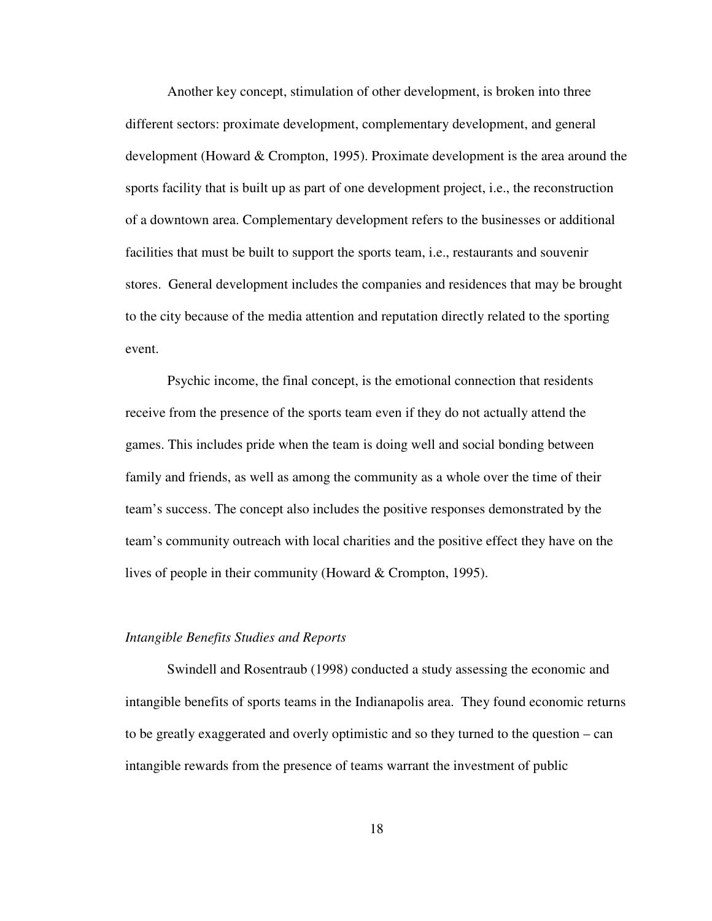Another key concept, stimulation of other development, is broken into three different sectors: proximate development, complementary development, and general development (Howard & Crompton, 1995). Proximate development is the area around the sports facility that is built up as part of one development project, i.e., the reconstruction of a downtown area. Complementary development refers to the businesses or additional facilities that must be built to support the sports team, i.e., restaurants and souvenir stores. General development includes the companies and residences that may be brought to the city because of the media attention and reputation directly related to the sporting event.

Psychic income, the final concept, is the emotional connection that residents receive from the presence of the sports team even if they do not actually attend the games. This includes pride when the team is doing well and social bonding between family and friends, as well as among the community as a whole over the time of their team's success. The concept also includes the positive responses demonstrated by the team's community outreach with local charities and the positive effect they have on the lives of people in their community (Howard & Crompton, 1995).

### *Intangible Benefits Studies and Reports*

Swindell and Rosentraub (1998) conducted a study assessing the economic and intangible benefits of sports teams in the Indianapolis area. They found economic returns to be greatly exaggerated and overly optimistic and so they turned to the question – can intangible rewards from the presence of teams warrant the investment of public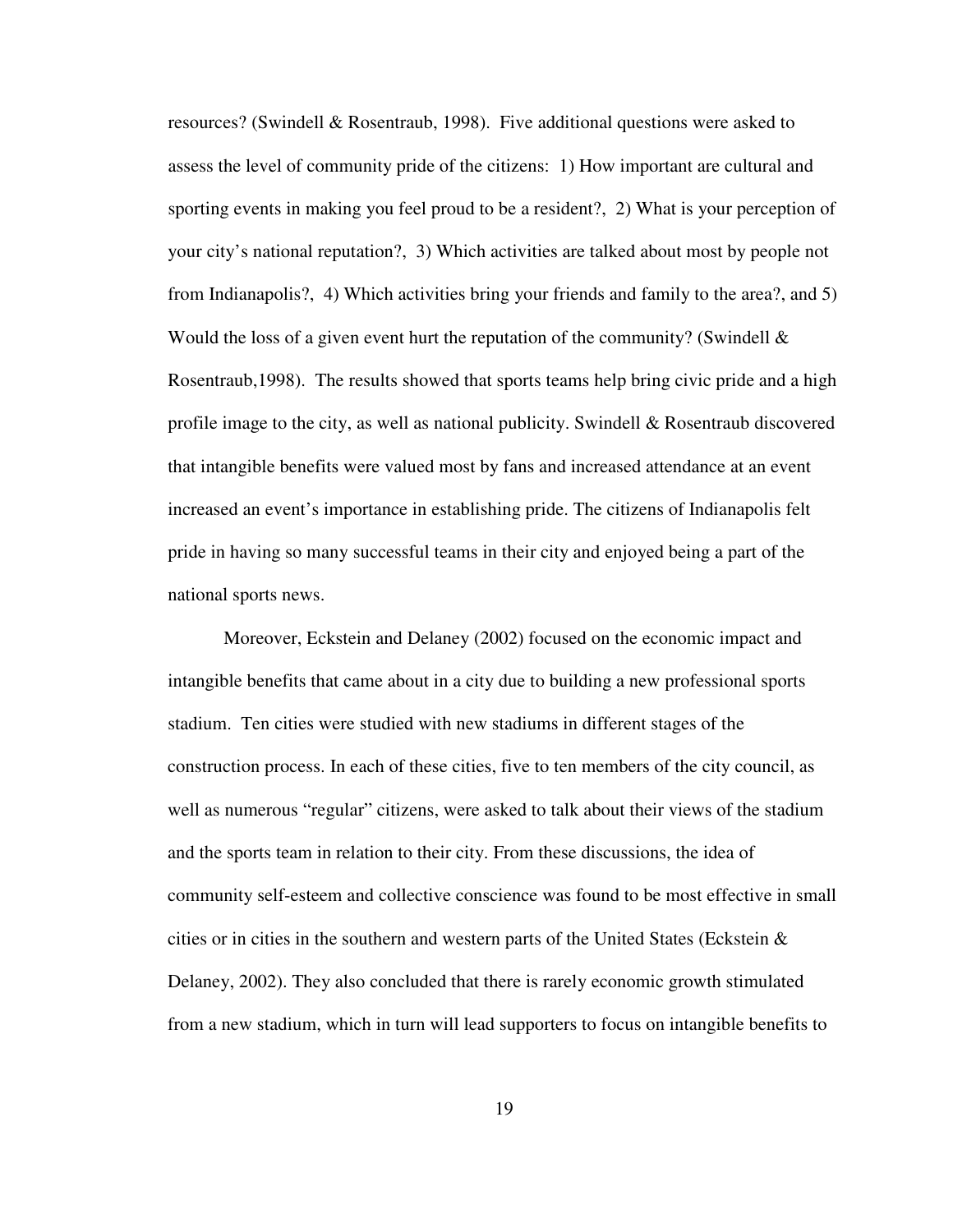resources? (Swindell & Rosentraub, 1998). Five additional questions were asked to assess the level of community pride of the citizens: 1) How important are cultural and sporting events in making you feel proud to be a resident?, 2) What is your perception of your city's national reputation?, 3) Which activities are talked about most by people not from Indianapolis?, 4) Which activities bring your friends and family to the area?, and 5) Would the loss of a given event hurt the reputation of the community? (Swindell & Rosentraub,1998). The results showed that sports teams help bring civic pride and a high profile image to the city, as well as national publicity. Swindell & Rosentraub discovered that intangible benefits were valued most by fans and increased attendance at an event increased an event's importance in establishing pride. The citizens of Indianapolis felt pride in having so many successful teams in their city and enjoyed being a part of the national sports news.

Moreover, Eckstein and Delaney (2002) focused on the economic impact and intangible benefits that came about in a city due to building a new professional sports stadium. Ten cities were studied with new stadiums in different stages of the construction process. In each of these cities, five to ten members of the city council, as well as numerous "regular" citizens, were asked to talk about their views of the stadium and the sports team in relation to their city. From these discussions, the idea of community self-esteem and collective conscience was found to be most effective in small cities or in cities in the southern and western parts of the United States (Eckstein & Delaney, 2002). They also concluded that there is rarely economic growth stimulated from a new stadium, which in turn will lead supporters to focus on intangible benefits to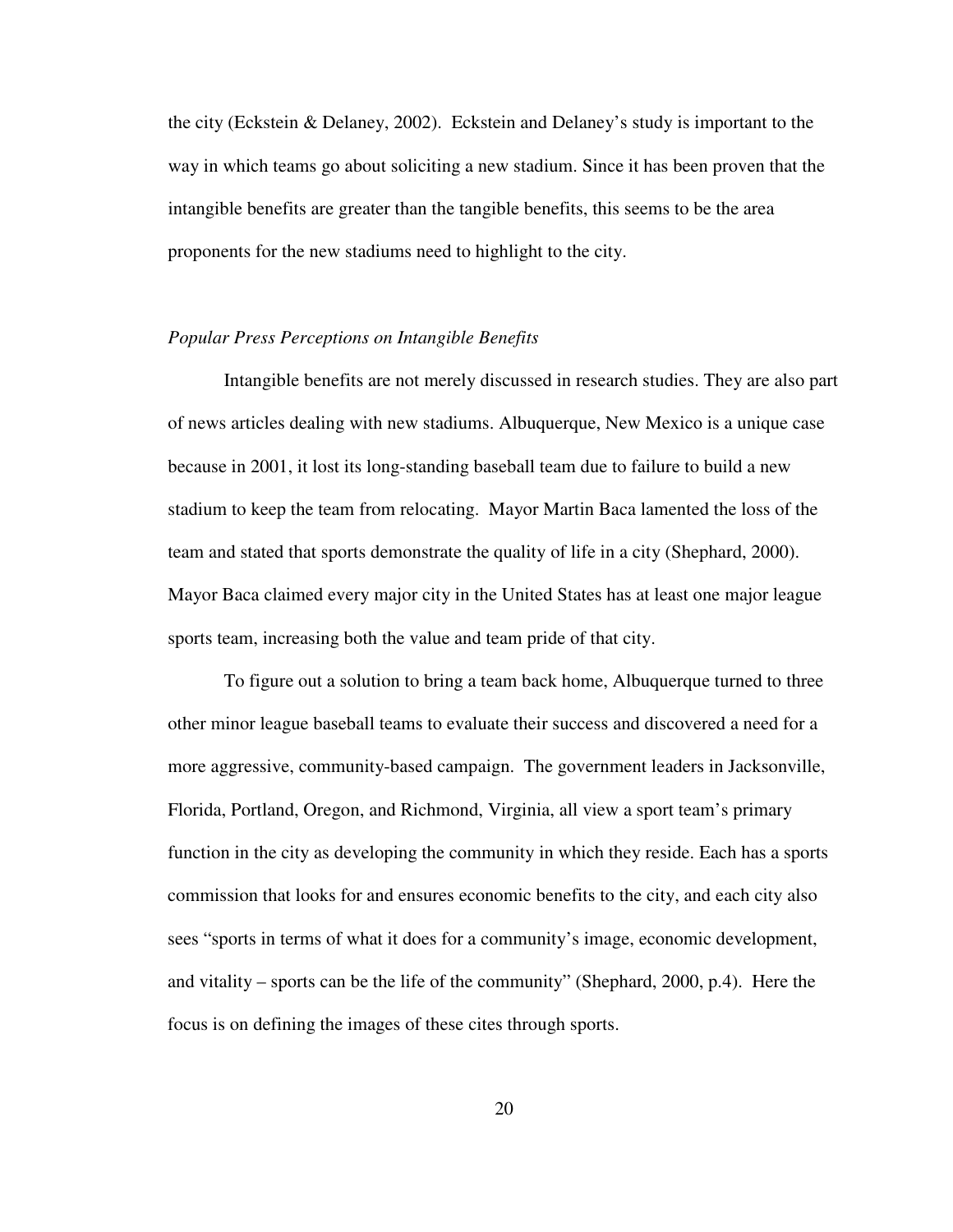the city (Eckstein & Delaney, 2002). Eckstein and Delaney's study is important to the way in which teams go about soliciting a new stadium. Since it has been proven that the intangible benefits are greater than the tangible benefits, this seems to be the area proponents for the new stadiums need to highlight to the city.

*Popular Press Perceptions on Intangible Benefits*

Intangible benefits are not merely discussed in research studies. They are also part of news articles dealing with new stadiums. Albuquerque, New Mexico is a unique case because in 2001, it lost its long-standing baseball team due to failure to build a new stadium to keep the team from relocating. Mayor Martin Baca lamented the loss of the team and stated that sports demonstrate the quality of life in a city (Shephard, 2000). Mayor Baca claimed every major city in the United States has at least one major league sports team, increasing both the value and team pride of that city.

To figure out a solution to bring a team back home, Albuquerque turned to three other minor league baseball teams to evaluate their success and discovered a need for a more aggressive, community-based campaign. The government leaders in Jacksonville, Florida, Portland, Oregon, and Richmond, Virginia, all view a sport team's primary function in the city as developing the community in which they reside. Each has a sports commission that looks for and ensures economic benefits to the city, and each city also sees "sports in terms of what it does for a community's image, economic development, and vitality – sports can be the life of the community" (Shephard, 2000, p.4). Here the focus is on defining the images of these cites through sports.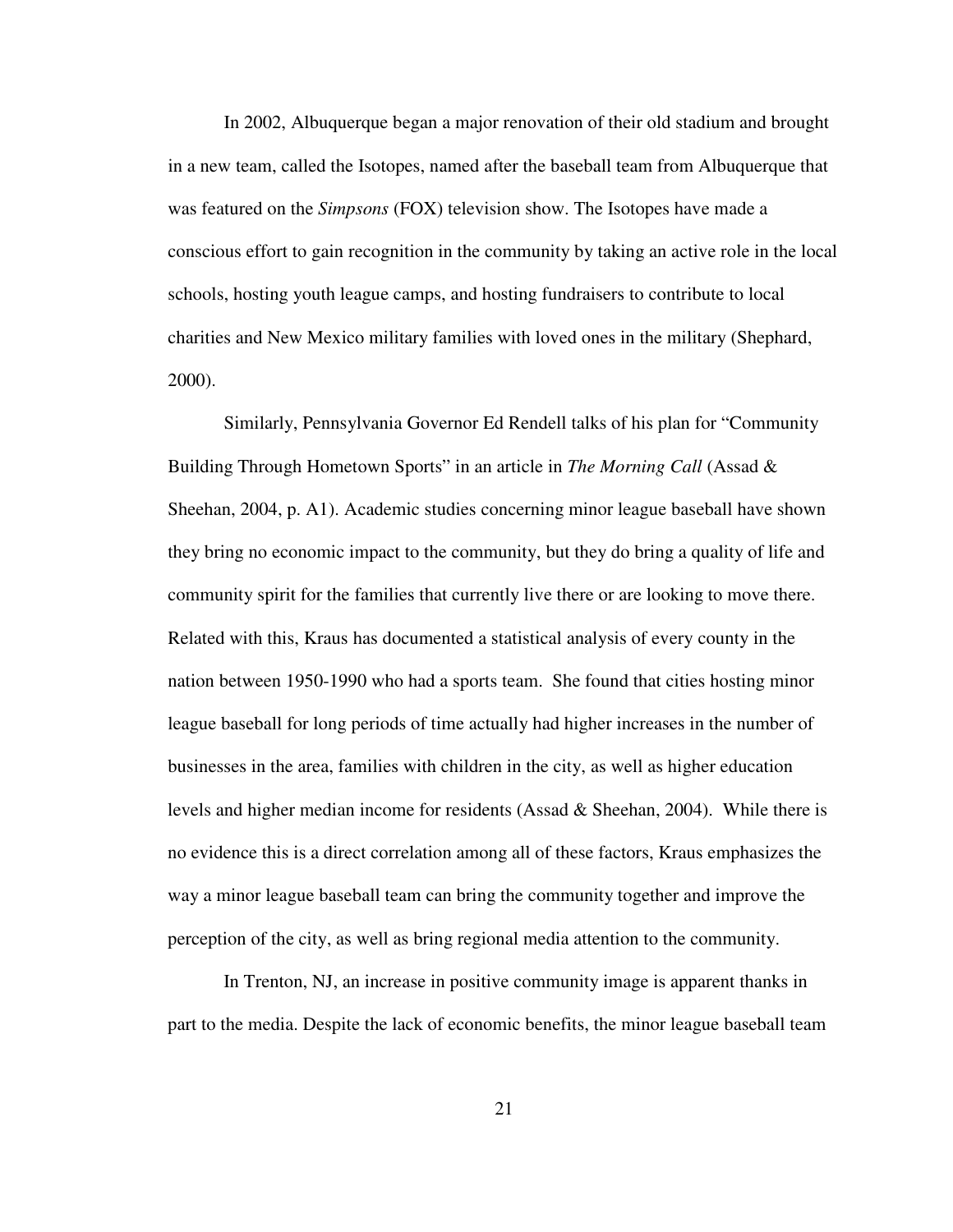In 2002, Albuquerque began a major renovation of their old stadium and brought in a new team, called the Isotopes, named after the baseball team from Albuquerque that was featured on the *Simpsons* (FOX) television show. The Isotopes have made a conscious effort to gain recognition in the community by taking an active role in the local schools, hosting youth league camps, and hosting fundraisers to contribute to local charities and New Mexico military families with loved ones in the military (Shephard, 2000).

Similarly, Pennsylvania Governor Ed Rendell talks of his plan for "Community Building Through Hometown Sports" in an article in *The Morning Call* (Assad & Sheehan, 2004, p. A1). Academic studies concerning minor league baseball have shown they bring no economic impact to the community, but they do bring a quality of life and community spirit for the families that currently live there or are looking to move there. Related with this, Kraus has documented a statistical analysis of every county in the nation between 1950-1990 who had a sports team. She found that cities hosting minor league baseball for long periods of time actually had higher increases in the number of businesses in the area, families with children in the city, as well as higher education levels and higher median income for residents (Assad & Sheehan, 2004). While there is no evidence this is a direct correlation among all of these factors, Kraus emphasizes the way a minor league baseball team can bring the community together and improve the perception of the city, as well as bring regional media attention to the community.

In Trenton, NJ, an increase in positive community image is apparent thanks in part to the media. Despite the lack of economic benefits, the minor league baseball team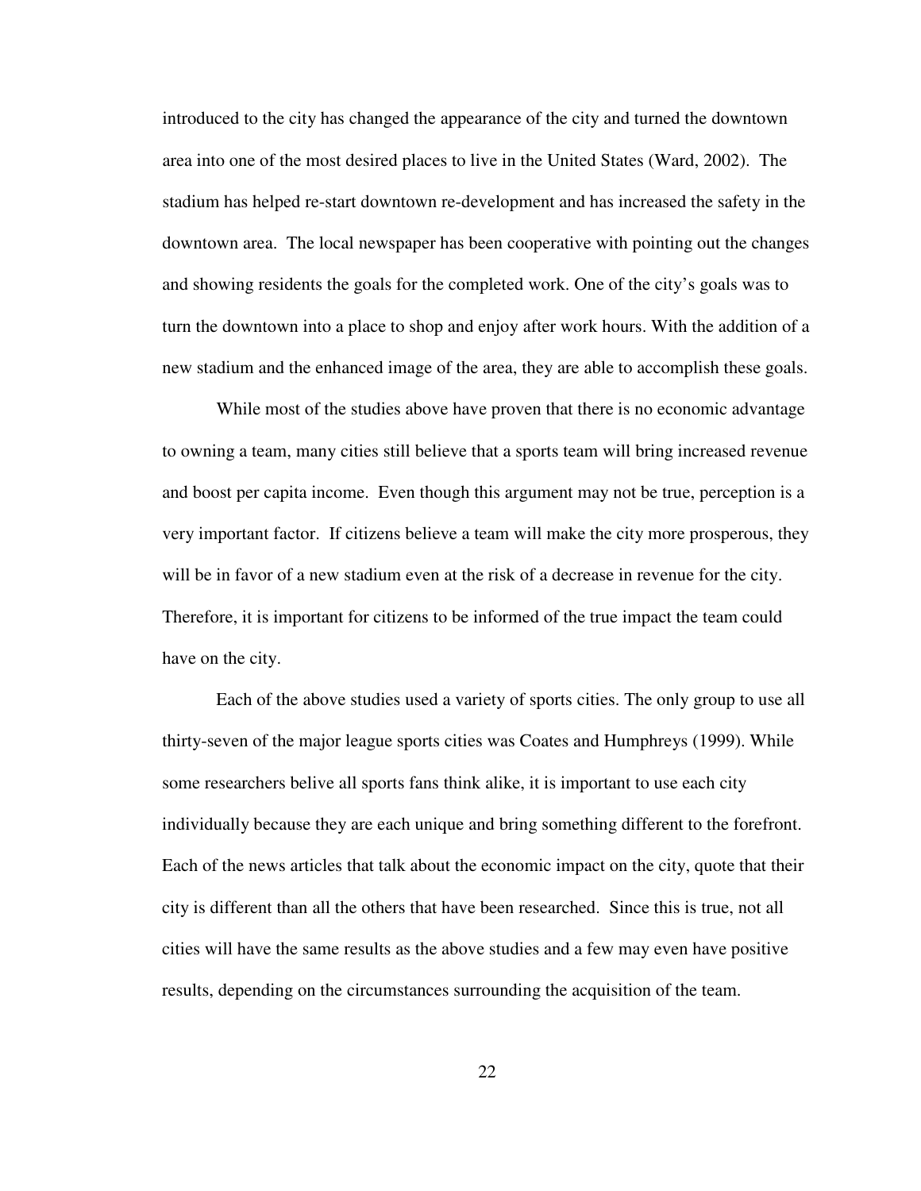introduced to the city has changed the appearance of the city and turned the downtown area into one of the most desired places to live in the United States (Ward, 2002). The stadium has helped re-start downtown re-development and has increased the safety in the downtown area. The local newspaper has been cooperative with pointing out the changes and showing residents the goals for the completed work. One of the city's goals was to turn the downtown into a place to shop and enjoy after work hours. With the addition of a new stadium and the enhanced image of the area, they are able to accomplish these goals.

While most of the studies above have proven that there is no economic advantage to owning a team, many cities still believe that a sports team will bring increased revenue and boost per capita income. Even though this argument may not be true, perception is a very important factor. If citizens believe a team will make the city more prosperous, they will be in favor of a new stadium even at the risk of a decrease in revenue for the city. Therefore, it is important for citizens to be informed of the true impact the team could have on the city.

Each of the above studies used a variety of sports cities. The only group to use all thirty-seven of the major league sports cities was Coates and Humphreys (1999). While some researchers belive all sports fans think alike, it is important to use each city individually because they are each unique and bring something different to the forefront. Each of the news articles that talk about the economic impact on the city, quote that their city is different than all the others that have been researched. Since this is true, not all cities will have the same results as the above studies and a few may even have positive results, depending on the circumstances surrounding the acquisition of the team.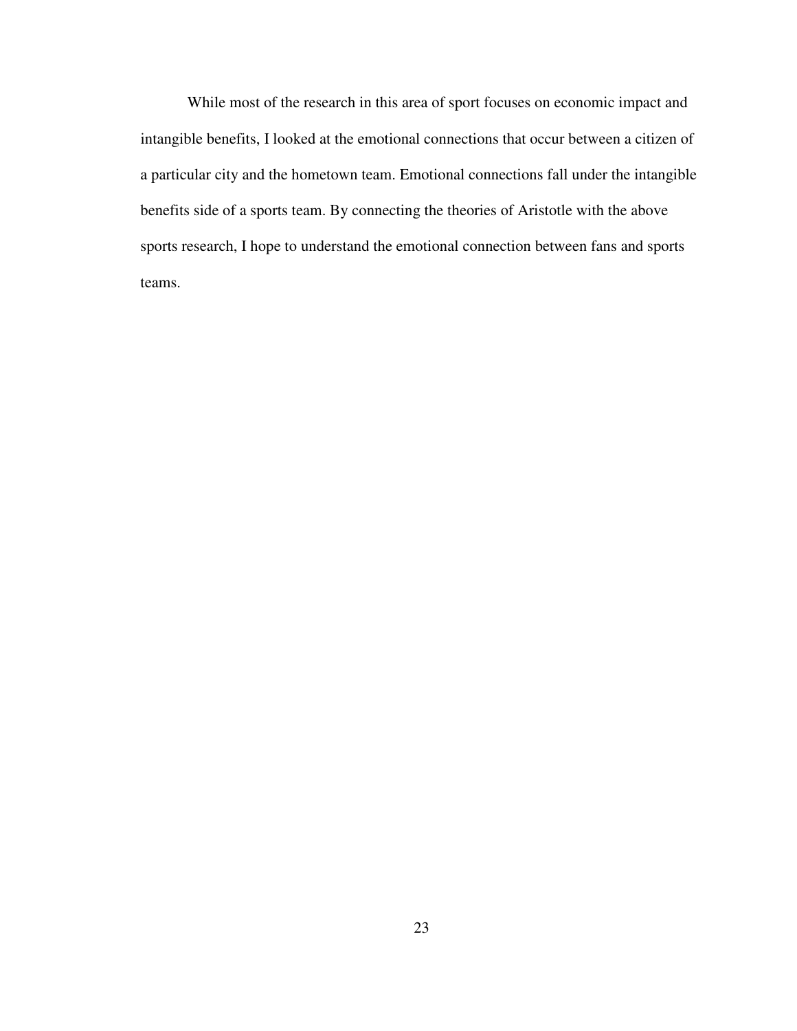While most of the research in this area of sport focuses on economic impact and intangible benefits, I looked at the emotional connections that occur between a citizen of a particular city and the hometown team. Emotional connections fall under the intangible benefits side of a sports team. By connecting the theories of Aristotle with the above sports research, I hope to understand the emotional connection between fans and sports teams.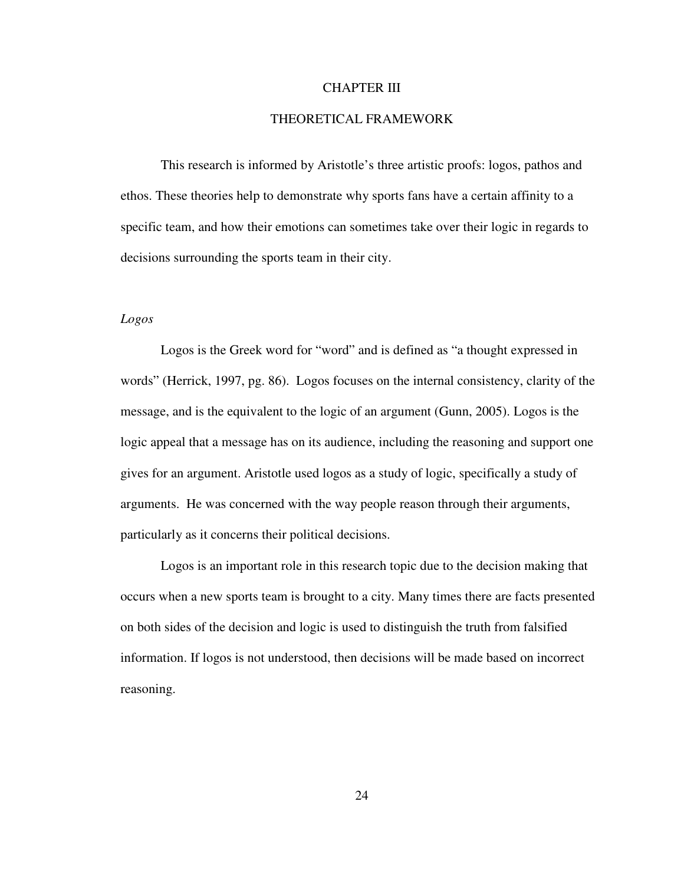# CHAPTER III

## THEORETICAL FRAMEWORK

This research is informed by Aristotle's three artistic proofs: logos, pathos and ethos. These theories help to demonstrate why sports fans have a certain affinity to a specific team, and how their emotions can sometimes take over their logic in regards to decisions surrounding the sports team in their city.

### *Logos*

Logos is the Greek word for "word" and is defined as "a thought expressed in words" (Herrick, 1997, pg. 86). Logos focuses on the internal consistency, clarity of the message, and is the equivalent to the logic of an argument (Gunn, 2005). Logos is the logic appeal that a message has on its audience, including the reasoning and support one gives for an argument. Aristotle used logos as a study of logic, specifically a study of arguments. He was concerned with the way people reason through their arguments, particularly as it concerns their political decisions.

Logos is an important role in this research topic due to the decision making that occurs when a new sports team is brought to a city. Many times there are facts presented on both sides of the decision and logic is used to distinguish the truth from falsified information. If logos is not understood, then decisions will be made based on incorrect reasoning.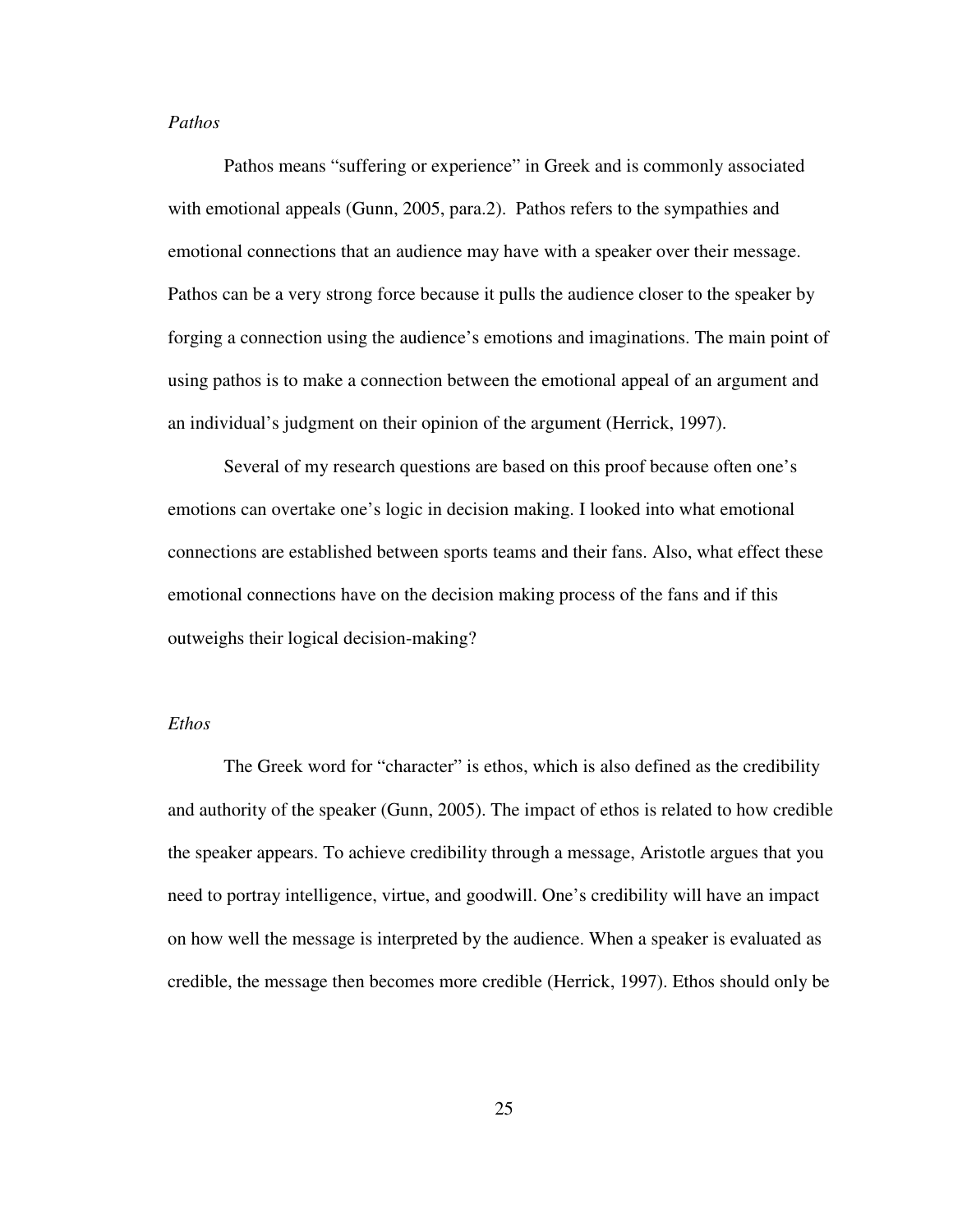*Pathos*

Pathos means "suffering or experience" in Greek and is commonly associated with emotional appeals (Gunn, 2005, para.2). Pathos refers to the sympathies and emotional connections that an audience may have with a speaker over their message. Pathos can be a very strong force because it pulls the audience closer to the speaker by forging a connection using the audience's emotions and imaginations. The main point of using pathos is to make a connection between the emotional appeal of an argument and an individual's judgment on their opinion of the argument (Herrick, 1997).

Several of my research questions are based on this proof because often one's emotions can overtake one's logic in decision making. I looked into what emotional connections are established between sports teams and their fans. Also, what effect these emotional connections have on the decision making process of the fans and if this outweighs their logical decision-making?

*Ethos*

The Greek word for "character" is ethos, which is also defined as the credibility and authority of the speaker (Gunn, 2005). The impact of ethos is related to how credible the speaker appears. To achieve credibility through a message, Aristotle argues that you need to portray intelligence, virtue, and goodwill. One's credibility will have an impact on how well the message is interpreted by the audience. When a speaker is evaluated as credible, the message then becomes more credible (Herrick, 1997). Ethos should only be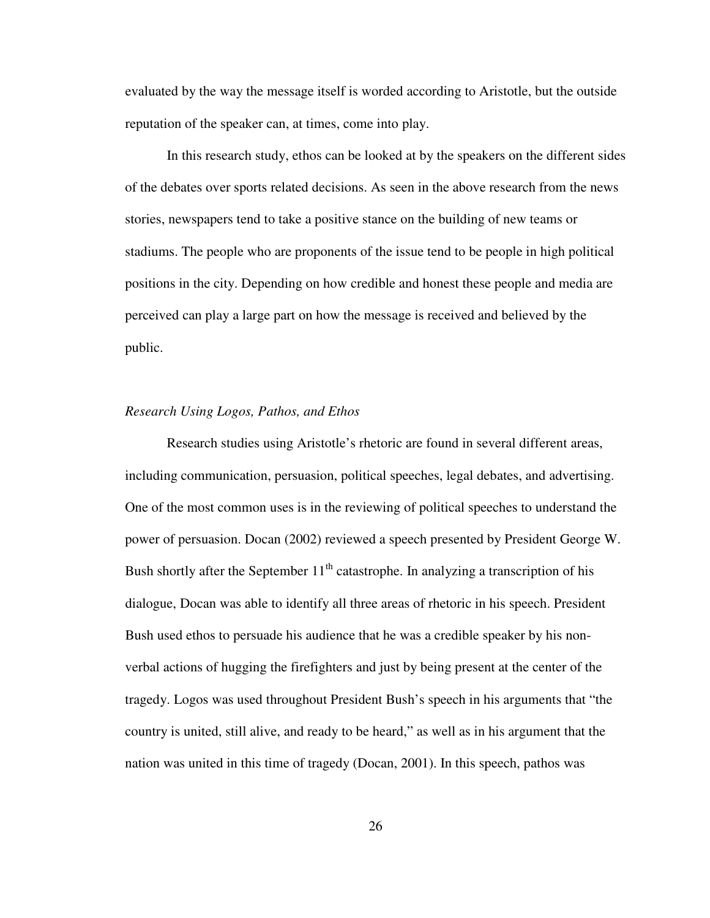evaluated by the way the message itself is worded according to Aristotle, but the outside reputation of the speaker can, at times, come into play.

In this research study, ethos can be looked at by the speakers on the different sides of the debates over sports related decisions. As seen in the above research from the news stories, newspapers tend to take a positive stance on the building of new teams or stadiums. The people who are proponents of the issue tend to be people in high political positions in the city. Depending on how credible and honest these people and media are perceived can play a large part on how the message is received and believed by the public.

### *Research Using Logos, Pathos, and Ethos*

Research studies using Aristotle's rhetoric are found in several different areas, including communication, persuasion, political speeches, legal debates, and advertising. One of the most common uses is in the reviewing of political speeches to understand the power of persuasion. Docan (2002) reviewed a speech presented by President George W. Bush shortly after the September 11th catastrophe. In analyzing a transcription of his dialogue, Docan was able to identify all three areas of rhetoric in his speech. President Bush used ethos to persuade his audience that he was a credible speaker by his non-verbal actions of hugging the firefighters and just by being present at the center of the tragedy. Logos was used throughout President Bush's speech in his arguments that "the country is united, still alive, and ready to be heard," as well as in his argument that the nation was united in this time of tragedy (Docan, 2001). In this speech, pathos was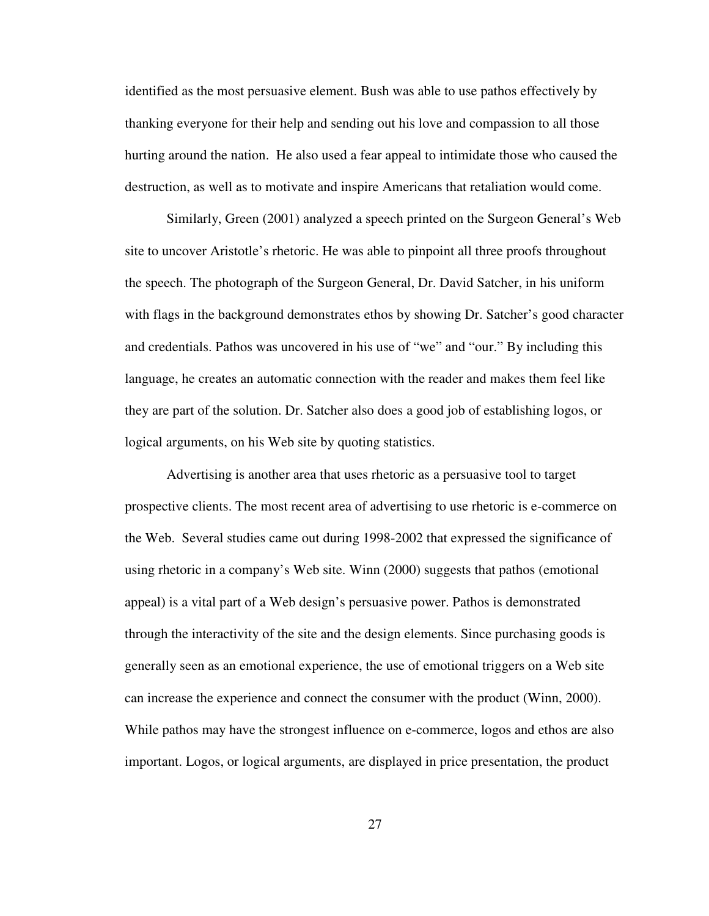identified as the most persuasive element. Bush was able to use pathos effectively by thanking everyone for their help and sending out his love and compassion to all those hurting around the nation. He also used a fear appeal to intimidate those who caused the destruction, as well as to motivate and inspire Americans that retaliation would come.

Similarly, Green (2001) analyzed a speech printed on the Surgeon General's Web site to uncover Aristotle's rhetoric. He was able to pinpoint all three proofs throughout the speech. The photograph of the Surgeon General, Dr. David Satcher, in his uniform with flags in the background demonstrates ethos by showing Dr. Satcher's good character and credentials. Pathos was uncovered in his use of "we" and "our." By including this language, he creates an automatic connection with the reader and makes them feel like they are part of the solution. Dr. Satcher also does a good job of establishing logos, or logical arguments, on his Web site by quoting statistics.

Advertising is another area that uses rhetoric as a persuasive tool to target prospective clients. The most recent area of advertising to use rhetoric is e-commerce on the Web. Several studies came out during 1998-2002 that expressed the significance of using rhetoric in a company's Web site. Winn (2000) suggests that pathos (emotional appeal) is a vital part of a Web design's persuasive power. Pathos is demonstrated through the interactivity of the site and the design elements. Since purchasing goods is generally seen as an emotional experience, the use of emotional triggers on a Web site can increase the experience and connect the consumer with the product (Winn, 2000). While pathos may have the strongest influence on e-commerce, logos and ethos are also important. Logos, or logical arguments, are displayed in price presentation, the product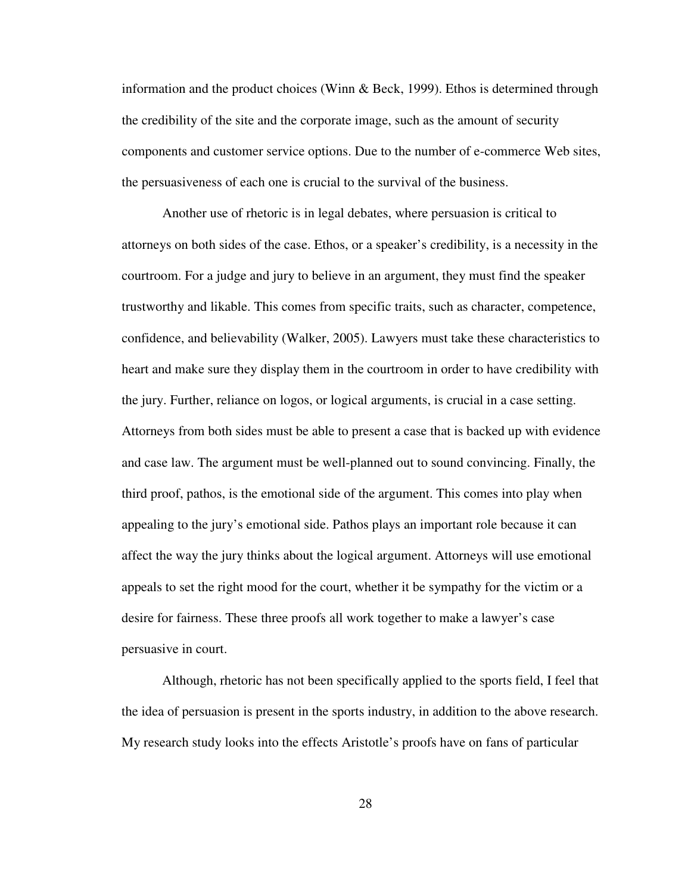information and the product choices (Winn & Beck, 1999). Ethos is determined through the credibility of the site and the corporate image, such as the amount of security components and customer service options. Due to the number of e-commerce Web sites, the persuasiveness of each one is crucial to the survival of the business.

Another use of rhetoric is in legal debates, where persuasion is critical to attorneys on both sides of the case. Ethos, or a speaker's credibility, is a necessity in the courtroom. For a judge and jury to believe in an argument, they must find the speaker trustworthy and likable. This comes from specific traits, such as character, competence, confidence, and believability (Walker, 2005). Lawyers must take these characteristics to heart and make sure they display them in the courtroom in order to have credibility with the jury. Further, reliance on logos, or logical arguments, is crucial in a case setting. Attorneys from both sides must be able to present a case that is backed up with evidence and case law. The argument must be well-planned out to sound convincing. Finally, the third proof, pathos, is the emotional side of the argument. This comes into play when appealing to the jury's emotional side. Pathos plays an important role because it can affect the way the jury thinks about the logical argument. Attorneys will use emotional appeals to set the right mood for the court, whether it be sympathy for the victim or a desire for fairness. These three proofs all work together to make a lawyer's case persuasive in court.

Although, rhetoric has not been specifically applied to the sports field, I feel that the idea of persuasion is present in the sports industry, in addition to the above research. My research study looks into the effects Aristotle's proofs have on fans of particular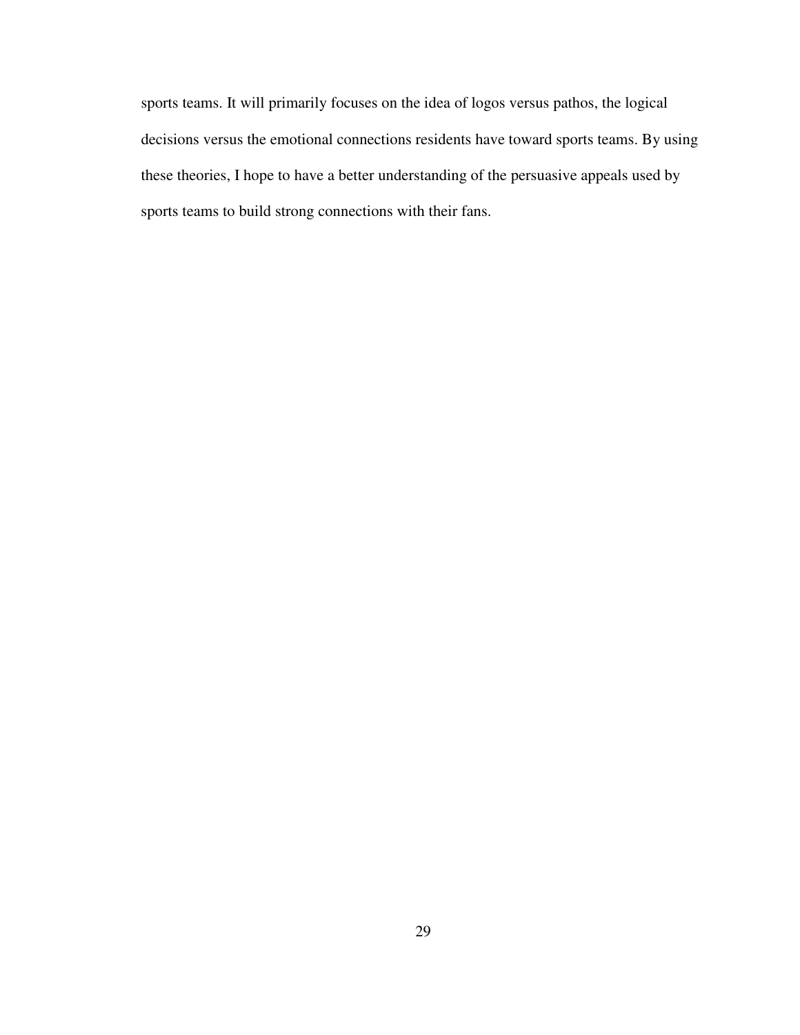sports teams. It will primarily focuses on the idea of logos versus pathos, the logical decisions versus the emotional connections residents have toward sports teams. By using these theories, I hope to have a better understanding of the persuasive appeals used by sports teams to build strong connections with their fans.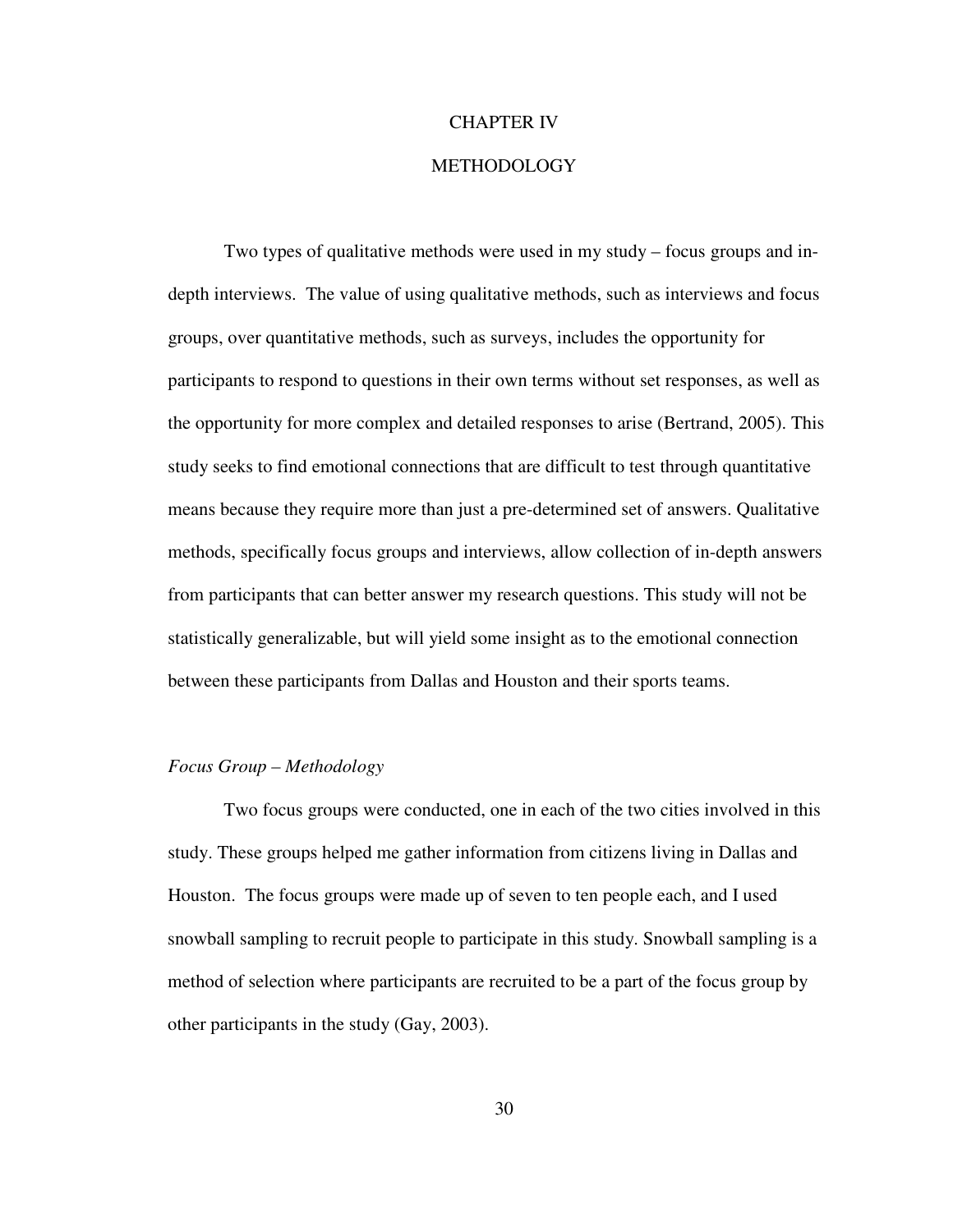# CHAPTER IV

# METHODOLOGY

Two types of qualitative methods were used in my study – focus groups and in-depth interviews. The value of using qualitative methods, such as interviews and focus groups, over quantitative methods, such as surveys, includes the opportunity for participants to respond to questions in their own terms without set responses, as well as the opportunity for more complex and detailed responses to arise (Bertrand, 2005). This study seeks to find emotional connections that are difficult to test through quantitative means because they require more than just a pre-determined set of answers. Qualitative methods, specifically focus groups and interviews, allow collection of in-depth answers from participants that can better answer my research questions. This study will not be statistically generalizable, but will yield some insight as to the emotional connection between these participants from Dallas and Houston and their sports teams.

*Focus Group – Methodology*

Two focus groups were conducted, one in each of the two cities involved in this study. These groups helped me gather information from citizens living in Dallas and Houston. The focus groups were made up of seven to ten people each, and I used snowball sampling to recruit people to participate in this study. Snowball sampling is a method of selection where participants are recruited to be a part of the focus group by other participants in the study (Gay, 2003).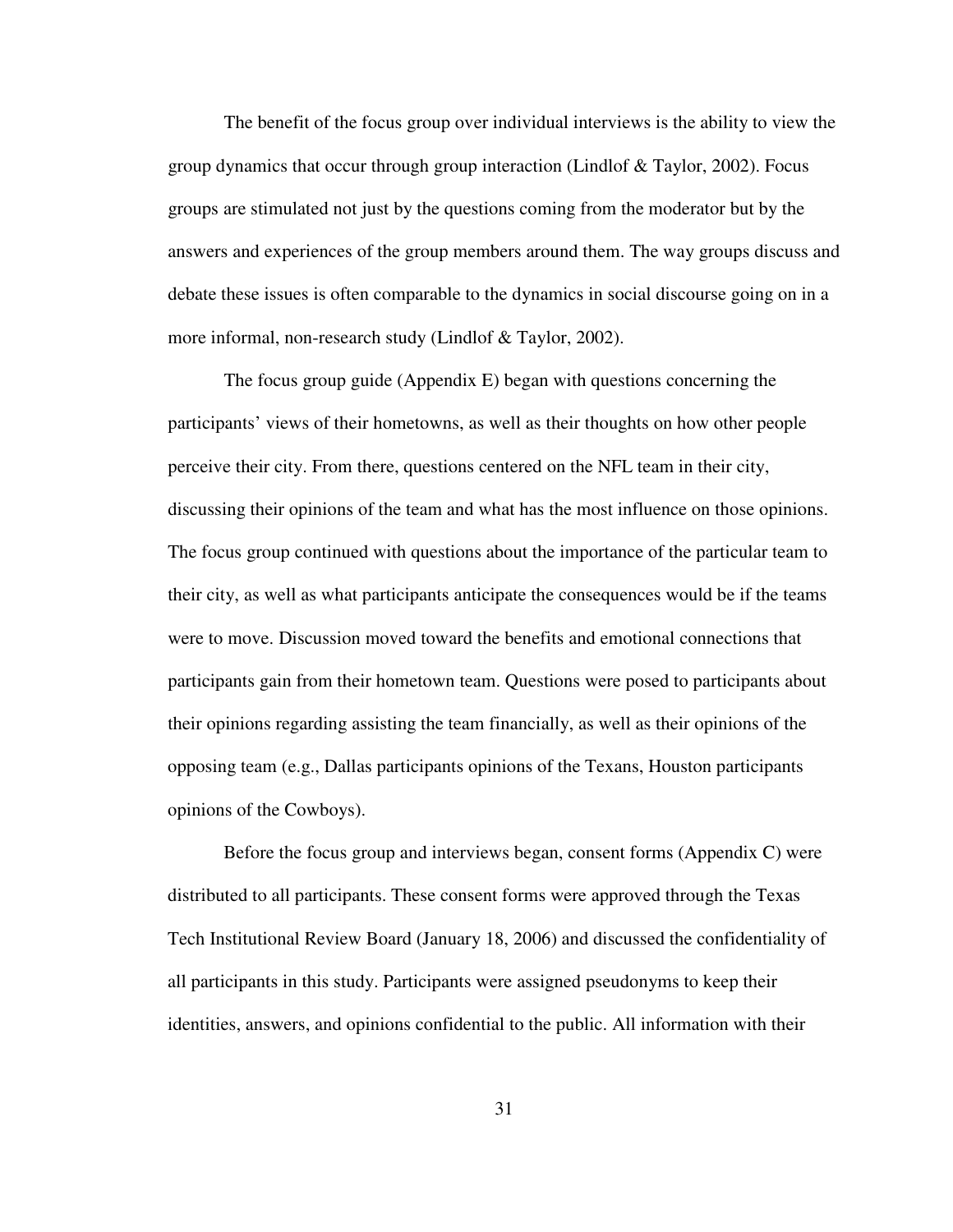The benefit of the focus group over individual interviews is the ability to view the group dynamics that occur through group interaction (Lindlof & Taylor, 2002). Focus groups are stimulated not just by the questions coming from the moderator but by the answers and experiences of the group members around them. The way groups discuss and debate these issues is often comparable to the dynamics in social discourse going on in a more informal, non-research study (Lindlof & Taylor, 2002).

The focus group guide (Appendix E) began with questions concerning the participants' views of their hometowns, as well as their thoughts on how other people perceive their city. From there, questions centered on the NFL team in their city, discussing their opinions of the team and what has the most influence on those opinions. The focus group continued with questions about the importance of the particular team to their city, as well as what participants anticipate the consequences would be if the teams were to move. Discussion moved toward the benefits and emotional connections that participants gain from their hometown team. Questions were posed to participants about their opinions regarding assisting the team financially, as well as their opinions of the opposing team (e.g., Dallas participants opinions of the Texans, Houston participants opinions of the Cowboys).

Before the focus group and interviews began, consent forms (Appendix C) were distributed to all participants. These consent forms were approved through the Texas Tech Institutional Review Board (January 18, 2006) and discussed the confidentiality of all participants in this study. Participants were assigned pseudonyms to keep their identities, answers, and opinions confidential to the public. All information with their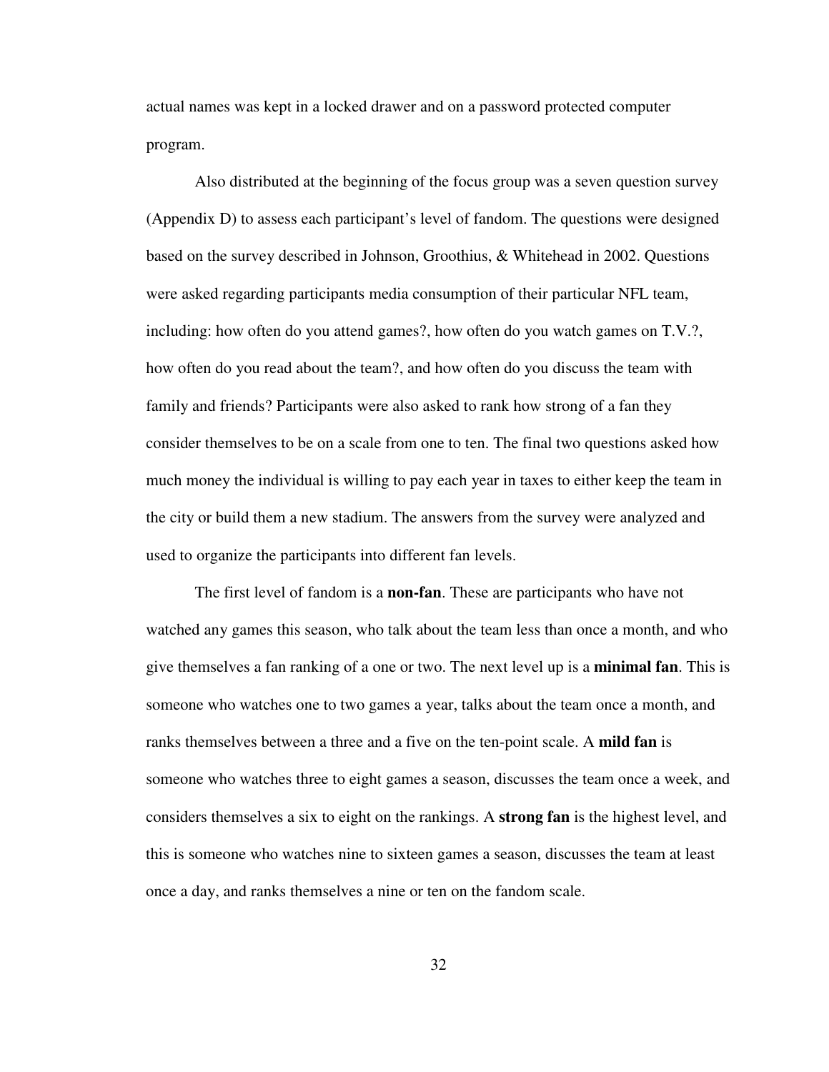actual names was kept in a locked drawer and on a password protected computer program.

Also distributed at the beginning of the focus group was a seven question survey (Appendix D) to assess each participant's level of fandom. The questions were designed based on the survey described in Johnson, Groothius, & Whitehead in 2002. Questions were asked regarding participants media consumption of their particular NFL team, including: how often do you attend games?, how often do you watch games on T.V.?, how often do you read about the team?, and how often do you discuss the team with family and friends? Participants were also asked to rank how strong of a fan they consider themselves to be on a scale from one to ten. The final two questions asked how much money the individual is willing to pay each year in taxes to either keep the team in the city or build them a new stadium. The answers from the survey were analyzed and used to organize the participants into different fan levels.

The first level of fandom is a **non-fan**. These are participants who have not watched any games this season, who talk about the team less than once a month, and who give themselves a fan ranking of a one or two. The next level up is a **minimal fan**. This is someone who watches one to two games a year, talks about the team once a month, and ranks themselves between a three and a five on the ten-point scale. A **mild fan** is someone who watches three to eight games a season, discusses the team once a week, and considers themselves a six to eight on the rankings. A **strong fan** is the highest level, and this is someone who watches nine to sixteen games a season, discusses the team at least once a day, and ranks themselves a nine or ten on the fandom scale.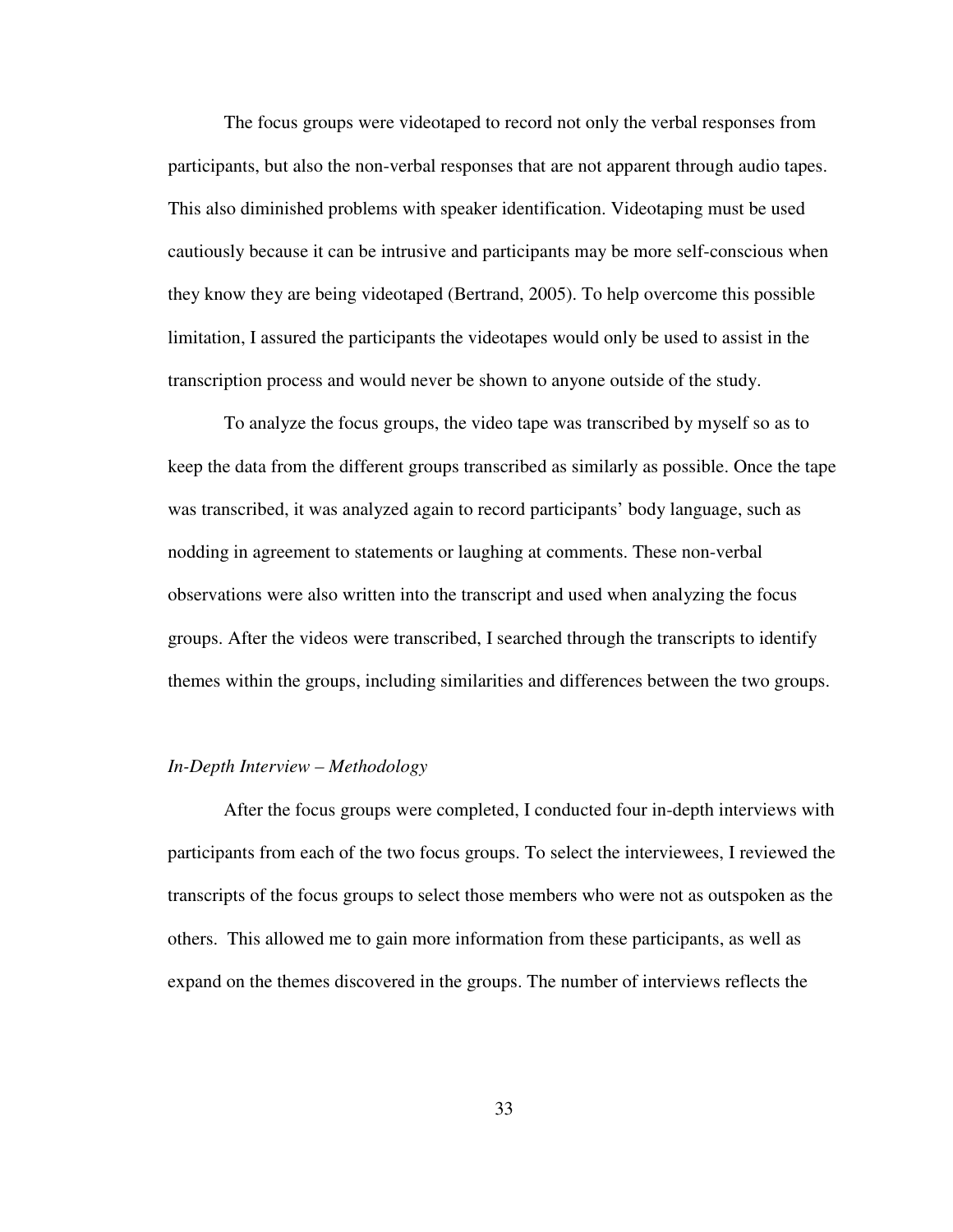The focus groups were videotaped to record not only the verbal responses from participants, but also the non-verbal responses that are not apparent through audio tapes. This also diminished problems with speaker identification. Videotaping must be used cautiously because it can be intrusive and participants may be more self-conscious when they know they are being videotaped (Bertrand, 2005). To help overcome this possible limitation, I assured the participants the videotapes would only be used to assist in the transcription process and would never be shown to anyone outside of the study.

To analyze the focus groups, the video tape was transcribed by myself so as to keep the data from the different groups transcribed as similarly as possible. Once the tape was transcribed, it was analyzed again to record participants' body language, such as nodding in agreement to statements or laughing at comments. These non-verbal observations were also written into the transcript and used when analyzing the focus groups. After the videos were transcribed, I searched through the transcripts to identify themes within the groups, including similarities and differences between the two groups.

*In-Depth Interview – Methodology*

After the focus groups were completed, I conducted four in-depth interviews with participants from each of the two focus groups. To select the interviewees, I reviewed the transcripts of the focus groups to select those members who were not as outspoken as the others. This allowed me to gain more information from these participants, as well as expand on the themes discovered in the groups. The number of interviews reflects the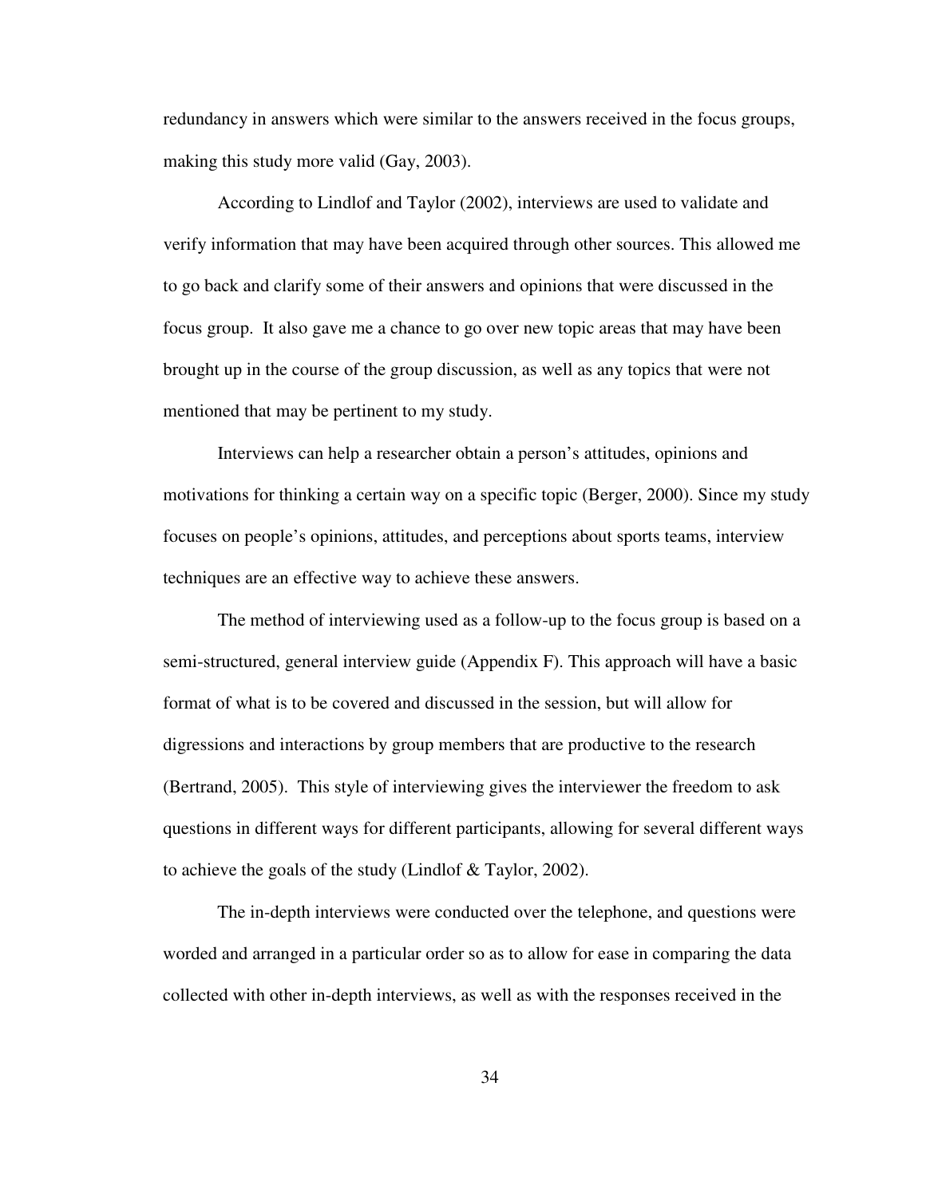redundancy in answers which were similar to the answers received in the focus groups, making this study more valid (Gay, 2003).

According to Lindlof and Taylor (2002), interviews are used to validate and verify information that may have been acquired through other sources. This allowed me to go back and clarify some of their answers and opinions that were discussed in the focus group. It also gave me a chance to go over new topic areas that may have been brought up in the course of the group discussion, as well as any topics that were not mentioned that may be pertinent to my study.

Interviews can help a researcher obtain a person's attitudes, opinions and motivations for thinking a certain way on a specific topic (Berger, 2000). Since my study focuses on people's opinions, attitudes, and perceptions about sports teams, interview techniques are an effective way to achieve these answers.

The method of interviewing used as a follow-up to the focus group is based on a semi-structured, general interview guide (Appendix F). This approach will have a basic format of what is to be covered and discussed in the session, but will allow for digressions and interactions by group members that are productive to the research (Bertrand, 2005). This style of interviewing gives the interviewer the freedom to ask questions in different ways for different participants, allowing for several different ways to achieve the goals of the study (Lindlof & Taylor, 2002).

The in-depth interviews were conducted over the telephone, and questions were worded and arranged in a particular order so as to allow for ease in comparing the data collected with other in-depth interviews, as well as with the responses received in the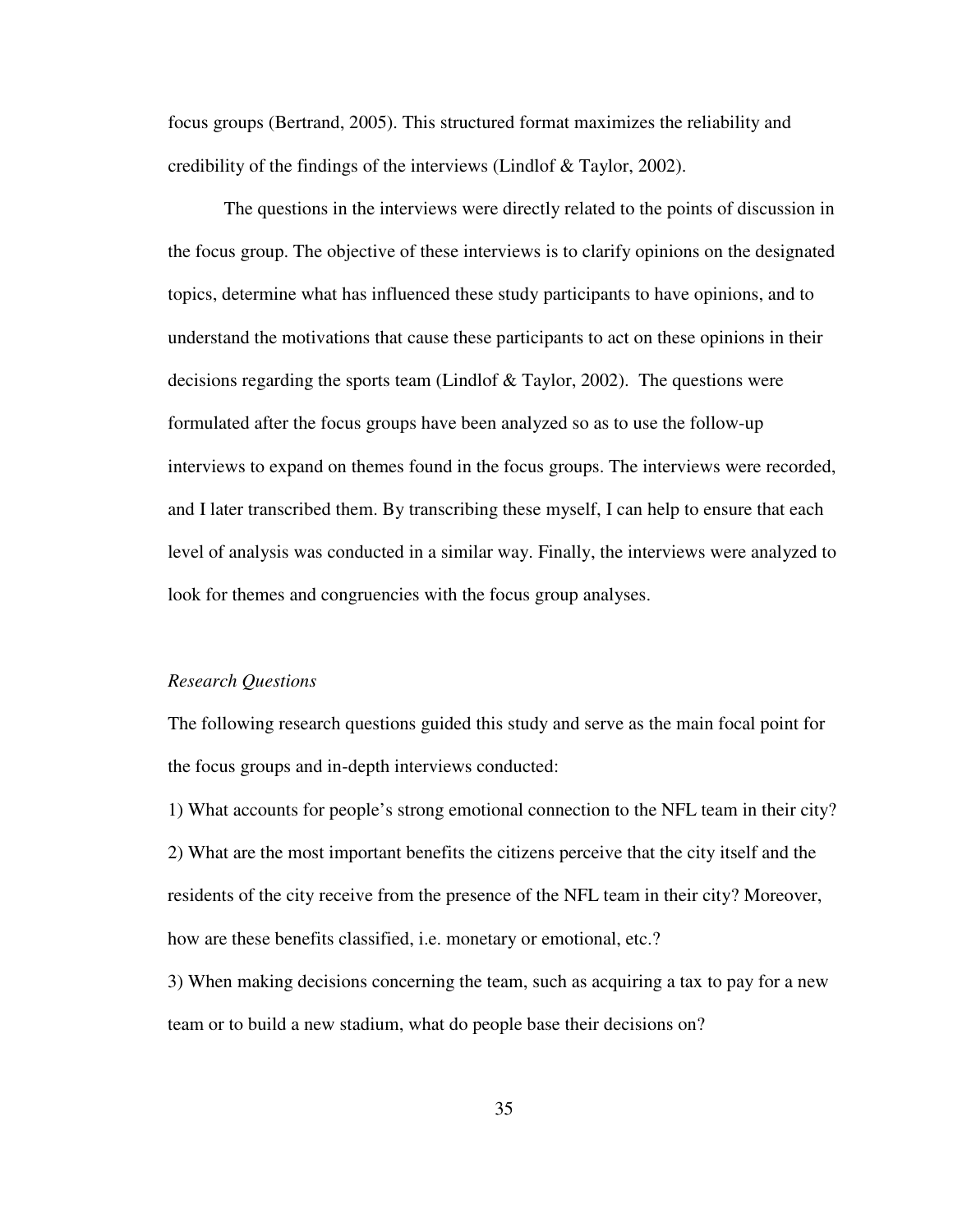focus groups (Bertrand, 2005). This structured format maximizes the reliability and credibility of the findings of the interviews (Lindlof & Taylor, 2002).

The questions in the interviews were directly related to the points of discussion in the focus group. The objective of these interviews is to clarify opinions on the designated topics, determine what has influenced these study participants to have opinions, and to understand the motivations that cause these participants to act on these opinions in their decisions regarding the sports team (Lindlof & Taylor, 2002). The questions were formulated after the focus groups have been analyzed so as to use the follow-up interviews to expand on themes found in the focus groups. The interviews were recorded, and I later transcribed them. By transcribing these myself, I can help to ensure that each level of analysis was conducted in a similar way. Finally, the interviews were analyzed to look for themes and congruencies with the focus group analyses.

*Research Questions*

The following research questions guided this study and serve as the main focal point for the focus groups and in-depth interviews conducted:

1) What accounts for people's strong emotional connection to the NFL team in their city?

2) What are the most important benefits the citizens perceive that the city itself and the residents of the city receive from the presence of the NFL team in their city? Moreover, how are these benefits classified, i.e. monetary or emotional, etc.?

3) When making decisions concerning the team, such as acquiring a tax to pay for a new team or to build a new stadium, what do people base their decisions on?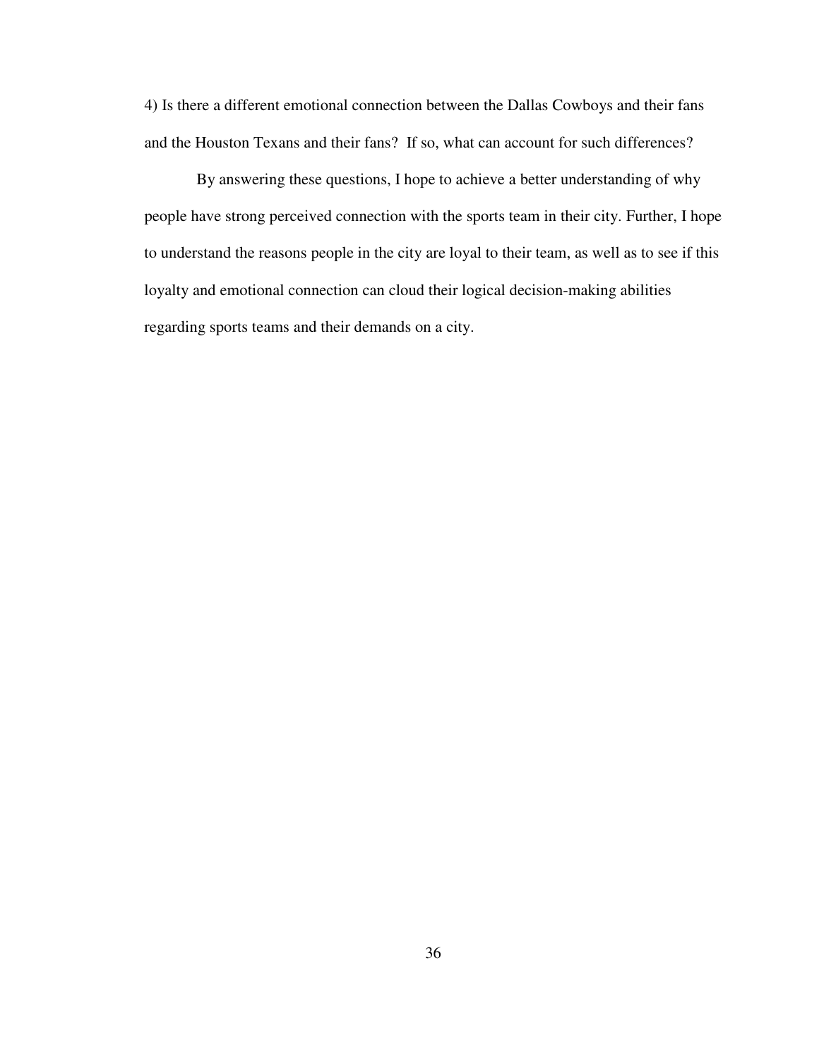4) Is there a different emotional connection between the Dallas Cowboys and their fans and the Houston Texans and their fans? If so, what can account for such differences?

By answering these questions, I hope to achieve a better understanding of why people have strong perceived connection with the sports team in their city. Further, I hope to understand the reasons people in the city are loyal to their team, as well as to see if this loyalty and emotional connection can cloud their logical decision-making abilities regarding sports teams and their demands on a city.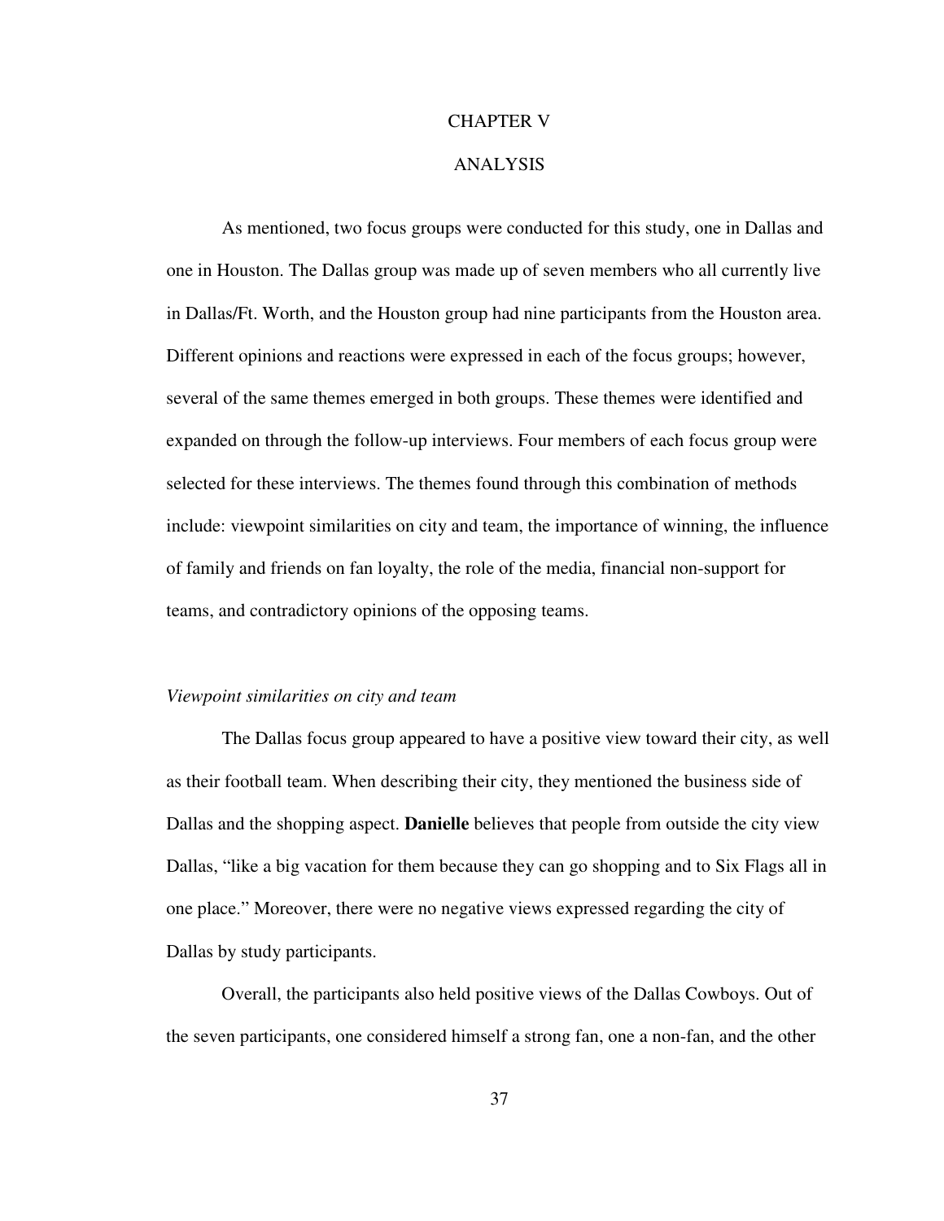# CHAPTER V

# ANALYSIS

As mentioned, two focus groups were conducted for this study, one in Dallas and one in Houston. The Dallas group was made up of seven members who all currently live in Dallas/Ft. Worth, and the Houston group had nine participants from the Houston area. Different opinions and reactions were expressed in each of the focus groups; however, several of the same themes emerged in both groups. These themes were identified and expanded on through the follow-up interviews. Four members of each focus group were selected for these interviews. The themes found through this combination of methods include: viewpoint similarities on city and team, the importance of winning, the influence of family and friends on fan loyalty, the role of the media, financial non-support for teams, and contradictory opinions of the opposing teams.

*Viewpoint similarities on city and team*

The Dallas focus group appeared to have a positive view toward their city, as well as their football team. When describing their city, they mentioned the business side of Dallas and the shopping aspect. **Danielle** believes that people from outside the city view Dallas, "like a big vacation for them because they can go shopping and to Six Flags all in one place." Moreover, there were no negative views expressed regarding the city of Dallas by study participants.

Overall, the participants also held positive views of the Dallas Cowboys. Out of the seven participants, one considered himself a strong fan, one a non-fan, and the other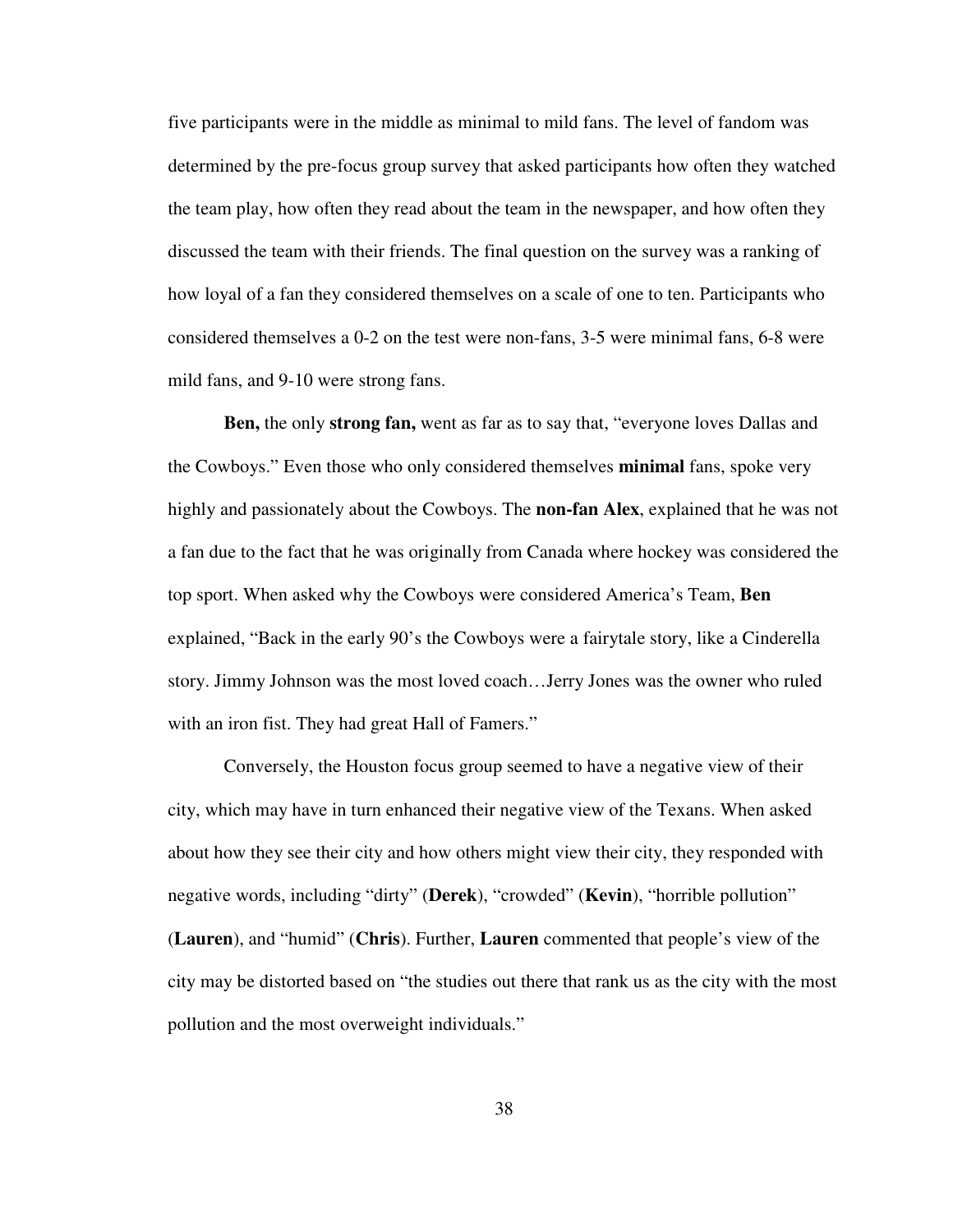five participants were in the middle as minimal to mild fans. The level of fandom was determined by the pre-focus group survey that asked participants how often they watched the team play, how often they read about the team in the newspaper, and how often they discussed the team with their friends. The final question on the survey was a ranking of how loyal of a fan they considered themselves on a scale of one to ten. Participants who considered themselves a 0-2 on the test were non-fans, 3-5 were minimal fans, 6-8 were mild fans, and 9-10 were strong fans.

**Ben,** the only **strong fan,** went as far as to say that, "everyone loves Dallas and the Cowboys." Even those who only considered themselves **minimal** fans, spoke very highly and passionately about the Cowboys. The **non-fan Alex**, explained that he was not a fan due to the fact that he was originally from Canada where hockey was considered the top sport. When asked why the Cowboys were considered America's Team, **Ben** explained, "Back in the early 90's the Cowboys were a fairytale story, like a Cinderella story. Jimmy Johnson was the most loved coach…Jerry Jones was the owner who ruled with an iron fist. They had great Hall of Famers."

Conversely, the Houston focus group seemed to have a negative view of their city, which may have in turn enhanced their negative view of the Texans. When asked about how they see their city and how others might view their city, they responded with negative words, including "dirty" (**Derek**), "crowded" (**Kevin**), "horrible pollution" (**Lauren**), and "humid" (**Chris**). Further, **Lauren** commented that people's view of the city may be distorted based on "the studies out there that rank us as the city with the most pollution and the most overweight individuals."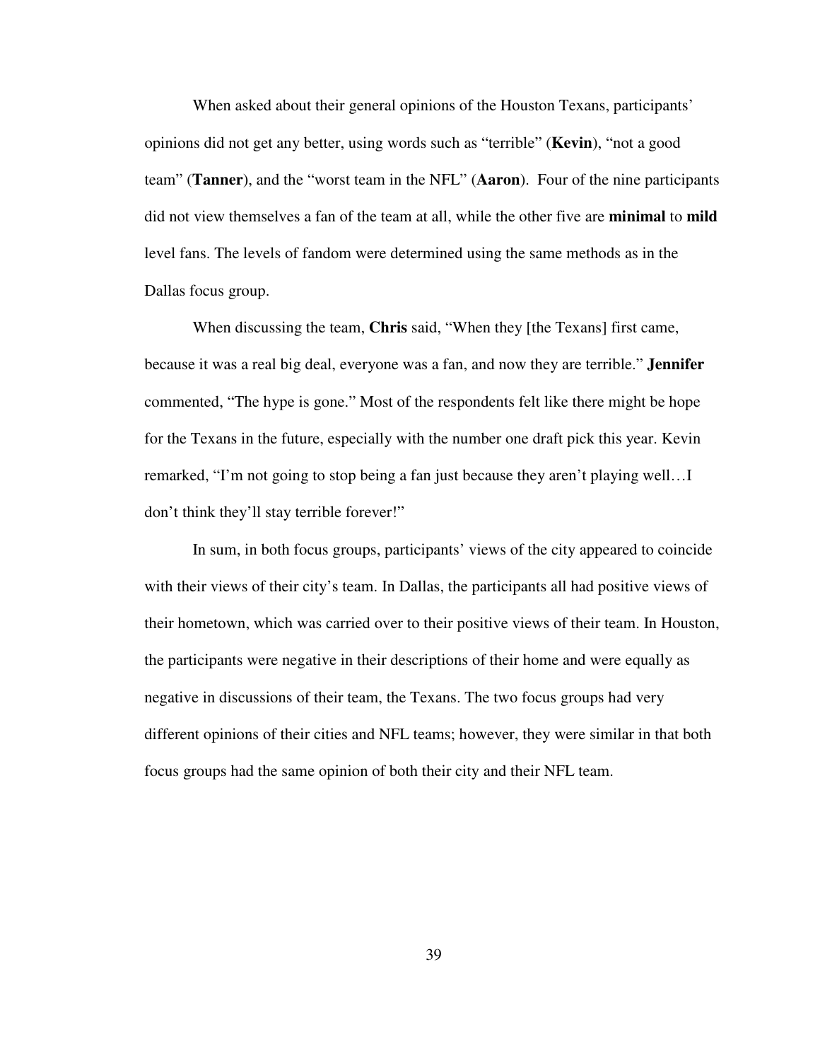When asked about their general opinions of the Houston Texans, participants' opinions did not get any better, using words such as "terrible" (**Kevin**), "not a good team" (**Tanner**), and the "worst team in the NFL" (**Aaron**). Four of the nine participants did not view themselves a fan of the team at all, while the other five are **minimal** to **mild** level fans. The levels of fandom were determined using the same methods as in the Dallas focus group.

When discussing the team, **Chris** said, "When they [the Texans] first came, because it was a real big deal, everyone was a fan, and now they are terrible." **Jennifer** commented, "The hype is gone." Most of the respondents felt like there might be hope for the Texans in the future, especially with the number one draft pick this year. Kevin remarked, "I'm not going to stop being a fan just because they aren't playing well…I don't think they'll stay terrible forever!"

In sum, in both focus groups, participants' views of the city appeared to coincide with their views of their city's team. In Dallas, the participants all had positive views of their hometown, which was carried over to their positive views of their team. In Houston, the participants were negative in their descriptions of their home and were equally as negative in discussions of their team, the Texans. The two focus groups had very different opinions of their cities and NFL teams; however, they were similar in that both focus groups had the same opinion of both their city and their NFL team.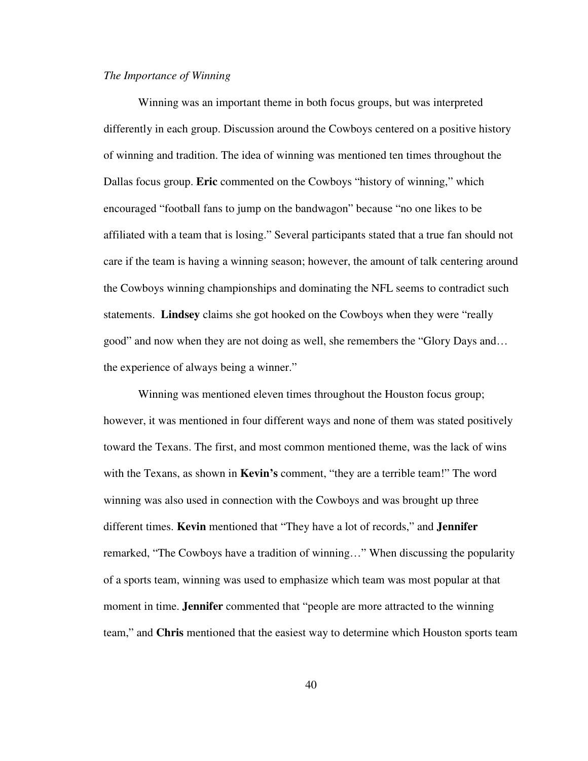*The Importance of Winning*

Winning was an important theme in both focus groups, but was interpreted differently in each group. Discussion around the Cowboys centered on a positive history of winning and tradition. The idea of winning was mentioned ten times throughout the Dallas focus group. **Eric** commented on the Cowboys "history of winning," which encouraged "football fans to jump on the bandwagon" because "no one likes to be affiliated with a team that is losing." Several participants stated that a true fan should not care if the team is having a winning season; however, the amount of talk centering around the Cowboys winning championships and dominating the NFL seems to contradict such statements. **Lindsey** claims she got hooked on the Cowboys when they were "really good" and now when they are not doing as well, she remembers the "Glory Days and… the experience of always being a winner."

Winning was mentioned eleven times throughout the Houston focus group; however, it was mentioned in four different ways and none of them was stated positively toward the Texans. The first, and most common mentioned theme, was the lack of wins with the Texans, as shown in **Kevin's** comment, "they are a terrible team!" The word winning was also used in connection with the Cowboys and was brought up three different times. **Kevin** mentioned that "They have a lot of records," and **Jennifer** remarked, "The Cowboys have a tradition of winning…" When discussing the popularity of a sports team, winning was used to emphasize which team was most popular at that moment in time. **Jennifer** commented that "people are more attracted to the winning team," and **Chris** mentioned that the easiest way to determine which Houston sports team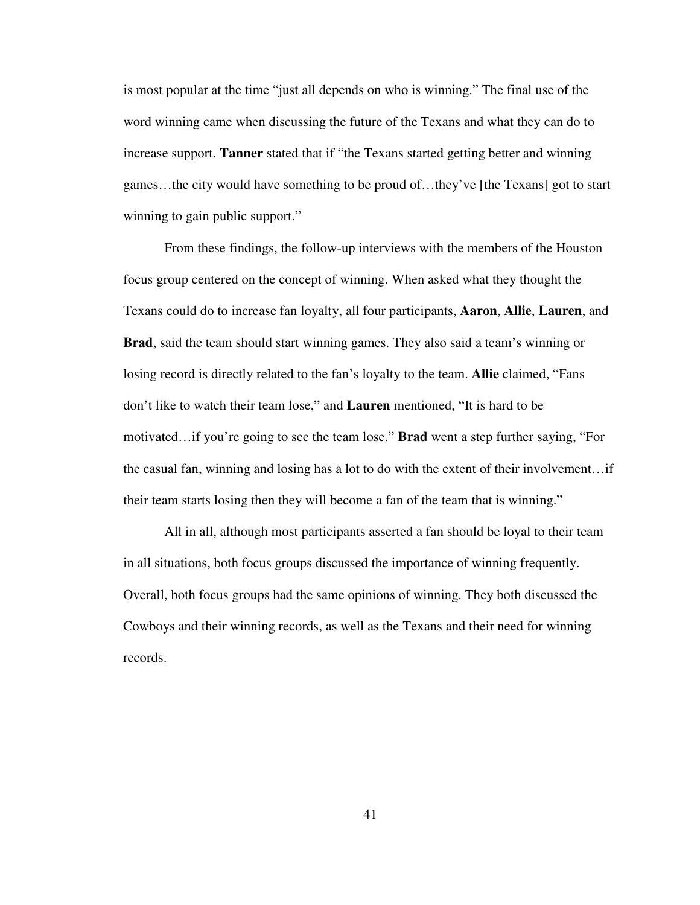is most popular at the time "just all depends on who is winning." The final use of the word winning came when discussing the future of the Texans and what they can do to increase support. **Tanner** stated that if "the Texans started getting better and winning games…the city would have something to be proud of…they've [the Texans] got to start winning to gain public support."

From these findings, the follow-up interviews with the members of the Houston focus group centered on the concept of winning. When asked what they thought the Texans could do to increase fan loyalty, all four participants, **Aaron**, **Allie**, **Lauren**, and **Brad**, said the team should start winning games. They also said a team's winning or losing record is directly related to the fan's loyalty to the team. **Allie** claimed, "Fans don't like to watch their team lose," and **Lauren** mentioned, "It is hard to be motivated…if you're going to see the team lose." **Brad** went a step further saying, "For the casual fan, winning and losing has a lot to do with the extent of their involvement…if their team starts losing then they will become a fan of the team that is winning."

All in all, although most participants asserted a fan should be loyal to their team in all situations, both focus groups discussed the importance of winning frequently. Overall, both focus groups had the same opinions of winning. They both discussed the Cowboys and their winning records, as well as the Texans and their need for winning records.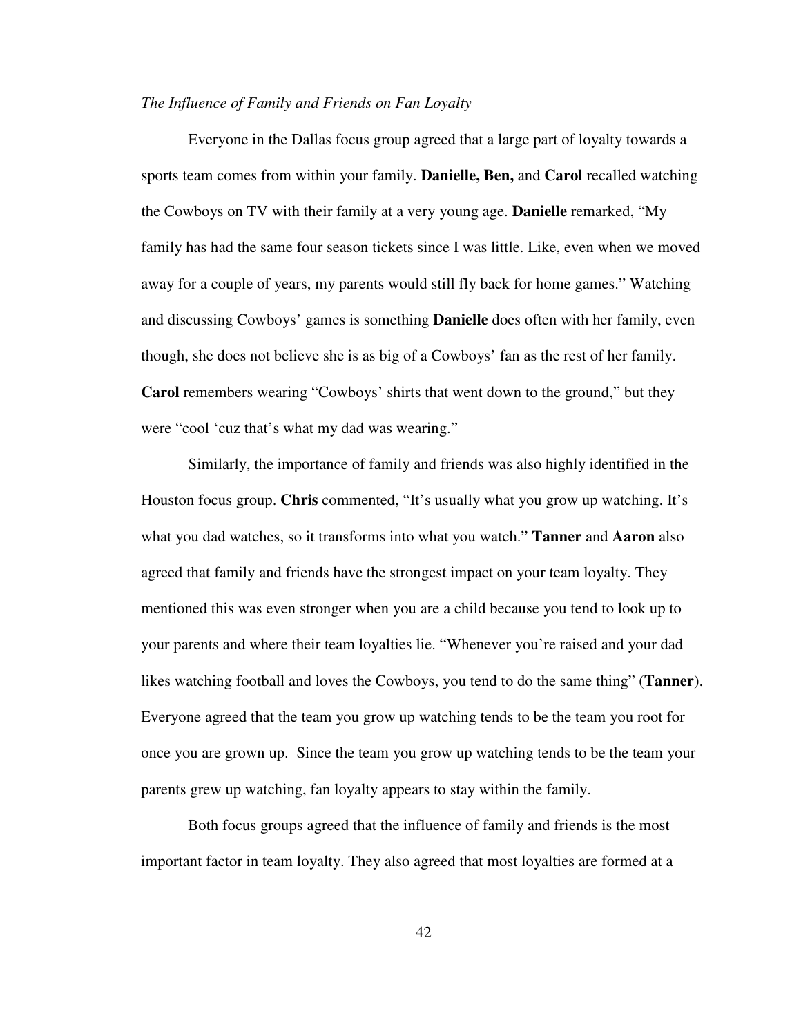*The Influence of Family and Friends on Fan Loyalty*

Everyone in the Dallas focus group agreed that a large part of loyalty towards a sports team comes from within your family. **Danielle, Ben,** and **Carol** recalled watching the Cowboys on TV with their family at a very young age. **Danielle** remarked, "My family has had the same four season tickets since I was little. Like, even when we moved away for a couple of years, my parents would still fly back for home games." Watching and discussing Cowboys' games is something **Danielle** does often with her family, even though, she does not believe she is as big of a Cowboys' fan as the rest of her family. **Carol** remembers wearing "Cowboys' shirts that went down to the ground," but they were "cool 'cuz that's what my dad was wearing."

Similarly, the importance of family and friends was also highly identified in the Houston focus group. **Chris** commented, "It's usually what you grow up watching. It's what you dad watches, so it transforms into what you watch." **Tanner** and **Aaron** also agreed that family and friends have the strongest impact on your team loyalty. They mentioned this was even stronger when you are a child because you tend to look up to your parents and where their team loyalties lie. "Whenever you're raised and your dad likes watching football and loves the Cowboys, you tend to do the same thing" (**Tanner**). Everyone agreed that the team you grow up watching tends to be the team you root for once you are grown up. Since the team you grow up watching tends to be the team your parents grew up watching, fan loyalty appears to stay within the family.

Both focus groups agreed that the influence of family and friends is the most important factor in team loyalty. They also agreed that most loyalties are formed at a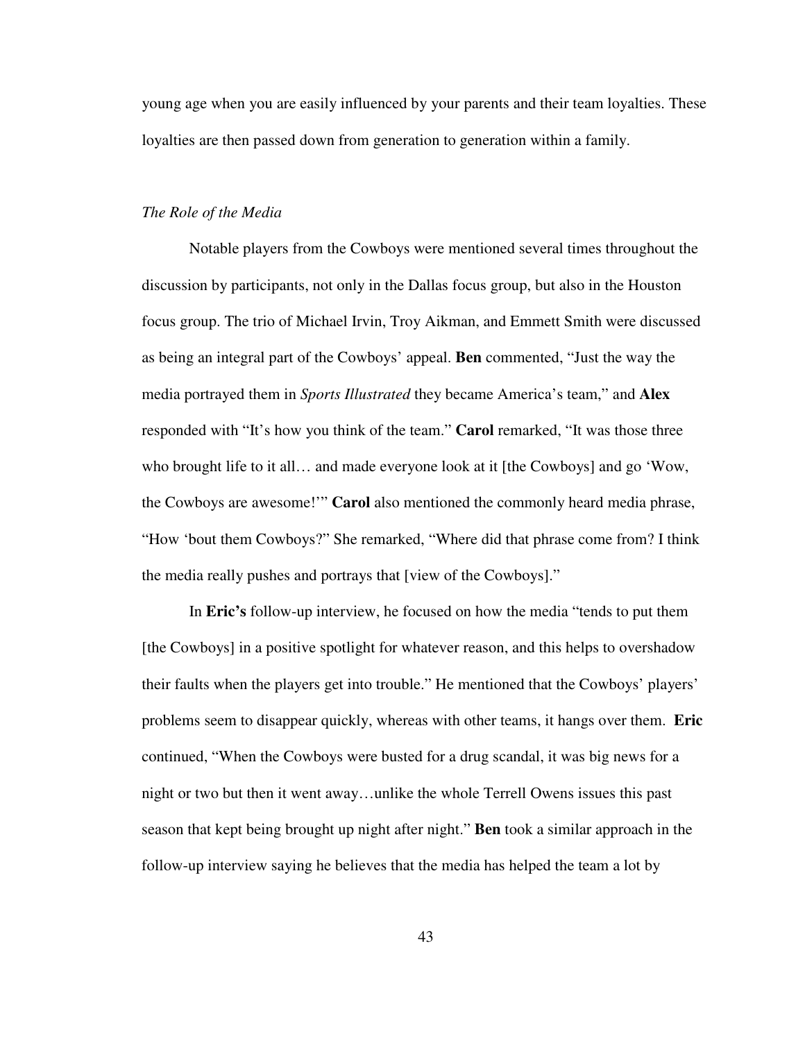young age when you are easily influenced by your parents and their team loyalties. These loyalties are then passed down from generation to generation within a family.

### *The Role of the Media*

Notable players from the Cowboys were mentioned several times throughout the discussion by participants, not only in the Dallas focus group, but also in the Houston focus group. The trio of Michael Irvin, Troy Aikman, and Emmett Smith were discussed as being an integral part of the Cowboys' appeal. **Ben** commented, "Just the way the media portrayed them in *Sports Illustrated* they became America's team," and **Alex** responded with "It's how you think of the team." **Carol** remarked, "It was those three who brought life to it all… and made everyone look at it [the Cowboys] and go 'Wow, the Cowboys are awesome!'" **Carol** also mentioned the commonly heard media phrase, "How 'bout them Cowboys?" She remarked, "Where did that phrase come from? I think the media really pushes and portrays that [view of the Cowboys]."

In **Eric's** follow-up interview, he focused on how the media "tends to put them [the Cowboys] in a positive spotlight for whatever reason, and this helps to overshadow their faults when the players get into trouble." He mentioned that the Cowboys' players' problems seem to disappear quickly, whereas with other teams, it hangs over them. **Eric** continued, "When the Cowboys were busted for a drug scandal, it was big news for a night or two but then it went away…unlike the whole Terrell Owens issues this past season that kept being brought up night after night." **Ben** took a similar approach in the follow-up interview saying he believes that the media has helped the team a lot by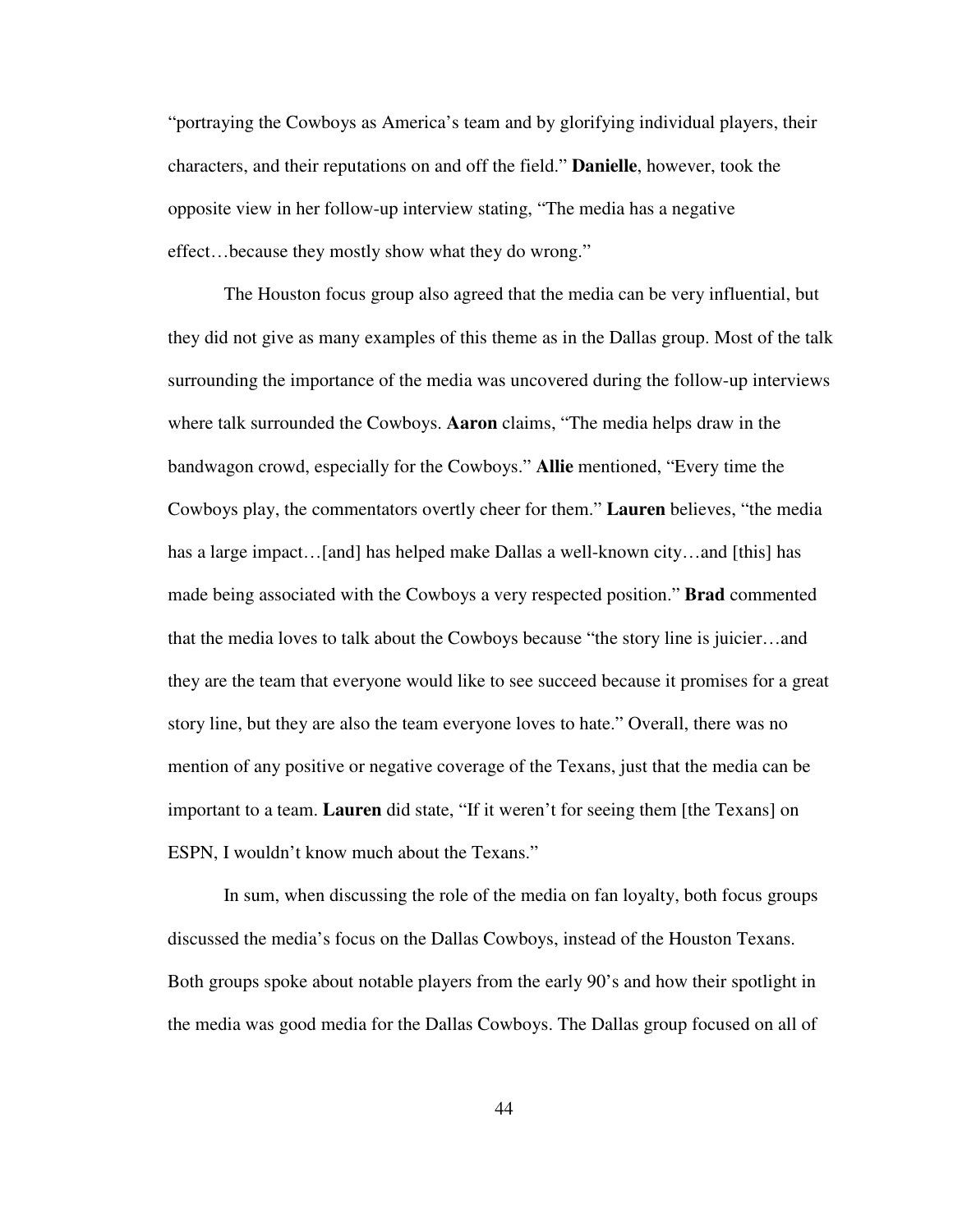"portraying the Cowboys as America's team and by glorifying individual players, their characters, and their reputations on and off the field." **Danielle**, however, took the opposite view in her follow-up interview stating, "The media has a negative effect…because they mostly show what they do wrong."

The Houston focus group also agreed that the media can be very influential, but they did not give as many examples of this theme as in the Dallas group. Most of the talk surrounding the importance of the media was uncovered during the follow-up interviews where talk surrounded the Cowboys. **Aaron** claims, "The media helps draw in the bandwagon crowd, especially for the Cowboys." **Allie** mentioned, "Every time the Cowboys play, the commentators overtly cheer for them." **Lauren** believes, "the media has a large impact…[and] has helped make Dallas a well-known city…and [this] has made being associated with the Cowboys a very respected position." **Brad** commented that the media loves to talk about the Cowboys because "the story line is juicier…and they are the team that everyone would like to see succeed because it promises for a great story line, but they are also the team everyone loves to hate." Overall, there was no mention of any positive or negative coverage of the Texans, just that the media can be important to a team. **Lauren** did state, "If it weren't for seeing them [the Texans] on ESPN, I wouldn't know much about the Texans."

In sum, when discussing the role of the media on fan loyalty, both focus groups discussed the media's focus on the Dallas Cowboys, instead of the Houston Texans. Both groups spoke about notable players from the early 90's and how their spotlight in the media was good media for the Dallas Cowboys. The Dallas group focused on all of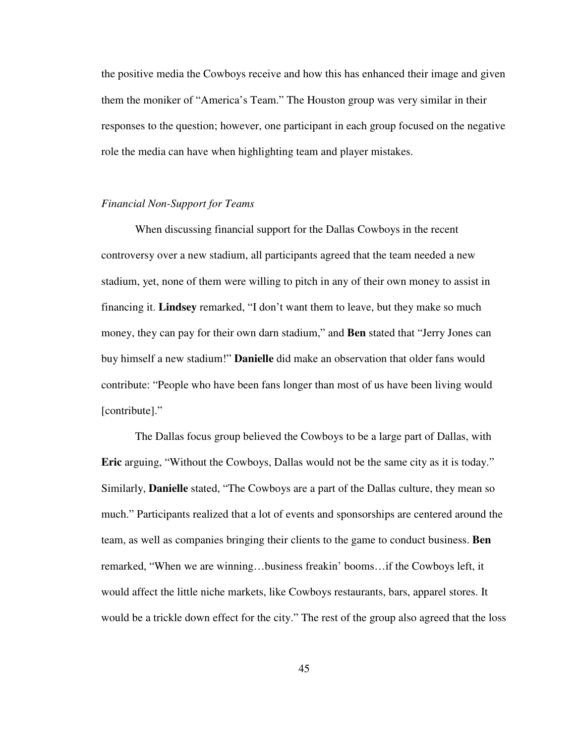the positive media the Cowboys receive and how this has enhanced their image and given them the moniker of "America's Team." The Houston group was very similar in their responses to the question; however, one participant in each group focused on the negative role the media can have when highlighting team and player mistakes.

*Financial Non-Support for Teams*

When discussing financial support for the Dallas Cowboys in the recent controversy over a new stadium, all participants agreed that the team needed a new stadium, yet, none of them were willing to pitch in any of their own money to assist in financing it. **Lindsey** remarked, "I don't want them to leave, but they make so much money, they can pay for their own darn stadium," and **Ben** stated that "Jerry Jones can buy himself a new stadium!" **Danielle** did make an observation that older fans would contribute: "People who have been fans longer than most of us have been living would [contribute]."

The Dallas focus group believed the Cowboys to be a large part of Dallas, with **Eric** arguing, "Without the Cowboys, Dallas would not be the same city as it is today." Similarly, **Danielle** stated, "The Cowboys are a part of the Dallas culture, they mean so much." Participants realized that a lot of events and sponsorships are centered around the team, as well as companies bringing their clients to the game to conduct business. **Ben** remarked, "When we are winning…business freakin' booms…if the Cowboys left, it would affect the little niche markets, like Cowboys restaurants, bars, apparel stores. It would be a trickle down effect for the city." The rest of the group also agreed that the loss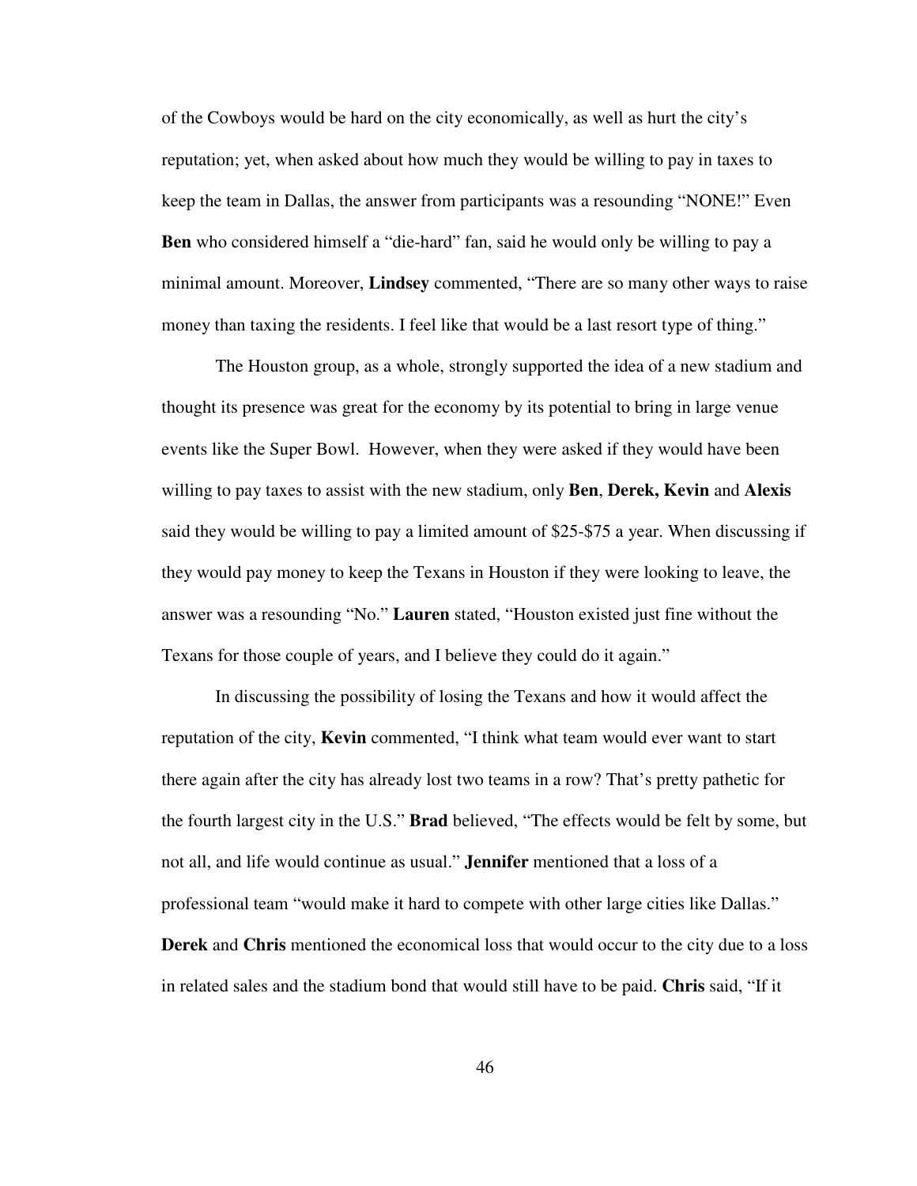of the Cowboys would be hard on the city economically, as well as hurt the city's reputation; yet, when asked about how much they would be willing to pay in taxes to keep the team in Dallas, the answer from participants was a resounding "NONE!" Even **Ben** who considered himself a "die-hard" fan, said he would only be willing to pay a minimal amount. Moreover, **Lindsey** commented, "There are so many other ways to raise money than taxing the residents. I feel like that would be a last resort type of thing."

The Houston group, as a whole, strongly supported the idea of a new stadium and thought its presence was great for the economy by its potential to bring in large venue events like the Super Bowl. However, when they were asked if they would have been willing to pay taxes to assist with the new stadium, only **Ben**, **Derek, Kevin** and **Alexis** said they would be willing to pay a limited amount of $25-$75 a year. When discussing if they would pay money to keep the Texans in Houston if they were looking to leave, the answer was a resounding "No." **Lauren** stated, "Houston existed just fine without the Texans for those couple of years, and I believe they could do it again."

In discussing the possibility of losing the Texans and how it would affect the reputation of the city, **Kevin** commented, "I think what team would ever want to start there again after the city has already lost two teams in a row? That's pretty pathetic for the fourth largest city in the U.S." **Brad** believed, "The effects would be felt by some, but not all, and life would continue as usual." **Jennifer** mentioned that a loss of a professional team "would make it hard to compete with other large cities like Dallas." **Derek** and **Chris** mentioned the economical loss that would occur to the city due to a loss in related sales and the stadium bond that would still have to be paid. **Chris** said, "If it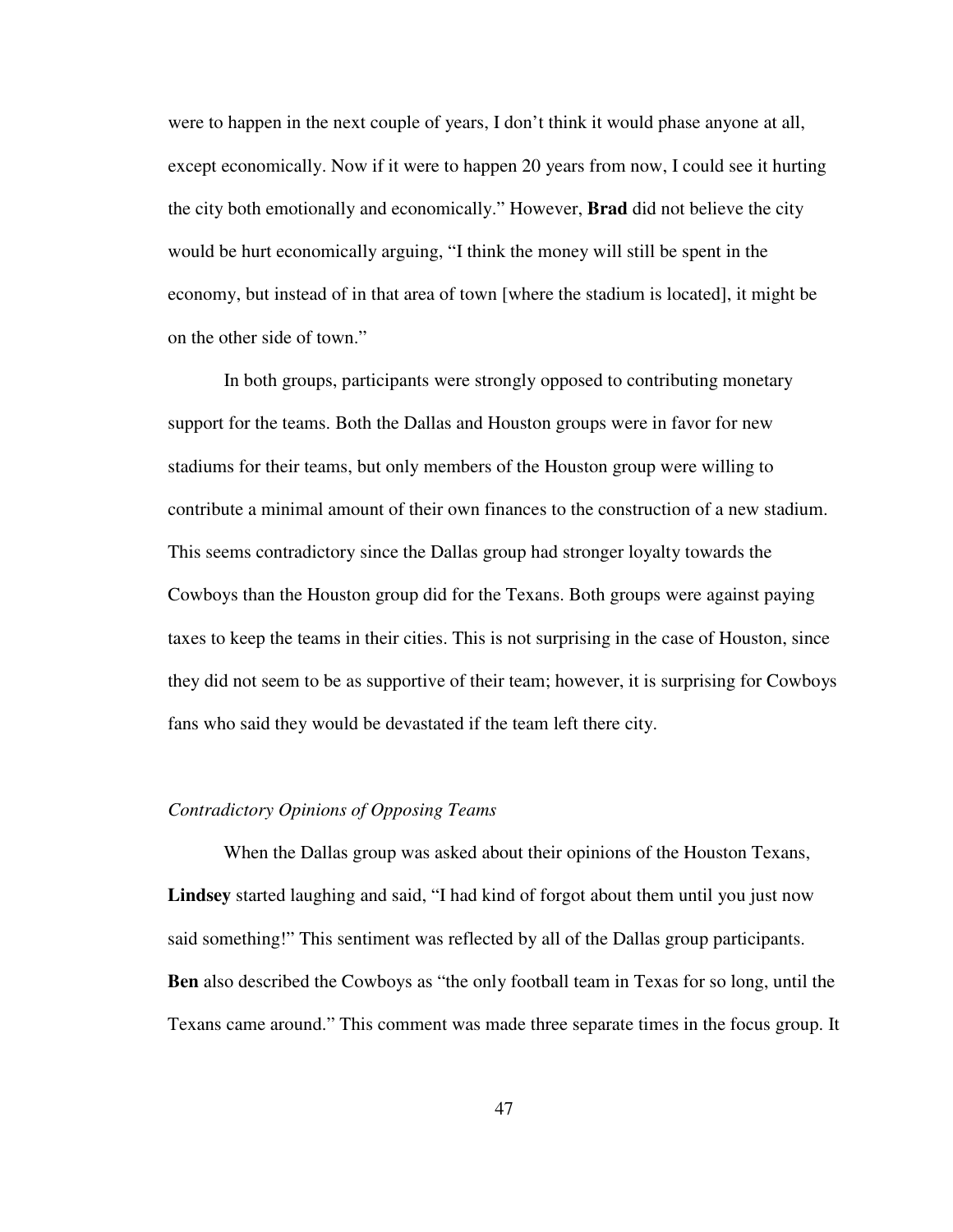were to happen in the next couple of years, I don't think it would phase anyone at all, except economically. Now if it were to happen 20 years from now, I could see it hurting the city both emotionally and economically." However, **Brad** did not believe the city would be hurt economically arguing, "I think the money will still be spent in the economy, but instead of in that area of town [where the stadium is located], it might be on the other side of town."

In both groups, participants were strongly opposed to contributing monetary support for the teams. Both the Dallas and Houston groups were in favor for new stadiums for their teams, but only members of the Houston group were willing to contribute a minimal amount of their own finances to the construction of a new stadium. This seems contradictory since the Dallas group had stronger loyalty towards the Cowboys than the Houston group did for the Texans. Both groups were against paying taxes to keep the teams in their cities. This is not surprising in the case of Houston, since they did not seem to be as supportive of their team; however, it is surprising for Cowboys fans who said they would be devastated if the team left there city.

*Contradictory Opinions of Opposing Teams*

When the Dallas group was asked about their opinions of the Houston Texans, **Lindsey** started laughing and said, "I had kind of forgot about them until you just now said something!" This sentiment was reflected by all of the Dallas group participants. **Ben** also described the Cowboys as "the only football team in Texas for so long, until the Texans came around." This comment was made three separate times in the focus group. It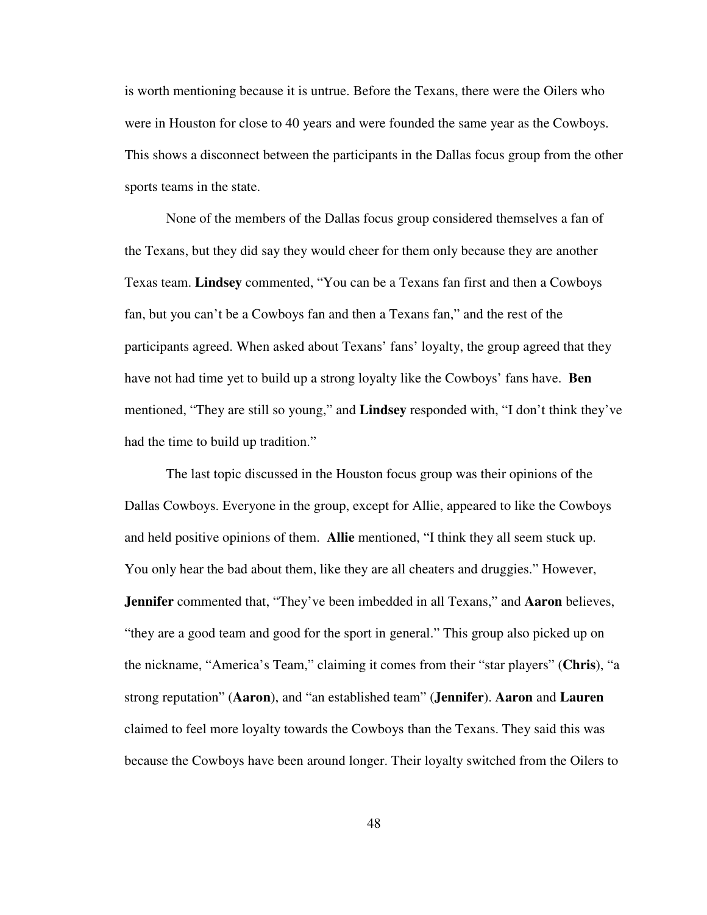is worth mentioning because it is untrue. Before the Texans, there were the Oilers who were in Houston for close to 40 years and were founded the same year as the Cowboys. This shows a disconnect between the participants in the Dallas focus group from the other sports teams in the state.

None of the members of the Dallas focus group considered themselves a fan of the Texans, but they did say they would cheer for them only because they are another Texas team. **Lindsey** commented, "You can be a Texans fan first and then a Cowboys fan, but you can't be a Cowboys fan and then a Texans fan," and the rest of the participants agreed. When asked about Texans' fans' loyalty, the group agreed that they have not had time yet to build up a strong loyalty like the Cowboys' fans have. **Ben** mentioned, "They are still so young," and **Lindsey** responded with, "I don't think they've had the time to build up tradition."

The last topic discussed in the Houston focus group was their opinions of the Dallas Cowboys. Everyone in the group, except for Allie, appeared to like the Cowboys and held positive opinions of them. **Allie** mentioned, "I think they all seem stuck up. You only hear the bad about them, like they are all cheaters and druggies." However, **Jennifer** commented that, "They've been imbedded in all Texans," and **Aaron** believes, "they are a good team and good for the sport in general." This group also picked up on the nickname, "America's Team," claiming it comes from their "star players" (**Chris**), "a strong reputation" (**Aaron**), and "an established team" (**Jennifer**). **Aaron** and **Lauren** claimed to feel more loyalty towards the Cowboys than the Texans. They said this was because the Cowboys have been around longer. Their loyalty switched from the Oilers to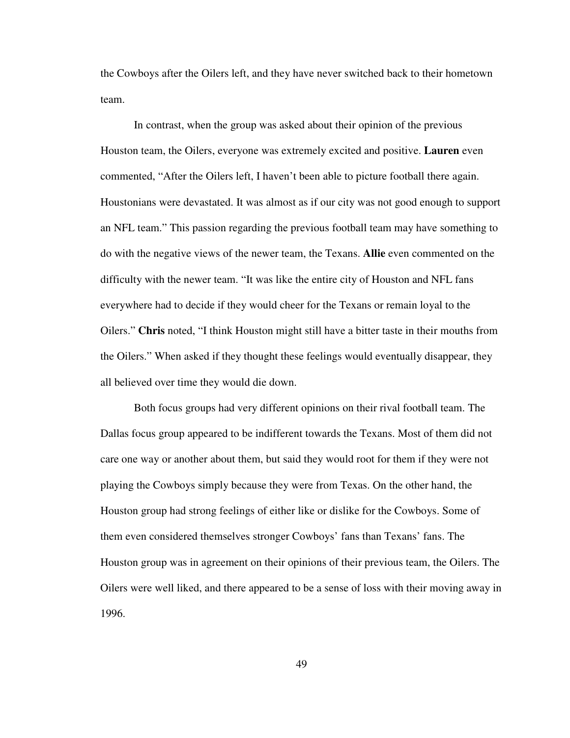the Cowboys after the Oilers left, and they have never switched back to their hometown team.

In contrast, when the group was asked about their opinion of the previous Houston team, the Oilers, everyone was extremely excited and positive. **Lauren** even commented, "After the Oilers left, I haven't been able to picture football there again. Houstonians were devastated. It was almost as if our city was not good enough to support an NFL team." This passion regarding the previous football team may have something to do with the negative views of the newer team, the Texans. **Allie** even commented on the difficulty with the newer team. "It was like the entire city of Houston and NFL fans everywhere had to decide if they would cheer for the Texans or remain loyal to the Oilers." **Chris** noted, "I think Houston might still have a bitter taste in their mouths from the Oilers." When asked if they thought these feelings would eventually disappear, they all believed over time they would die down.

Both focus groups had very different opinions on their rival football team. The Dallas focus group appeared to be indifferent towards the Texans. Most of them did not care one way or another about them, but said they would root for them if they were not playing the Cowboys simply because they were from Texas. On the other hand, the Houston group had strong feelings of either like or dislike for the Cowboys. Some of them even considered themselves stronger Cowboys' fans than Texans' fans. The Houston group was in agreement on their opinions of their previous team, the Oilers. The Oilers were well liked, and there appeared to be a sense of loss with their moving away in 1996.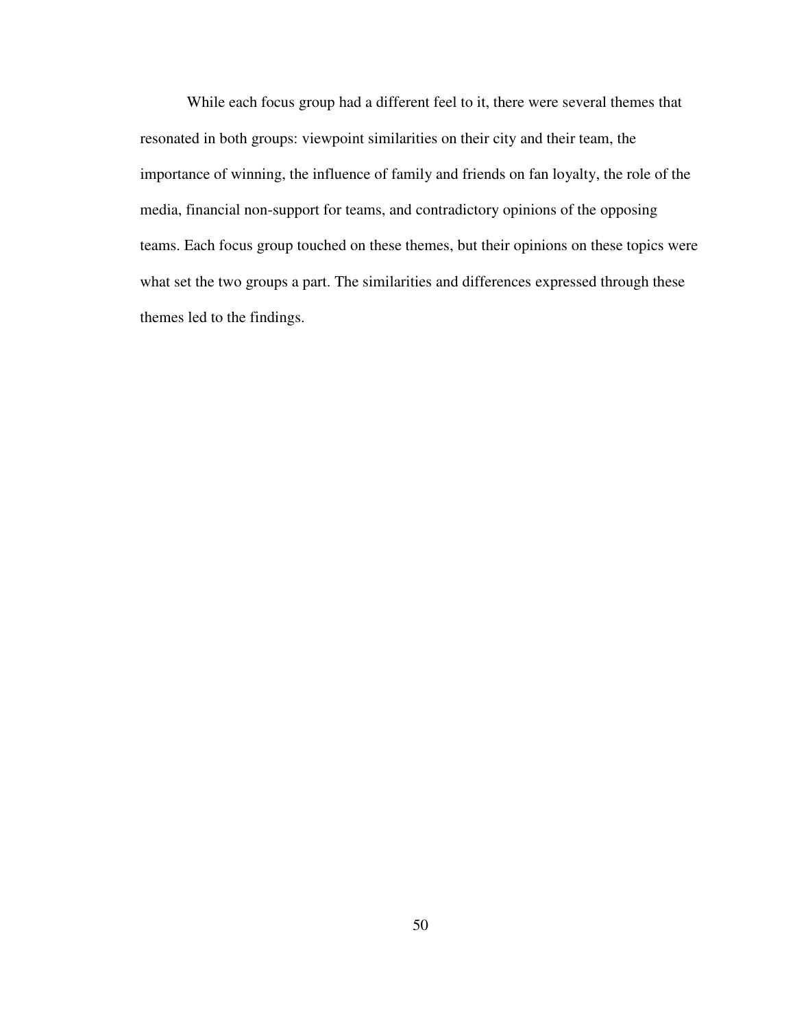While each focus group had a different feel to it, there were several themes that resonated in both groups: viewpoint similarities on their city and their team, the importance of winning, the influence of family and friends on fan loyalty, the role of the media, financial non-support for teams, and contradictory opinions of the opposing teams. Each focus group touched on these themes, but their opinions on these topics were what set the two groups a part. The similarities and differences expressed through these themes led to the findings.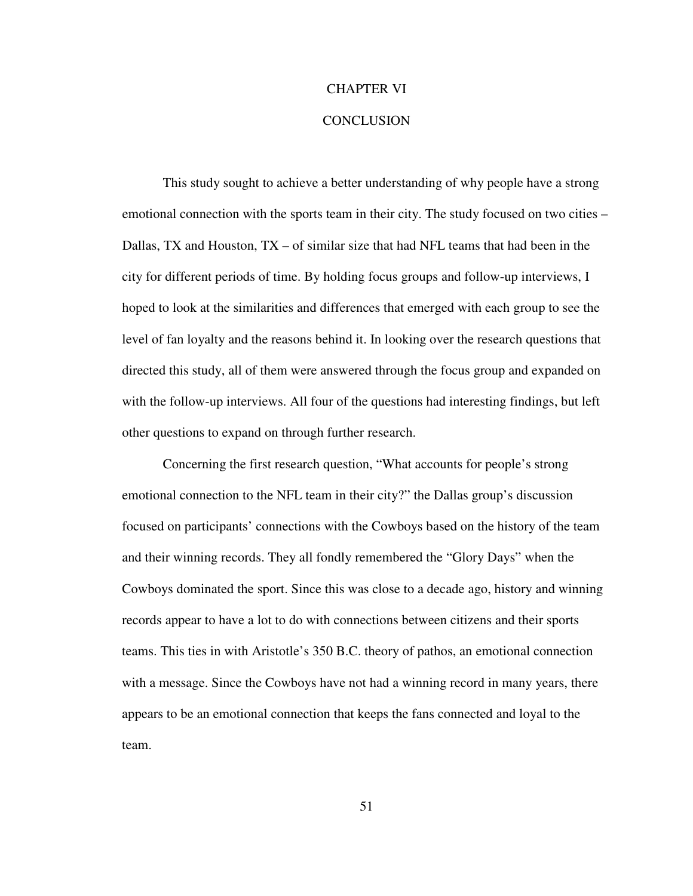# CHAPTER VI

# CONCLUSION

This study sought to achieve a better understanding of why people have a strong emotional connection with the sports team in their city. The study focused on two cities – Dallas, TX and Houston, TX – of similar size that had NFL teams that had been in the city for different periods of time. By holding focus groups and follow-up interviews, I hoped to look at the similarities and differences that emerged with each group to see the level of fan loyalty and the reasons behind it. In looking over the research questions that directed this study, all of them were answered through the focus group and expanded on with the follow-up interviews. All four of the questions had interesting findings, but left other questions to expand on through further research.

Concerning the first research question, "What accounts for people's strong emotional connection to the NFL team in their city?" the Dallas group's discussion focused on participants' connections with the Cowboys based on the history of the team and their winning records. They all fondly remembered the "Glory Days" when the Cowboys dominated the sport. Since this was close to a decade ago, history and winning records appear to have a lot to do with connections between citizens and their sports teams. This ties in with Aristotle's 350 B.C. theory of pathos, an emotional connection with a message. Since the Cowboys have not had a winning record in many years, there appears to be an emotional connection that keeps the fans connected and loyal to the team.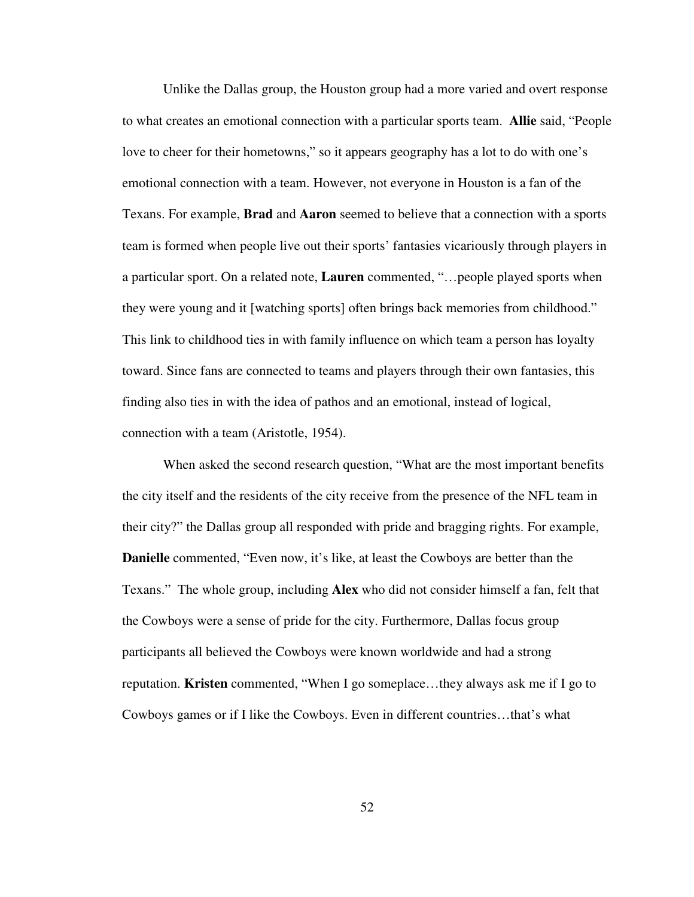Unlike the Dallas group, the Houston group had a more varied and overt response to what creates an emotional connection with a particular sports team. **Allie** said, "People love to cheer for their hometowns," so it appears geography has a lot to do with one's emotional connection with a team. However, not everyone in Houston is a fan of the Texans. For example, **Brad** and **Aaron** seemed to believe that a connection with a sports team is formed when people live out their sports' fantasies vicariously through players in a particular sport. On a related note, **Lauren** commented, "…people played sports when they were young and it [watching sports] often brings back memories from childhood." This link to childhood ties in with family influence on which team a person has loyalty toward. Since fans are connected to teams and players through their own fantasies, this finding also ties in with the idea of pathos and an emotional, instead of logical, connection with a team (Aristotle, 1954).

When asked the second research question, "What are the most important benefits the city itself and the residents of the city receive from the presence of the NFL team in their city?" the Dallas group all responded with pride and bragging rights. For example, **Danielle** commented, "Even now, it's like, at least the Cowboys are better than the Texans." The whole group, including **Alex** who did not consider himself a fan, felt that the Cowboys were a sense of pride for the city. Furthermore, Dallas focus group participants all believed the Cowboys were known worldwide and had a strong reputation. **Kristen** commented, "When I go someplace…they always ask me if I go to Cowboys games or if I like the Cowboys. Even in different countries…that's what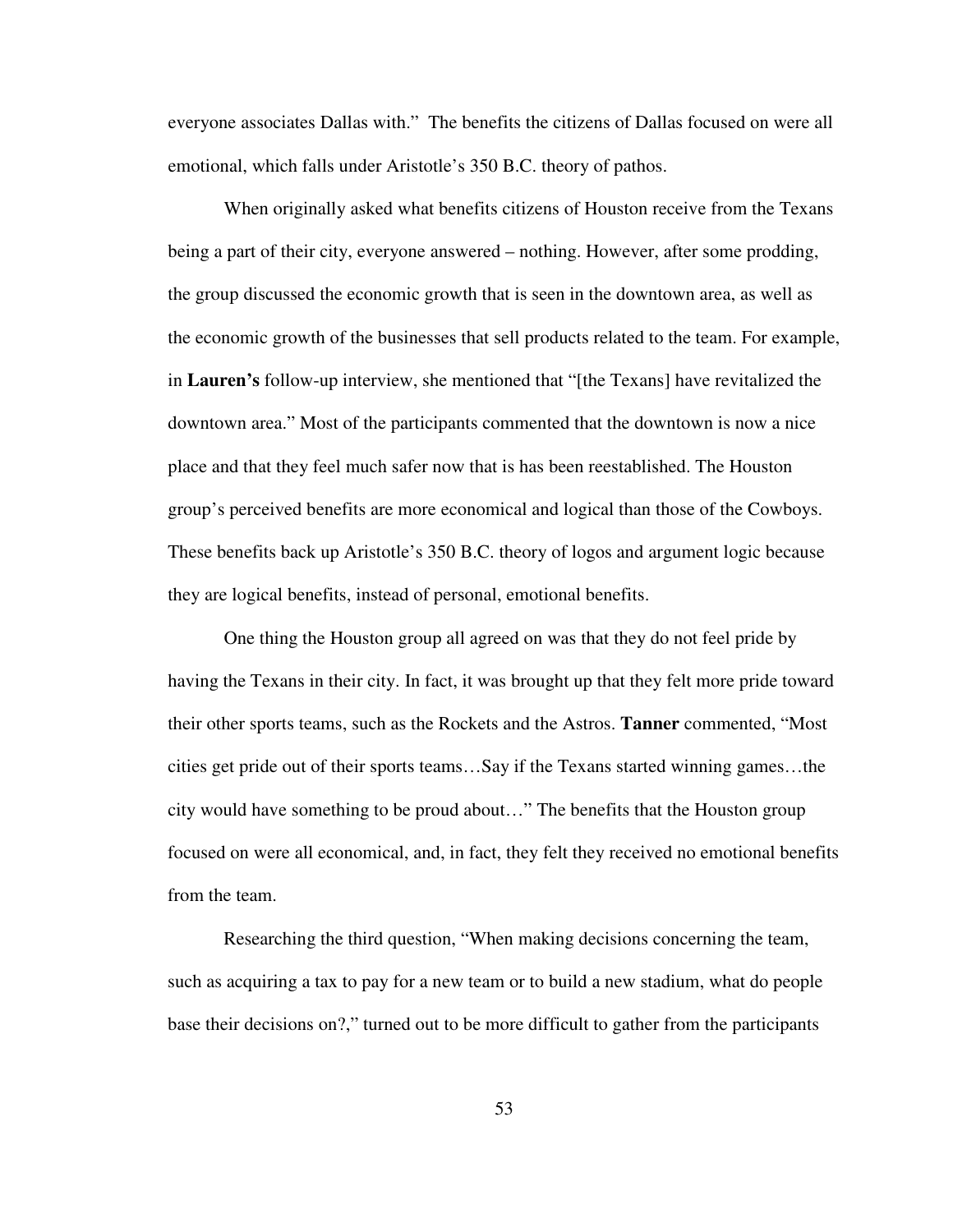everyone associates Dallas with." The benefits the citizens of Dallas focused on were all emotional, which falls under Aristotle's 350 B.C. theory of pathos.

When originally asked what benefits citizens of Houston receive from the Texans being a part of their city, everyone answered – nothing. However, after some prodding, the group discussed the economic growth that is seen in the downtown area, as well as the economic growth of the businesses that sell products related to the team. For example, in **Lauren's** follow-up interview, she mentioned that "[the Texans] have revitalized the downtown area." Most of the participants commented that the downtown is now a nice place and that they feel much safer now that is has been reestablished. The Houston group's perceived benefits are more economical and logical than those of the Cowboys. These benefits back up Aristotle's 350 B.C. theory of logos and argument logic because they are logical benefits, instead of personal, emotional benefits.

One thing the Houston group all agreed on was that they do not feel pride by having the Texans in their city. In fact, it was brought up that they felt more pride toward their other sports teams, such as the Rockets and the Astros. **Tanner** commented, "Most cities get pride out of their sports teams…Say if the Texans started winning games…the city would have something to be proud about…" The benefits that the Houston group focused on were all economical, and, in fact, they felt they received no emotional benefits from the team.

Researching the third question, "When making decisions concerning the team, such as acquiring a tax to pay for a new team or to build a new stadium, what do people base their decisions on?," turned out to be more difficult to gather from the participants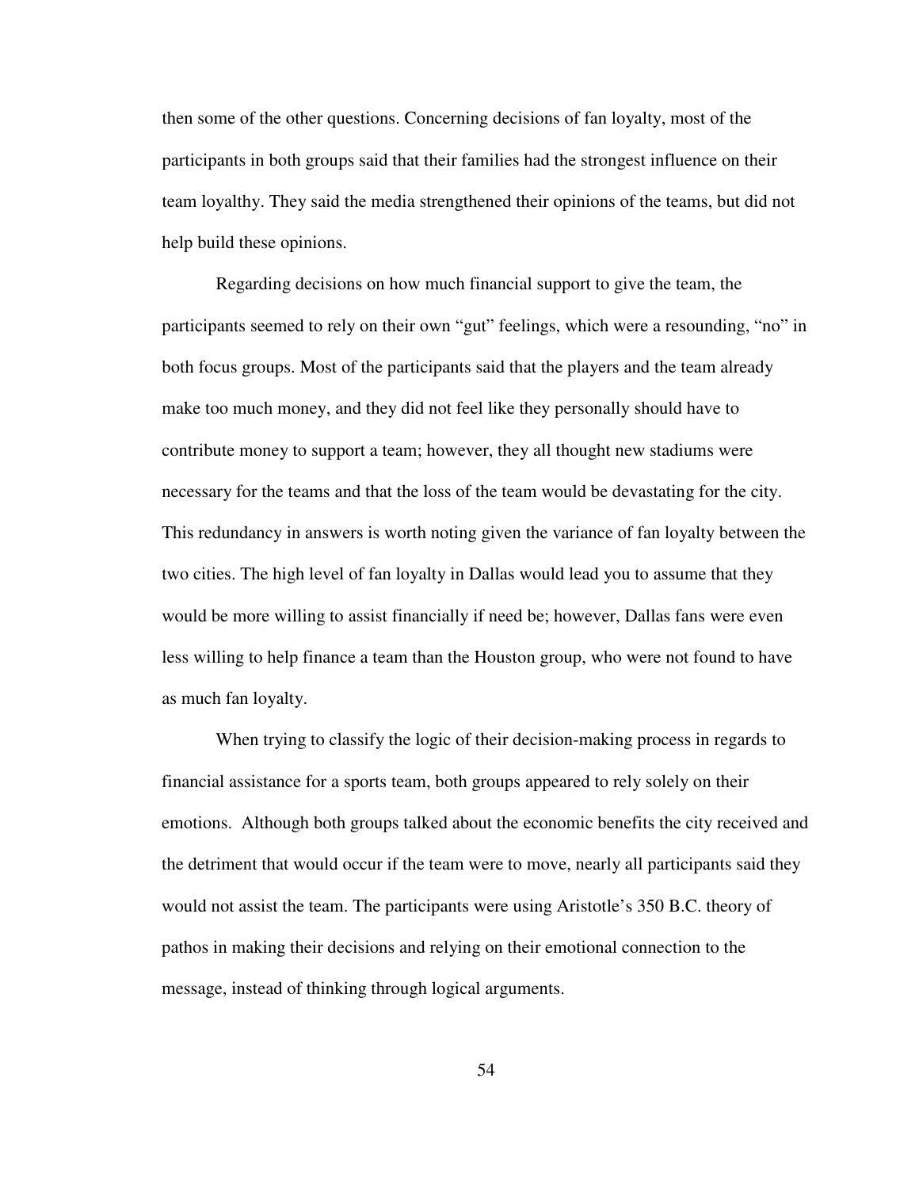then some of the other questions. Concerning decisions of fan loyalty, most of the participants in both groups said that their families had the strongest influence on their team loyalthy. They said the media strengthened their opinions of the teams, but did not help build these opinions.

Regarding decisions on how much financial support to give the team, the participants seemed to rely on their own “gut” feelings, which were a resounding, “no” in both focus groups. Most of the participants said that the players and the team already make too much money, and they did not feel like they personally should have to contribute money to support a team; however, they all thought new stadiums were necessary for the teams and that the loss of the team would be devastating for the city. This redundancy in answers is worth noting given the variance of fan loyalty between the two cities. The high level of fan loyalty in Dallas would lead you to assume that they would be more willing to assist financially if need be; however, Dallas fans were even less willing to help finance a team than the Houston group, who were not found to have as much fan loyalty.

When trying to classify the logic of their decision-making process in regards to financial assistance for a sports team, both groups appeared to rely solely on their emotions. Although both groups talked about the economic benefits the city received and the detriment that would occur if the team were to move, nearly all participants said they would not assist the team. The participants were using Aristotle’s 350 B.C. theory of pathos in making their decisions and relying on their emotional connection to the message, instead of thinking through logical arguments.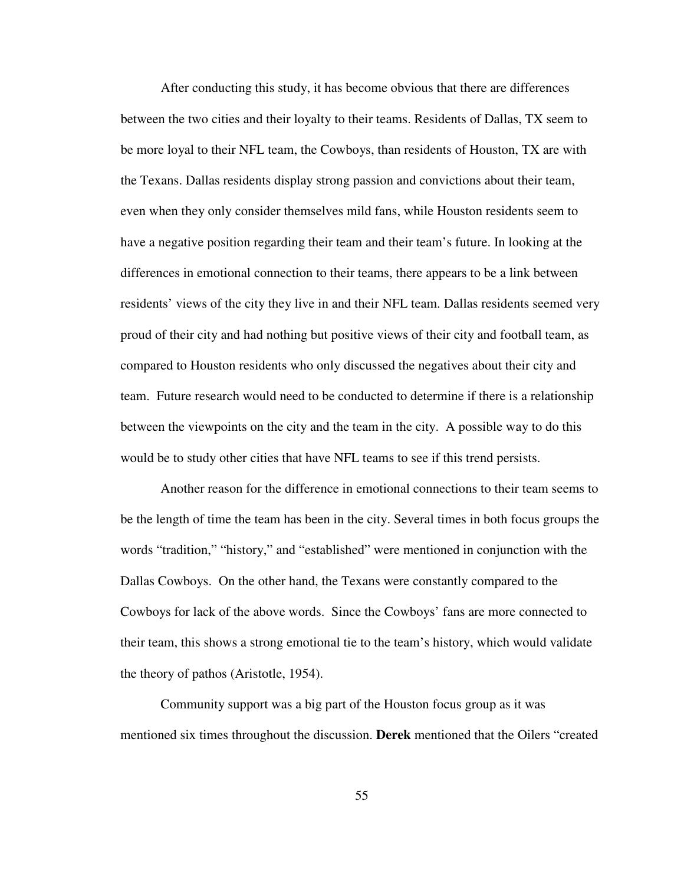After conducting this study, it has become obvious that there are differences between the two cities and their loyalty to their teams. Residents of Dallas, TX seem to be more loyal to their NFL team, the Cowboys, than residents of Houston, TX are with the Texans. Dallas residents display strong passion and convictions about their team, even when they only consider themselves mild fans, while Houston residents seem to have a negative position regarding their team and their team's future. In looking at the differences in emotional connection to their teams, there appears to be a link between residents' views of the city they live in and their NFL team. Dallas residents seemed very proud of their city and had nothing but positive views of their city and football team, as compared to Houston residents who only discussed the negatives about their city and team. Future research would need to be conducted to determine if there is a relationship between the viewpoints on the city and the team in the city. A possible way to do this would be to study other cities that have NFL teams to see if this trend persists.

Another reason for the difference in emotional connections to their team seems to be the length of time the team has been in the city. Several times in both focus groups the words "tradition," "history," and "established" were mentioned in conjunction with the Dallas Cowboys. On the other hand, the Texans were constantly compared to the Cowboys for lack of the above words. Since the Cowboys' fans are more connected to their team, this shows a strong emotional tie to the team's history, which would validate the theory of pathos (Aristotle, 1954).

Community support was a big part of the Houston focus group as it was mentioned six times throughout the discussion. **Derek** mentioned that the Oilers "created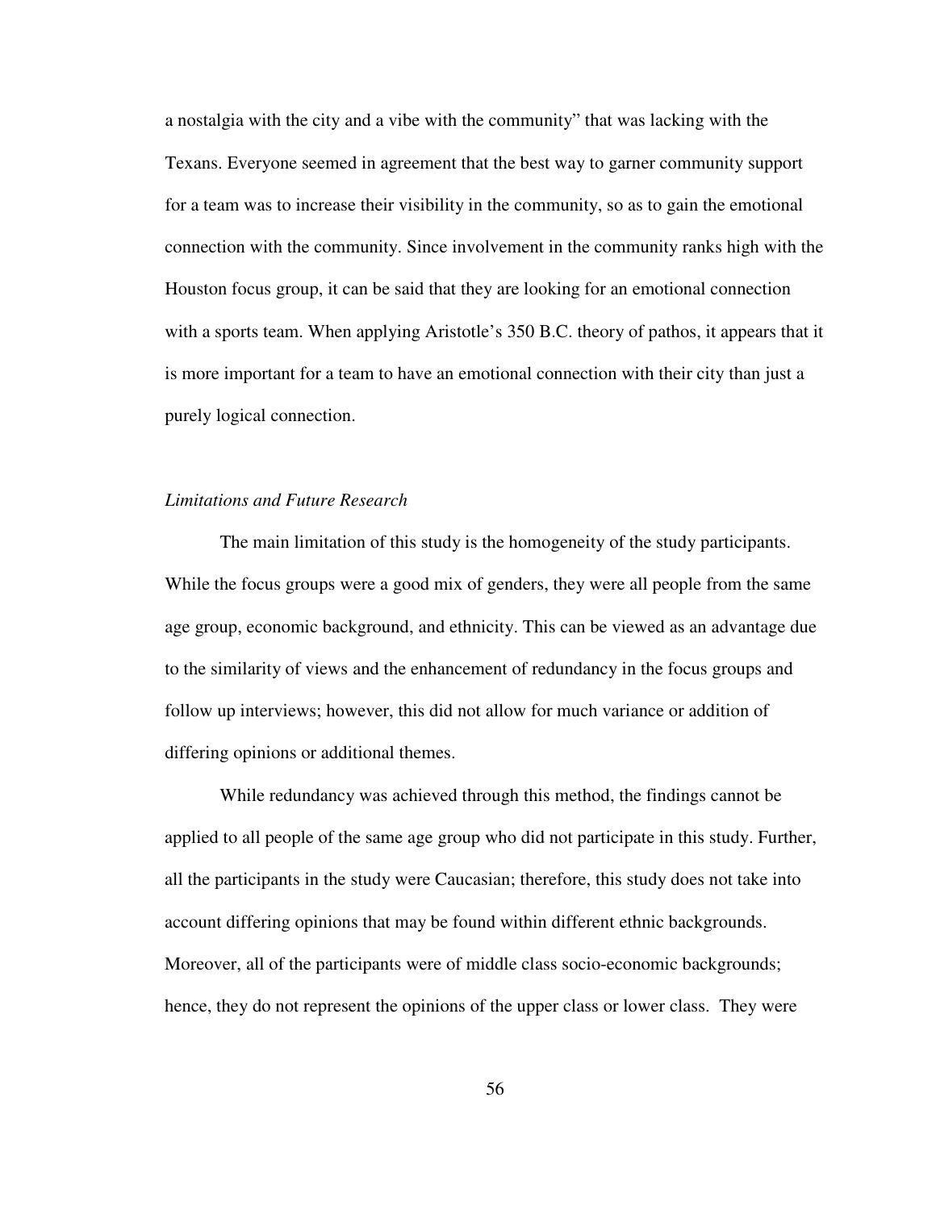a nostalgia with the city and a vibe with the community" that was lacking with the Texans. Everyone seemed in agreement that the best way to garner community support for a team was to increase their visibility in the community, so as to gain the emotional connection with the community. Since involvement in the community ranks high with the Houston focus group, it can be said that they are looking for an emotional connection with a sports team. When applying Aristotle's 350 B.C. theory of pathos, it appears that it is more important for a team to have an emotional connection with their city than just a purely logical connection.

*Limitations and Future Research*

The main limitation of this study is the homogeneity of the study participants. While the focus groups were a good mix of genders, they were all people from the same age group, economic background, and ethnicity. This can be viewed as an advantage due to the similarity of views and the enhancement of redundancy in the focus groups and follow up interviews; however, this did not allow for much variance or addition of differing opinions or additional themes.

While redundancy was achieved through this method, the findings cannot be applied to all people of the same age group who did not participate in this study. Further, all the participants in the study were Caucasian; therefore, this study does not take into account differing opinions that may be found within different ethnic backgrounds. Moreover, all of the participants were of middle class socio-economic backgrounds; hence, they do not represent the opinions of the upper class or lower class. They were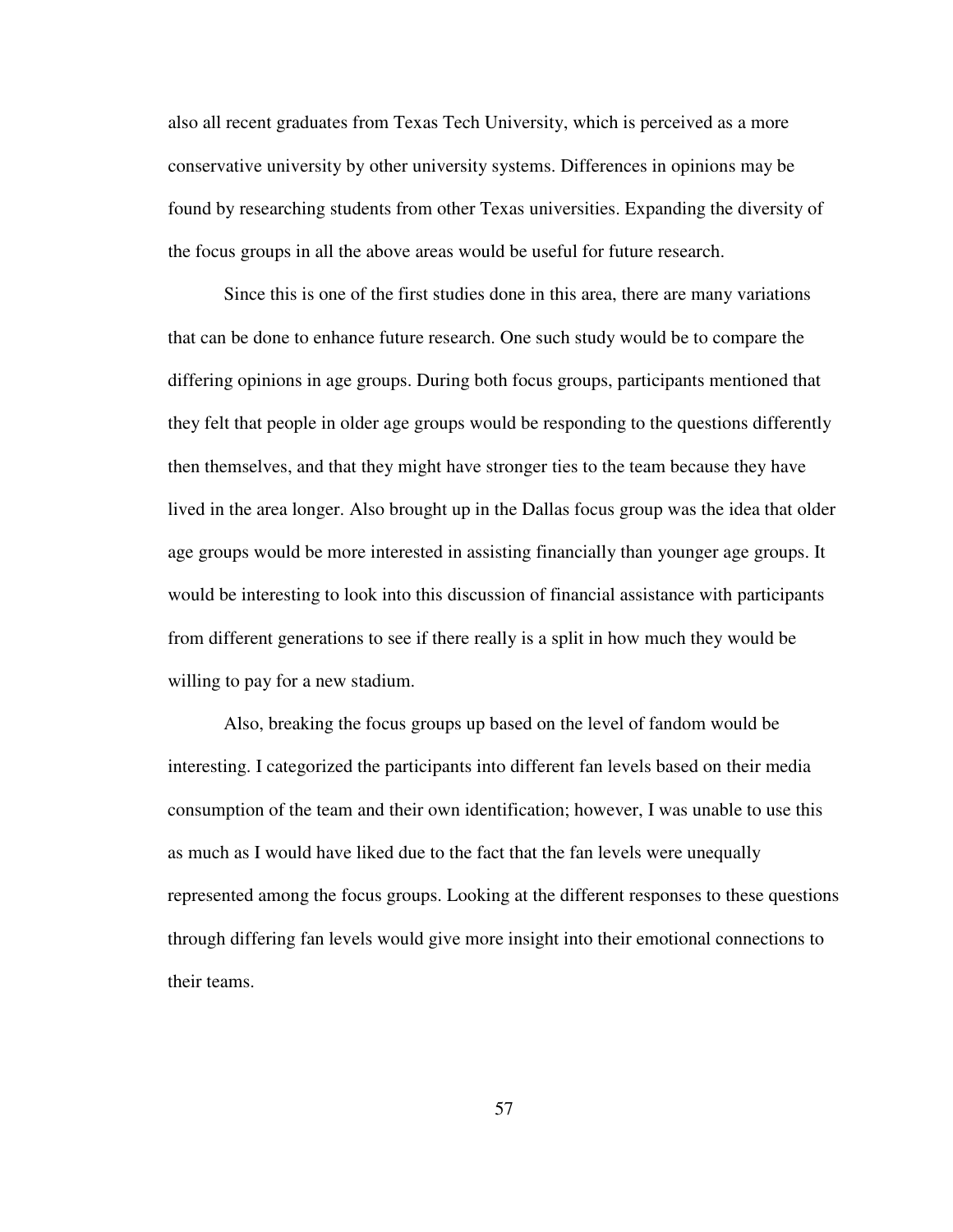also all recent graduates from Texas Tech University, which is perceived as a more conservative university by other university systems. Differences in opinions may be found by researching students from other Texas universities. Expanding the diversity of the focus groups in all the above areas would be useful for future research.

Since this is one of the first studies done in this area, there are many variations that can be done to enhance future research. One such study would be to compare the differing opinions in age groups. During both focus groups, participants mentioned that they felt that people in older age groups would be responding to the questions differently then themselves, and that they might have stronger ties to the team because they have lived in the area longer. Also brought up in the Dallas focus group was the idea that older age groups would be more interested in assisting financially than younger age groups. It would be interesting to look into this discussion of financial assistance with participants from different generations to see if there really is a split in how much they would be willing to pay for a new stadium.

Also, breaking the focus groups up based on the level of fandom would be interesting. I categorized the participants into different fan levels based on their media consumption of the team and their own identification; however, I was unable to use this as much as I would have liked due to the fact that the fan levels were unequally represented among the focus groups. Looking at the different responses to these questions through differing fan levels would give more insight into their emotional connections to their teams.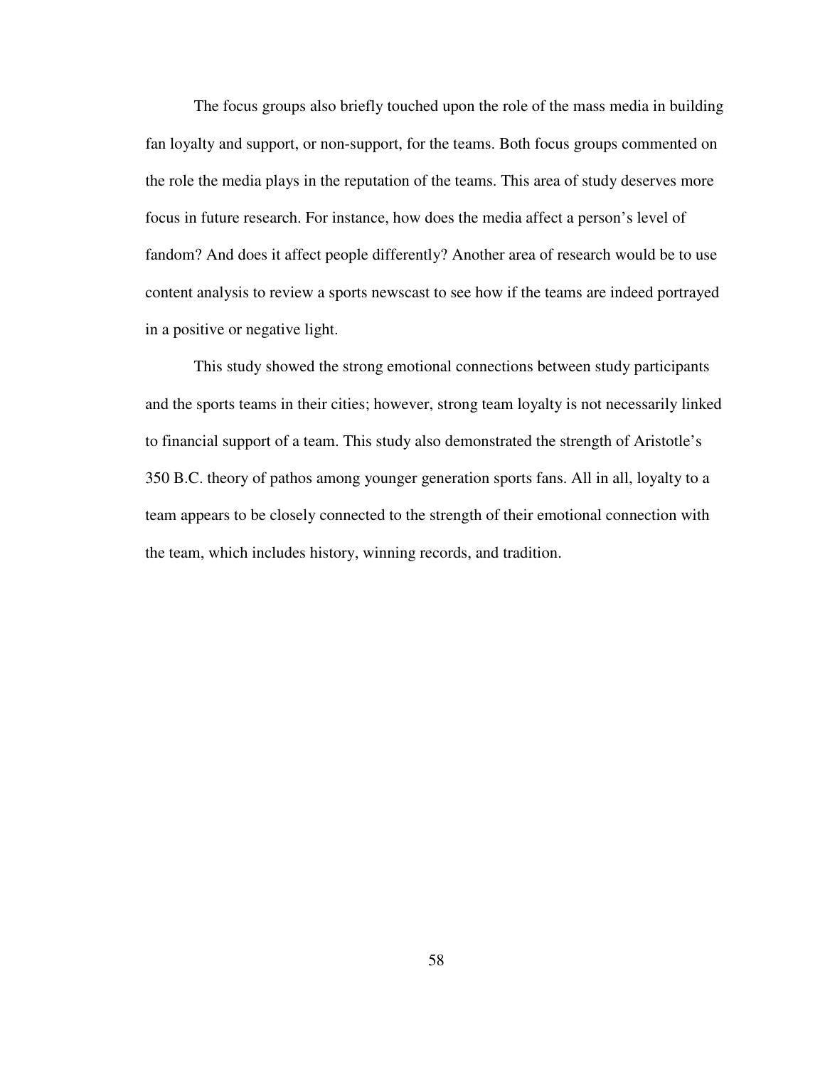The focus groups also briefly touched upon the role of the mass media in building fan loyalty and support, or non-support, for the teams. Both focus groups commented on the role the media plays in the reputation of the teams. This area of study deserves more focus in future research. For instance, how does the media affect a person's level of fandom? And does it affect people differently? Another area of research would be to use content analysis to review a sports newscast to see how if the teams are indeed portrayed in a positive or negative light.

This study showed the strong emotional connections between study participants and the sports teams in their cities; however, strong team loyalty is not necessarily linked to financial support of a team. This study also demonstrated the strength of Aristotle's 350 B.C. theory of pathos among younger generation sports fans. All in all, loyalty to a team appears to be closely connected to the strength of their emotional connection with the team, which includes history, winning records, and tradition.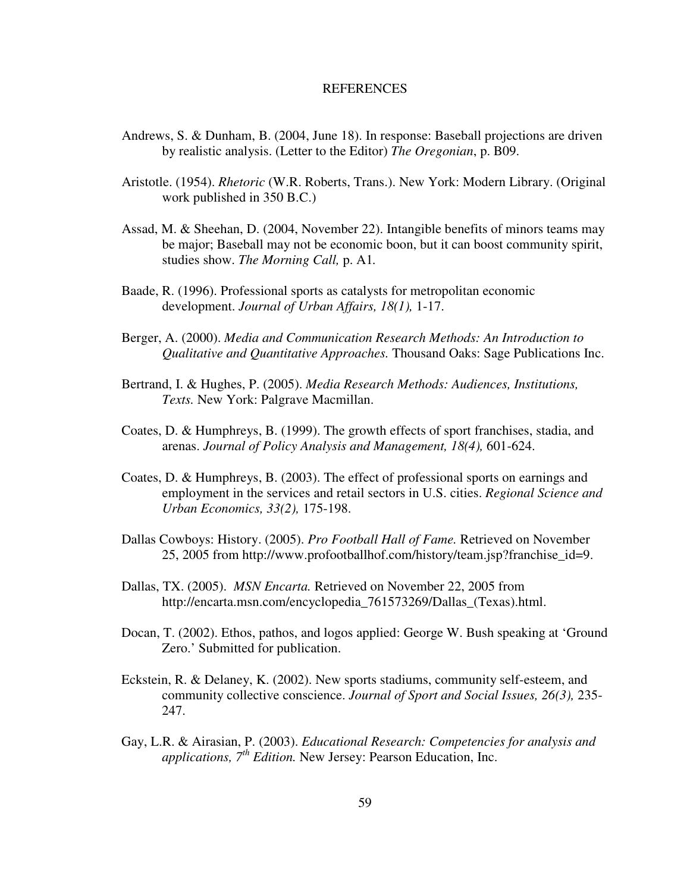# REFERENCES

Andrews, S. & Dunham, B. (2004, June 18). In response: Baseball projections are driven by realistic analysis. (Letter to the Editor) *The Oregonian*, p. B09.

Aristotle. (1954). *Rhetoric* (W.R. Roberts, Trans.). New York: Modern Library. (Original work published in 350 B.C.)

Assad, M. & Sheehan, D. (2004, November 22). Intangible benefits of minors teams may be major; Baseball may not be economic boon, but it can boost community spirit, studies show. *The Morning Call,* p. A1.

Baade, R. (1996). Professional sports as catalysts for metropolitan economic development. *Journal of Urban Affairs, 18(1),* 1-17.

Berger, A. (2000). *Media and Communication Research Methods: An Introduction to Qualitative and Quantitative Approaches.* Thousand Oaks: Sage Publications Inc.

Bertrand, I. & Hughes, P. (2005). *Media Research Methods: Audiences, Institutions, Texts.* New York: Palgrave Macmillan.

Coates, D. & Humphreys, B. (1999). The growth effects of sport franchises, stadia, and arenas. *Journal of Policy Analysis and Management, 18(4),* 601-624.

Coates, D. & Humphreys, B. (2003). The effect of professional sports on earnings and employment in the services and retail sectors in U.S. cities. *Regional Science and Urban Economics, 33(2),* 175-198.

Dallas Cowboys: History. (2005). *Pro Football Hall of Fame.* Retrieved on November 25, 2005 from http://www.profootballhof.com/history/team.jsp?franchise_id=9.

Dallas, TX. (2005). *MSN Encarta.* Retrieved on November 22, 2005 from http://encarta.msn.com/encyclopedia_761573269/Dallas_(Texas).html.

Docan, T. (2002). Ethos, pathos, and logos applied: George W. Bush speaking at 'Ground Zero.' Submitted for publication.

Eckstein, R. & Delaney, K. (2002). New sports stadiums, community self-esteem, and community collective conscience. *Journal of Sport and Social Issues, 26(3),* 235-247.

Gay, L.R. & Airasian, P. (2003). *Educational Research: Competencies for analysis and applications, 7th Edition.* New Jersey: Pearson Education, Inc.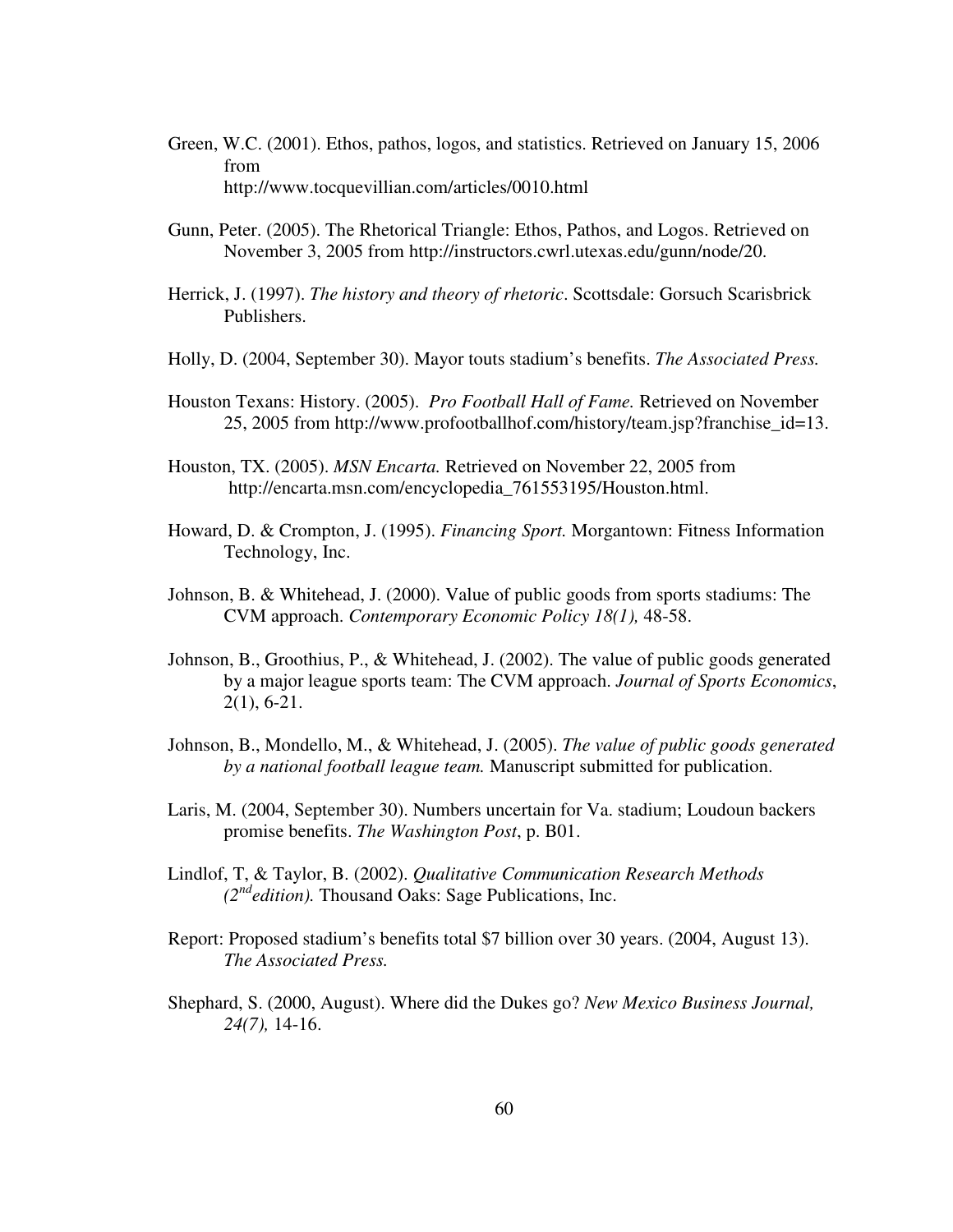Green, W.C. (2001). Ethos, pathos, logos, and statistics. Retrieved on January 15, 2006 from http://www.tocquevillian.com/articles/0010.html

Gunn, Peter. (2005). The Rhetorical Triangle: Ethos, Pathos, and Logos. Retrieved on November 3, 2005 from http://instructors.cwrl.utexas.edu/gunn/node/20.

Herrick, J. (1997). *The history and theory of rhetoric*. Scottsdale: Gorsuch Scarisbrick Publishers.

Holly, D. (2004, September 30). Mayor touts stadium's benefits. *The Associated Press.*

Houston Texans: History. (2005). *Pro Football Hall of Fame.* Retrieved on November 25, 2005 from http://www.profootballhof.com/history/team.jsp?franchise_id=13.

Houston, TX. (2005). *MSN Encarta.* Retrieved on November 22, 2005 from http://encarta.msn.com/encyclopedia_761553195/Houston.html.

Howard, D. & Crompton, J. (1995). *Financing Sport.* Morgantown: Fitness Information Technology, Inc.

Johnson, B. & Whitehead, J. (2000). Value of public goods from sports stadiums: The CVM approach. *Contemporary Economic Policy 18(1),* 48-58.

Johnson, B., Groothius, P., & Whitehead, J. (2002). The value of public goods generated by a major league sports team: The CVM approach. *Journal of Sports Economics*, 2(1), 6-21.

Johnson, B., Mondello, M., & Whitehead, J. (2005). *The value of public goods generated by a national football league team.* Manuscript submitted for publication.

Laris, M. (2004, September 30). Numbers uncertain for Va. stadium; Loudoun backers promise benefits. *The Washington Post*, p. B01.

Lindlof, T, & Taylor, B. (2002). *Qualitative Communication Research Methods (2nd edition).* Thousand Oaks: Sage Publications, Inc.

Report: Proposed stadium's benefits total $7 billion over 30 years. (2004, August 13). *The Associated Press.*

Shephard, S. (2000, August). Where did the Dukes go? *New Mexico Business Journal, 24(7),* 14-16.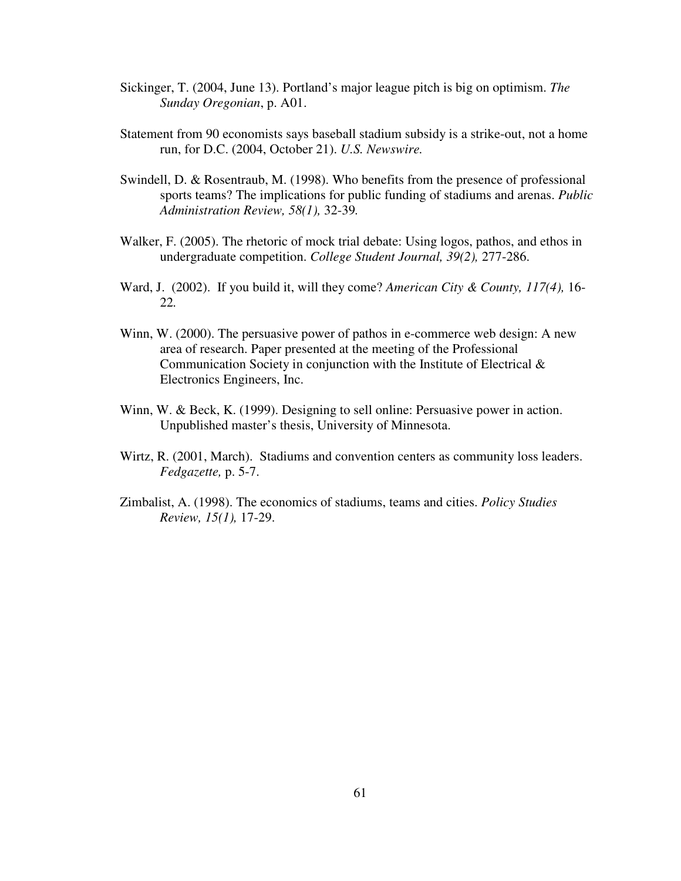Sickinger, T. (2004, June 13). Portland's major league pitch is big on optimism. *The Sunday Oregonian*, p. A01.

Statement from 90 economists says baseball stadium subsidy is a strike-out, not a home run, for D.C. (2004, October 21). *U.S. Newswire.*

Swindell, D. & Rosentraub, M. (1998). Who benefits from the presence of professional sports teams? The implications for public funding of stadiums and arenas. *Public Administration Review, 58(1),* 32-39*.*

Walker, F. (2005). The rhetoric of mock trial debate: Using logos, pathos, and ethos in undergraduate competition. *College Student Journal, 39(2),* 277-286.

Ward, J. (2002). If you build it, will they come? *American City & County, 117(4),* 16-22*.*

Winn, W. (2000). The persuasive power of pathos in e-commerce web design: A new area of research. Paper presented at the meeting of the Professional Communication Society in conjunction with the Institute of Electrical & Electronics Engineers, Inc.

Winn, W. & Beck, K. (1999). Designing to sell online: Persuasive power in action. Unpublished master's thesis, University of Minnesota.

Wirtz, R. (2001, March). Stadiums and convention centers as community loss leaders. *Fedgazette,* p. 5-7.

Zimbalist, A. (1998). The economics of stadiums, teams and cities. *Policy Studies Review, 15(1),* 17-29.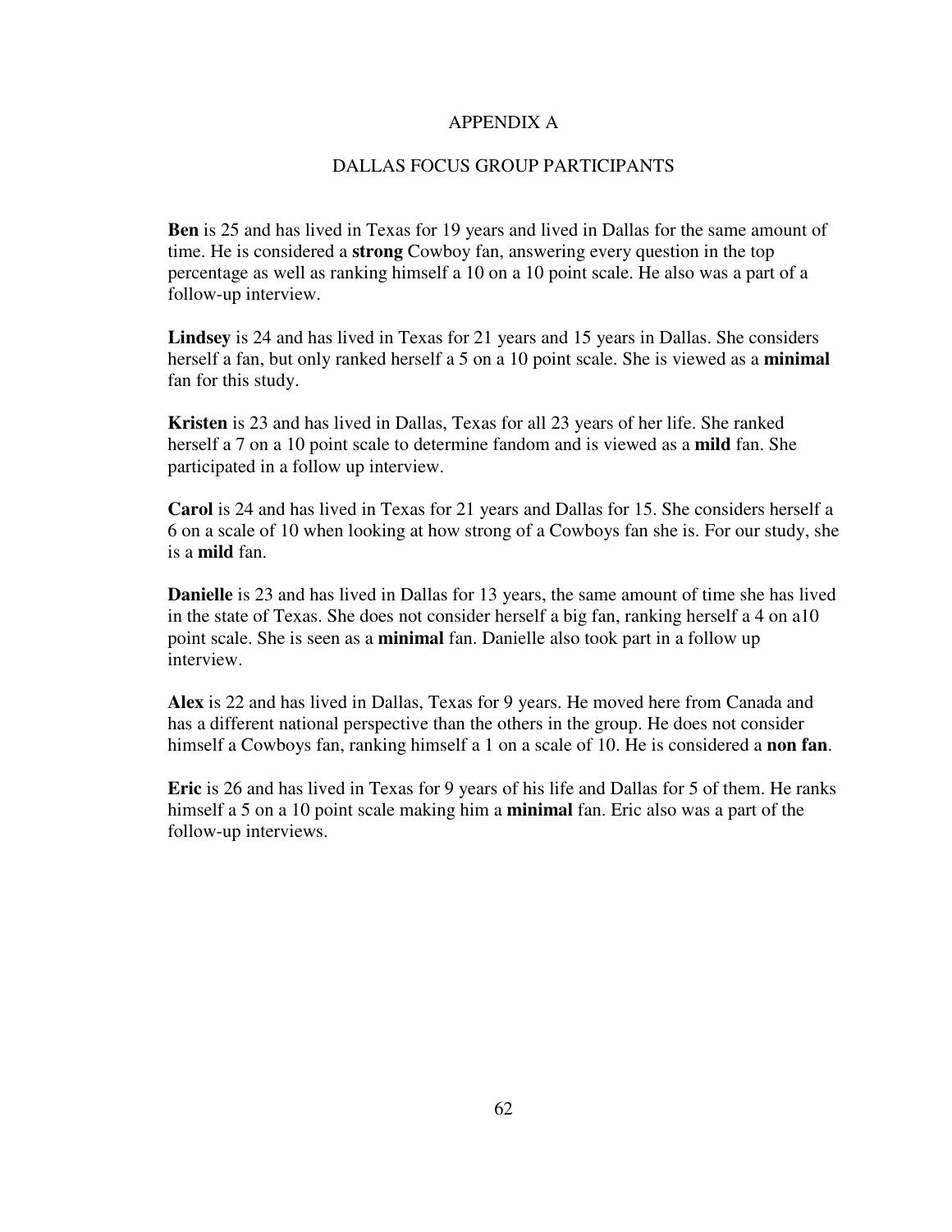# APPENDIX A

## DALLAS FOCUS GROUP PARTICIPANTS

**Ben** is 25 and has lived in Texas for 19 years and lived in Dallas for the same amount of time. He is considered a **strong** Cowboy fan, answering every question in the top percentage as well as ranking himself a 10 on a 10 point scale. He also was a part of a follow-up interview.

**Lindsey** is 24 and has lived in Texas for 21 years and 15 years in Dallas. She considers herself a fan, but only ranked herself a 5 on a 10 point scale. She is viewed as a **minimal** fan for this study.

**Kristen** is 23 and has lived in Dallas, Texas for all 23 years of her life. She ranked herself a 7 on a 10 point scale to determine fandom and is viewed as a **mild** fan. She participated in a follow up interview.

**Carol** is 24 and has lived in Texas for 21 years and Dallas for 15. She considers herself a 6 on a scale of 10 when looking at how strong of a Cowboys fan she is. For our study, she is a **mild** fan.

**Danielle** is 23 and has lived in Dallas for 13 years, the same amount of time she has lived in the state of Texas. She does not consider herself a big fan, ranking herself a 4 on a10 point scale. She is seen as a **minimal** fan. Danielle also took part in a follow up interview.

**Alex** is 22 and has lived in Dallas, Texas for 9 years. He moved here from Canada and has a different national perspective than the others in the group. He does not consider himself a Cowboys fan, ranking himself a 1 on a scale of 10. He is considered a **non fan**.

**Eric** is 26 and has lived in Texas for 9 years of his life and Dallas for 5 of them. He ranks himself a 5 on a 10 point scale making him a **minimal** fan. Eric also was a part of the follow-up interviews.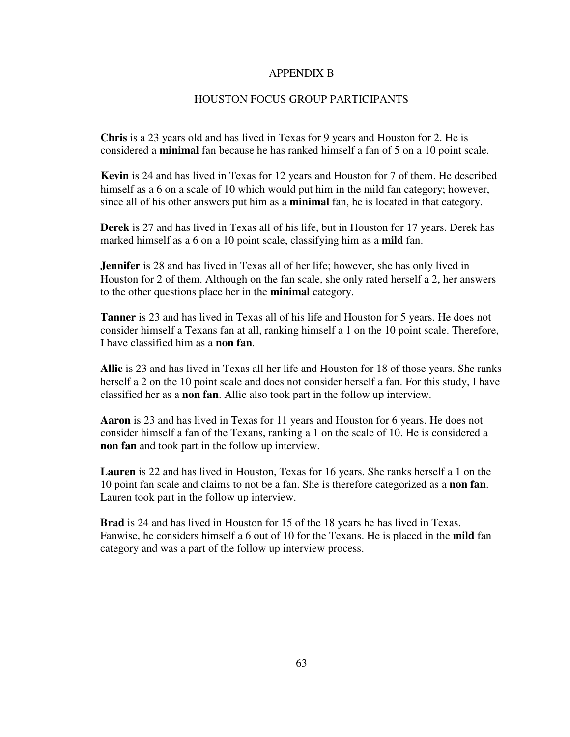# APPENDIX B

## HOUSTON FOCUS GROUP PARTICIPANTS

**Chris** is a 23 years old and has lived in Texas for 9 years and Houston for 2. He is considered a **minimal** fan because he has ranked himself a fan of 5 on a 10 point scale.

**Kevin** is 24 and has lived in Texas for 12 years and Houston for 7 of them. He described himself as a 6 on a scale of 10 which would put him in the mild fan category; however, since all of his other answers put him as a **minimal** fan, he is located in that category.

**Derek** is 27 and has lived in Texas all of his life, but in Houston for 17 years. Derek has marked himself as a 6 on a 10 point scale, classifying him as a **mild** fan.

**Jennifer** is 28 and has lived in Texas all of her life; however, she has only lived in Houston for 2 of them. Although on the fan scale, she only rated herself a 2, her answers to the other questions place her in the **minimal** category.

**Tanner** is 23 and has lived in Texas all of his life and Houston for 5 years. He does not consider himself a Texans fan at all, ranking himself a 1 on the 10 point scale. Therefore, I have classified him as a **non fan**.

**Allie** is 23 and has lived in Texas all her life and Houston for 18 of those years. She ranks herself a 2 on the 10 point scale and does not consider herself a fan. For this study, I have classified her as a **non fan**. Allie also took part in the follow up interview.

**Aaron** is 23 and has lived in Texas for 11 years and Houston for 6 years. He does not consider himself a fan of the Texans, ranking a 1 on the scale of 10. He is considered a **non fan** and took part in the follow up interview.

**Lauren** is 22 and has lived in Houston, Texas for 16 years. She ranks herself a 1 on the 10 point fan scale and claims to not be a fan. She is therefore categorized as a **non fan**. Lauren took part in the follow up interview.

**Brad** is 24 and has lived in Houston for 15 of the 18 years he has lived in Texas. Fanwise, he considers himself a 6 out of 10 for the Texans. He is placed in the **mild** fan category and was a part of the follow up interview process.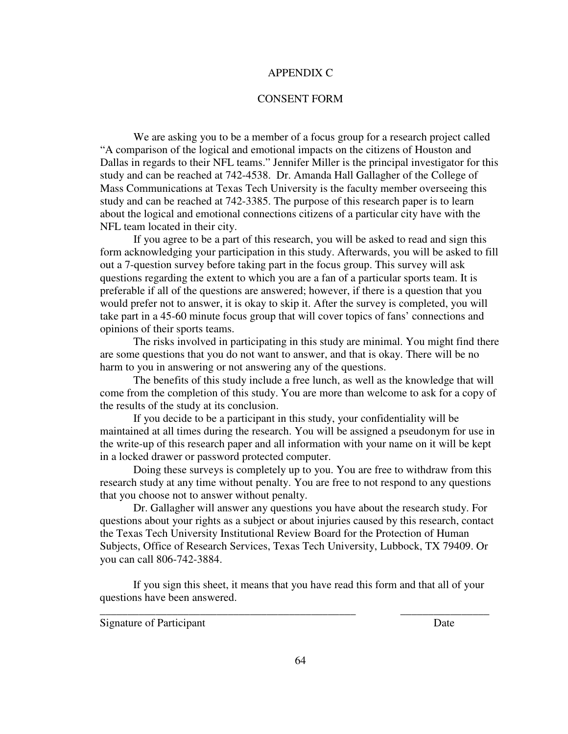# APPENDIX C

## CONSENT FORM

We are asking you to be a member of a focus group for a research project called "A comparison of the logical and emotional impacts on the citizens of Houston and Dallas in regards to their NFL teams." Jennifer Miller is the principal investigator for this study and can be reached at 742-4538. Dr. Amanda Hall Gallagher of the College of Mass Communications at Texas Tech University is the faculty member overseeing this study and can be reached at 742-3385. The purpose of this research paper is to learn about the logical and emotional connections citizens of a particular city have with the NFL team located in their city.

If you agree to be a part of this research, you will be asked to read and sign this form acknowledging your participation in this study. Afterwards, you will be asked to fill out a 7-question survey before taking part in the focus group. This survey will ask questions regarding the extent to which you are a fan of a particular sports team. It is preferable if all of the questions are answered; however, if there is a question that you would prefer not to answer, it is okay to skip it. After the survey is completed, you will take part in a 45-60 minute focus group that will cover topics of fans' connections and opinions of their sports teams.

The risks involved in participating in this study are minimal. You might find there are some questions that you do not want to answer, and that is okay. There will be no harm to you in answering or not answering any of the questions.

The benefits of this study include a free lunch, as well as the knowledge that will come from the completion of this study. You are more than welcome to ask for a copy of the results of the study at its conclusion.

If you decide to be a participant in this study, your confidentiality will be maintained at all times during the research. You will be assigned a pseudonym for use in the write-up of this research paper and all information with your name on it will be kept in a locked drawer or password protected computer.

Doing these surveys is completely up to you. You are free to withdraw from this research study at any time without penalty. You are free to not respond to any questions that you choose not to answer without penalty.

Dr. Gallagher will answer any questions you have about the research study. For questions about your rights as a subject or about injuries caused by this research, contact the Texas Tech University Institutional Review Board for the Protection of Human Subjects, Office of Research Services, Texas Tech University, Lubbock, TX 79409. Or you can call 806-742-3884.

If you sign this sheet, it means that you have read this form and that all of your questions have been answered.

_______________________________________________ ________________

Signature of Participant Date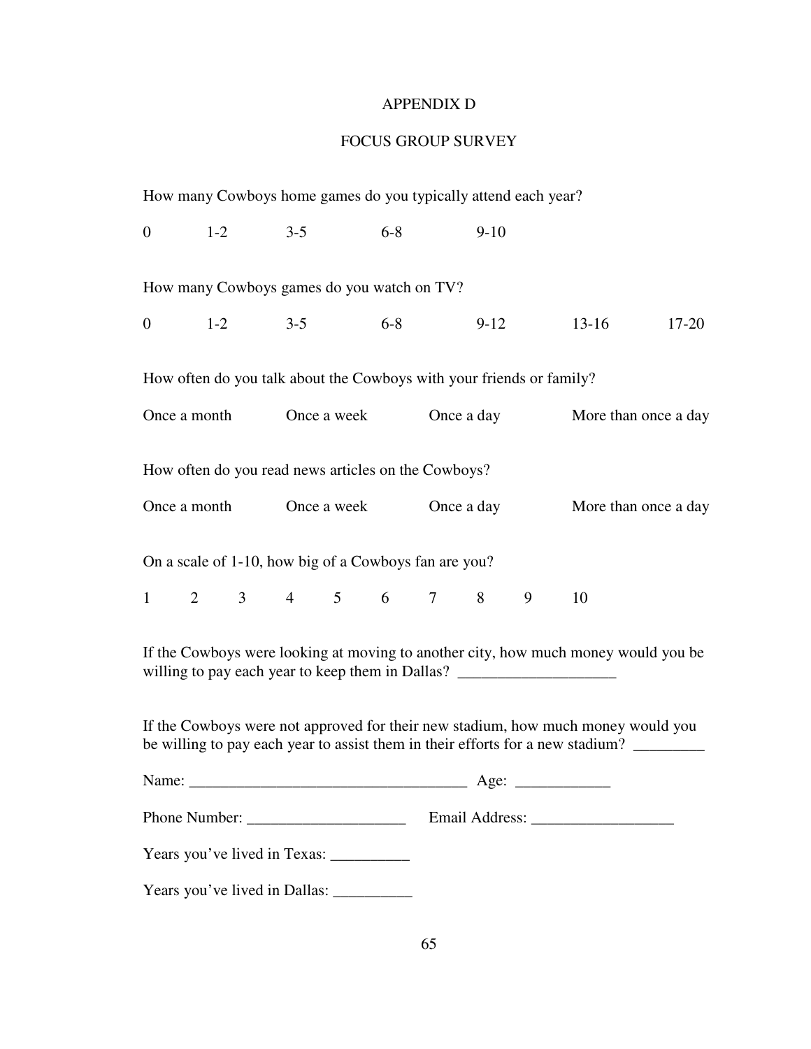# APPENDIX D

## FOCUS GROUP SURVEY

How many Cowboys home games do you typically attend each year?

0 1-2 3-5 6-8 9-10

How many Cowboys games do you watch on TV?

0 1-2 3-5 6-8 9-12 13-16 17-20

How often do you talk about the Cowboys with your friends or family?

Once a month Once a week Once a day More than once a day

How often do you read news articles on the Cowboys?

Once a month Once a week Once a day More than once a day

On a scale of 1-10, how big of a Cowboys fan are you?

1 2 3 4 5 6 7 8 9 10

If the Cowboys were looking at moving to another city, how much money would you be willing to pay each year to keep them in Dallas? ____________________

If the Cowboys were not approved for their new stadium, how much money would you be willing to pay each year to assist them in their efforts for a new stadium? _________

Name: ___________________________________ Age: ____________

Phone Number: ____________________ Email Address: __________________

Years you've lived in Texas: __________

Years you've lived in Dallas: __________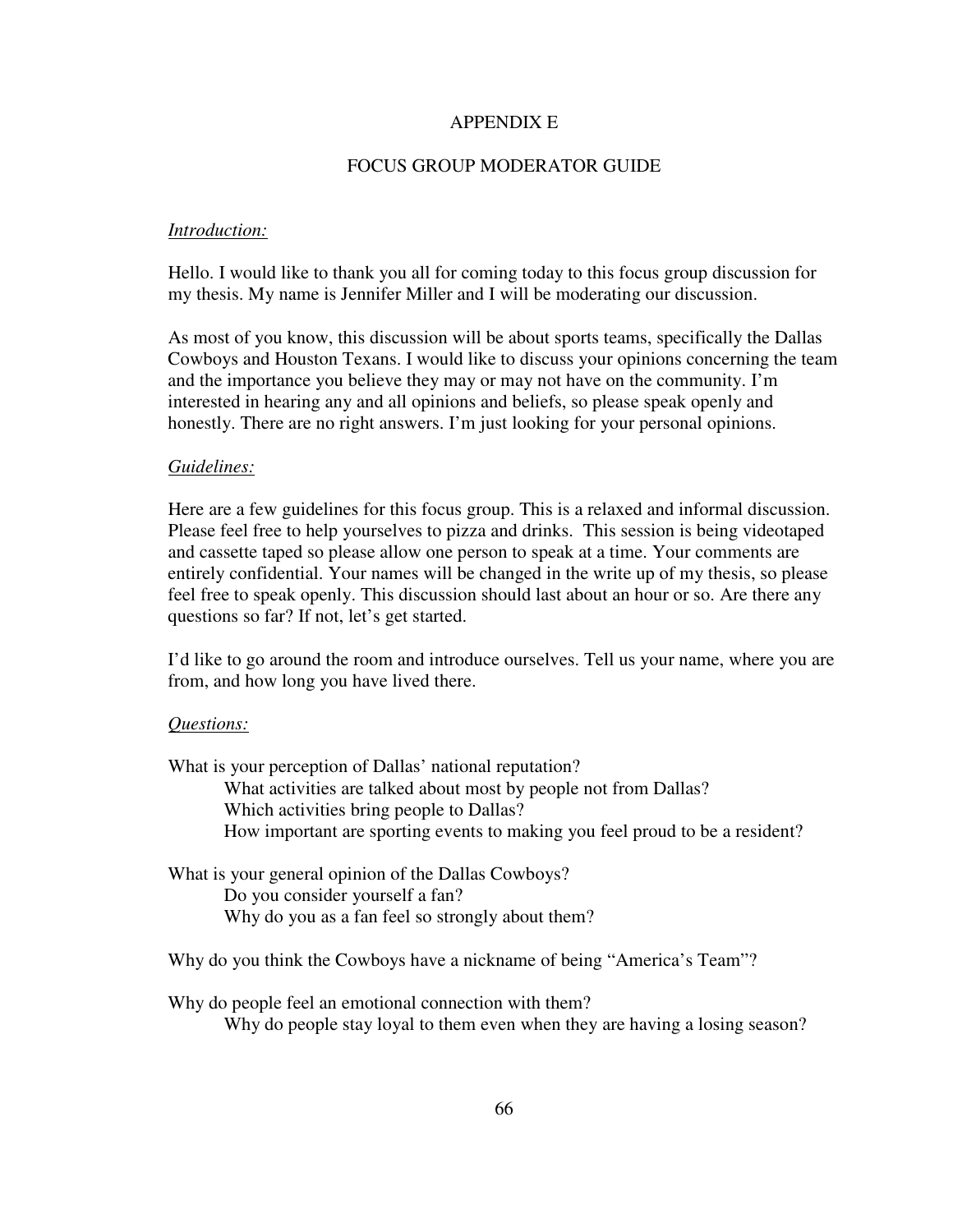# APPENDIX E

## FOCUS GROUP MODERATOR GUIDE

*Introduction:*

Hello. I would like to thank you all for coming today to this focus group discussion for my thesis. My name is Jennifer Miller and I will be moderating our discussion.

As most of you know, this discussion will be about sports teams, specifically the Dallas Cowboys and Houston Texans. I would like to discuss your opinions concerning the team and the importance you believe they may or may not have on the community. I'm interested in hearing any and all opinions and beliefs, so please speak openly and honestly. There are no right answers. I'm just looking for your personal opinions.

*Guidelines:*

Here are a few guidelines for this focus group. This is a relaxed and informal discussion. Please feel free to help yourselves to pizza and drinks. This session is being videotaped and cassette taped so please allow one person to speak at a time. Your comments are entirely confidential. Your names will be changed in the write up of my thesis, so please feel free to speak openly. This discussion should last about an hour or so. Are there any questions so far? If not, let's get started.

I'd like to go around the room and introduce ourselves. Tell us your name, where you are from, and how long you have lived there.

*Questions:*

What is your perception of Dallas' national reputation?
- What activities are talked about most by people not from Dallas?
- Which activities bring people to Dallas?
- How important are sporting events to making you feel proud to be a resident?

What is your general opinion of the Dallas Cowboys?
- Do you consider yourself a fan?
- Why do you as a fan feel so strongly about them?

Why do you think the Cowboys have a nickname of being "America's Team"?

Why do people feel an emotional connection with them?
- Why do people stay loyal to them even when they are having a losing season?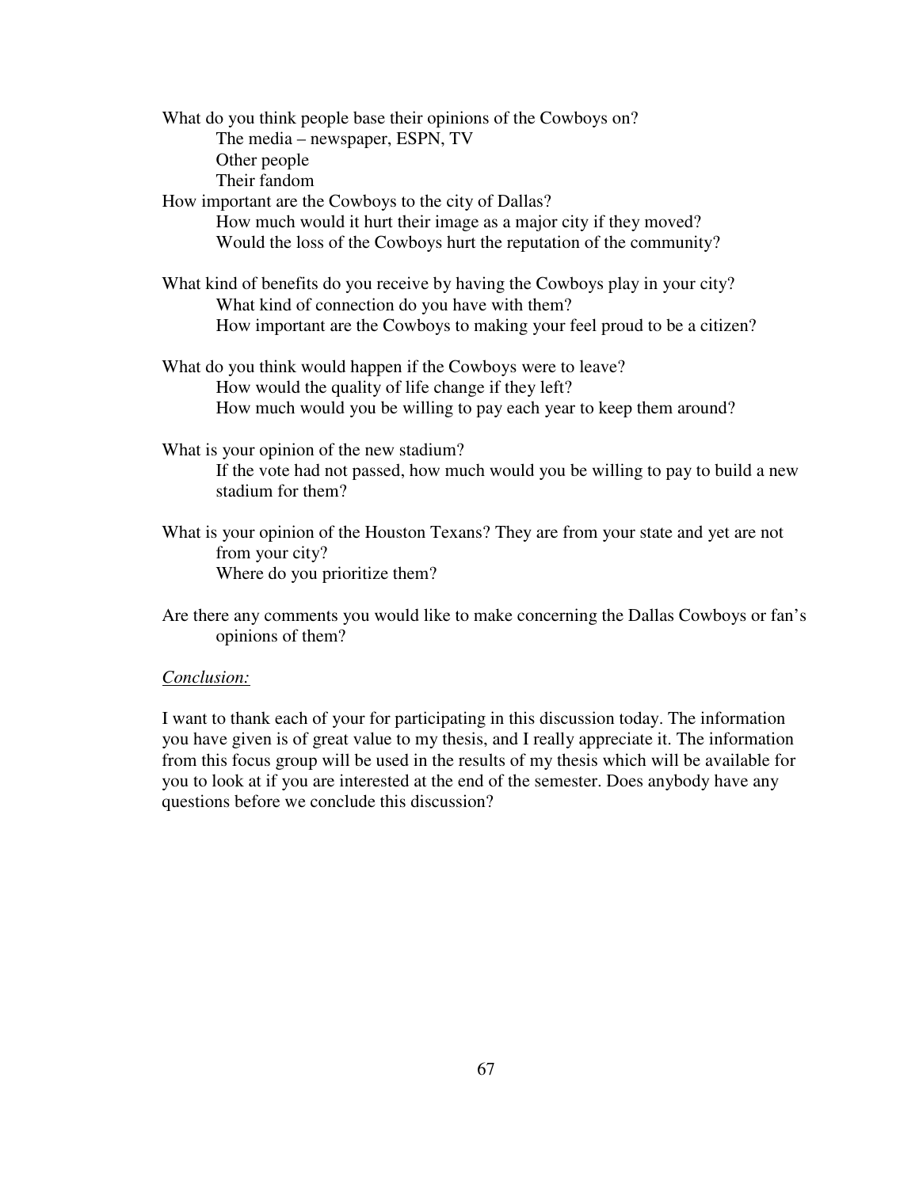What do you think people base their opinions of the Cowboys on?

- The media – newspaper, ESPN, TV
- Other people
- Their fandom

How important are the Cowboys to the city of Dallas?

- How much would it hurt their image as a major city if they moved?
- Would the loss of the Cowboys hurt the reputation of the community?

What kind of benefits do you receive by having the Cowboys play in your city?

- What kind of connection do you have with them?
- How important are the Cowboys to making your feel proud to be a citizen?

What do you think would happen if the Cowboys were to leave?

- How would the quality of life change if they left?
- How much would you be willing to pay each year to keep them around?

What is your opinion of the new stadium?

- If the vote had not passed, how much would you be willing to pay to build a new stadium for them?

What is your opinion of the Houston Texans? They are from your state and yet are not from your city?

- Where do you prioritize them?

Are there any comments you would like to make concerning the Dallas Cowboys or fan's opinions of them?

_Conclusion:_

I want to thank each of your for participating in this discussion today. The information you have given is of great value to my thesis, and I really appreciate it. The information from this focus group will be used in the results of my thesis which will be available for you to look at if you are interested at the end of the semester. Does anybody have any questions before we conclude this discussion?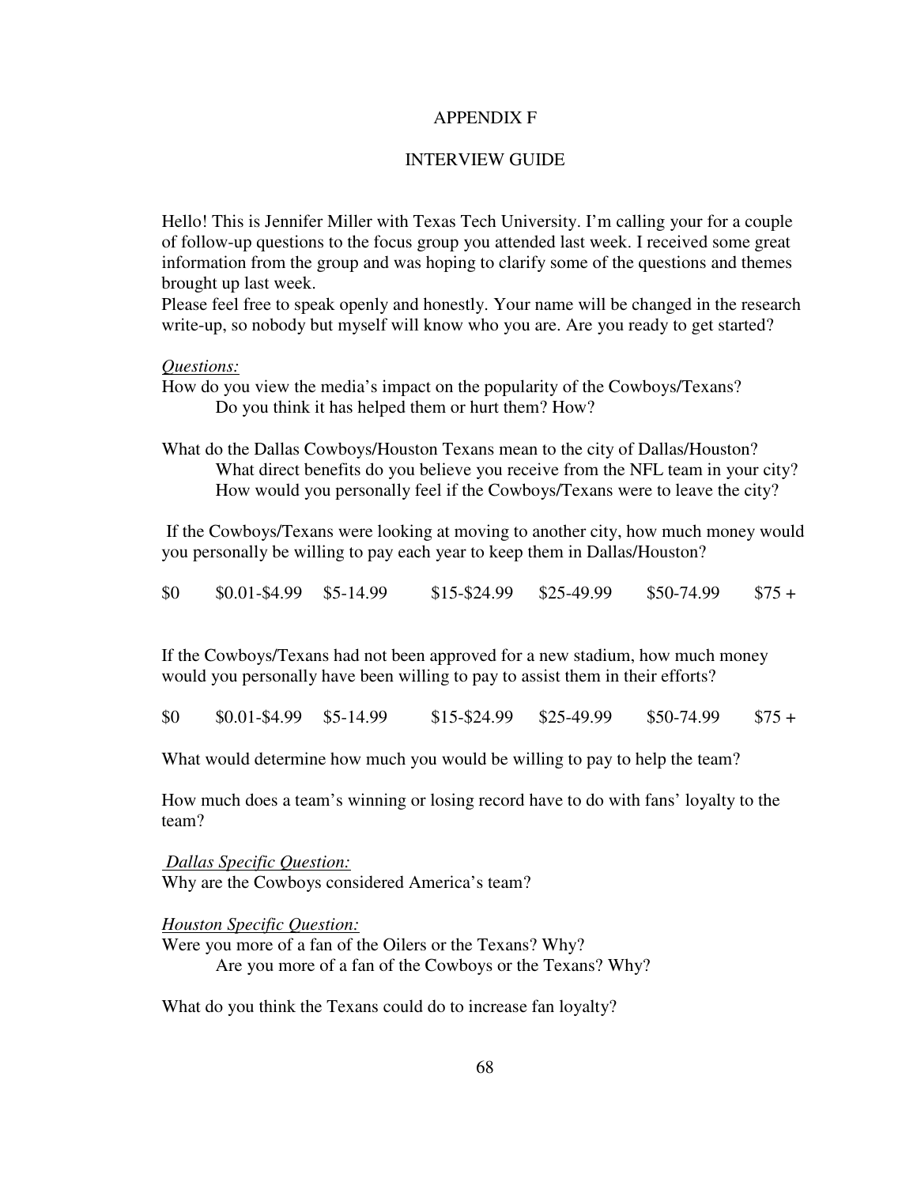# APPENDIX F

## INTERVIEW GUIDE

Hello! This is Jennifer Miller with Texas Tech University. I'm calling your for a couple of follow-up questions to the focus group you attended last week. I received some great information from the group and was hoping to clarify some of the questions and themes brought up last week.

Please feel free to speak openly and honestly. Your name will be changed in the research write-up, so nobody but myself will know who you are. Are you ready to get started?

*Questions:*

How do you view the media's impact on the popularity of the Cowboys/Texans?
  Do you think it has helped them or hurt them? How?

What do the Dallas Cowboys/Houston Texans mean to the city of Dallas/Houston?
  What direct benefits do you believe you receive from the NFL team in your city?
  How would you personally feel if the Cowboys/Texans were to leave the city?

If the Cowboys/Texans were looking at moving to another city, how much money would you personally be willing to pay each year to keep them in Dallas/Houston?

$0  $0.01-$4.99  $5-14.99  $15-$24.99  $25-49.99  $50-74.99  $75 +

If the Cowboys/Texans had not been approved for a new stadium, how much money would you personally have been willing to pay to assist them in their efforts?

$0  $0.01-$4.99  $5-14.99  $15-$24.99  $25-49.99  $50-74.99  $75 +

What would determine how much you would be willing to pay to help the team?

How much does a team's winning or losing record have to do with fans' loyalty to the team?

*Dallas Specific Question:*

Why are the Cowboys considered America's team?

*Houston Specific Question:*

Were you more of a fan of the Oilers or the Texans? Why?
  Are you more of a fan of the Cowboys or the Texans? Why?

What do you think the Texans could do to increase fan loyalty?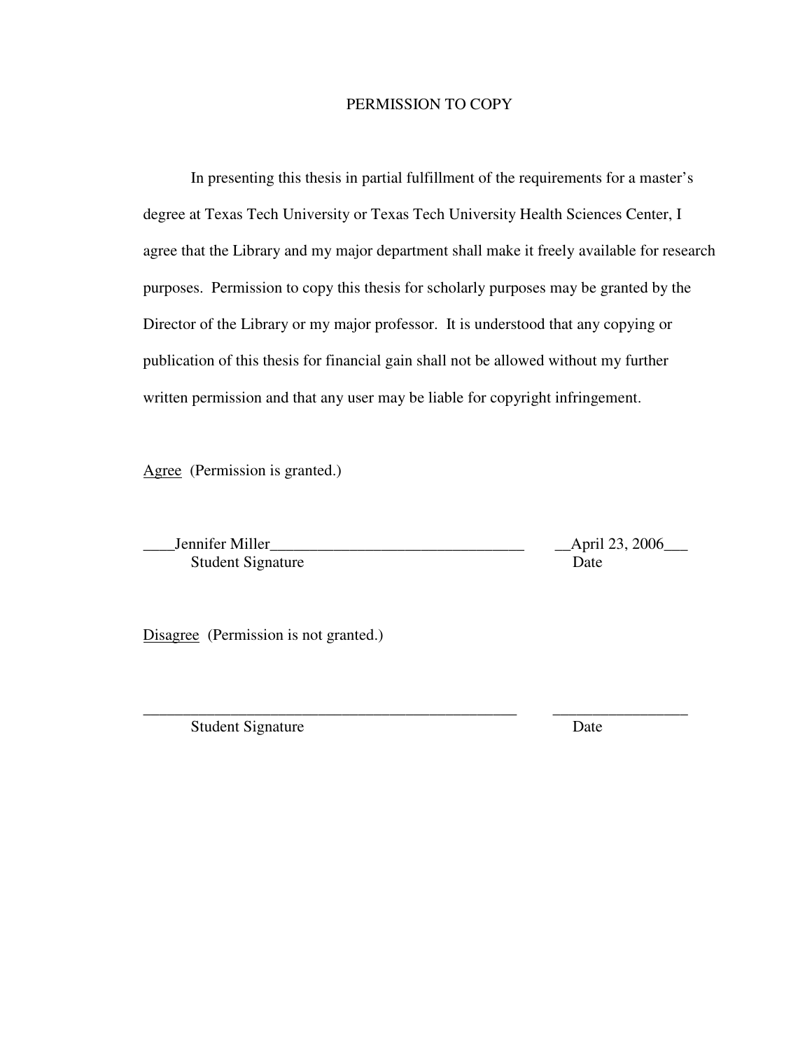# PERMISSION TO COPY

In presenting this thesis in partial fulfillment of the requirements for a master's degree at Texas Tech University or Texas Tech University Health Sciences Center, I agree that the Library and my major department shall make it freely available for research purposes. Permission to copy this thesis for scholarly purposes may be granted by the Director of the Library or my major professor. It is understood that any copying or publication of this thesis for financial gain shall not be allowed without my further written permission and that any user may be liable for copyright infringement.

<u>Agree</u> (Permission is granted.)

____Jennifer Miller________________________________ __April 23, 2006___

Student Signature Date

<u>Disagree</u> (Permission is not granted.)

_______________________________________________ ________________

Student Signature Date